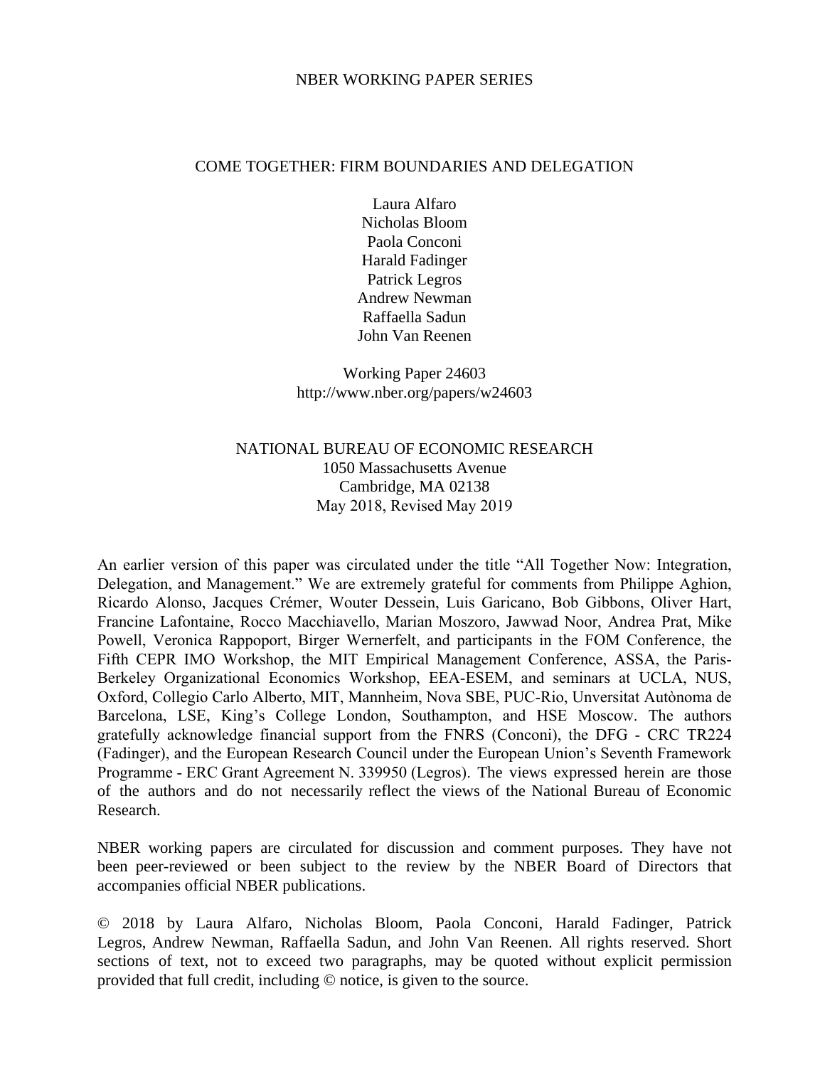NBER WORKING PAPER SERIES

# COME TOGETHER: FIRM BOUNDARIES AND DELEGATION

Laura Alfaro
Nicholas Bloom
Paola Conconi
Harald Fadinger
Patrick Legros
Andrew Newman
Raffaella Sadun
John Van Reenen

Working Paper 24603
http://www.nber.org/papers/w24603

NATIONAL BUREAU OF ECONOMIC RESEARCH
1050 Massachusetts Avenue
Cambridge, MA 02138
May 2018, Revised May 2019

An earlier version of this paper was circulated under the title "All Together Now: Integration, Delegation, and Management." We are extremely grateful for comments from Philippe Aghion, Ricardo Alonso, Jacques Crémer, Wouter Dessein, Luis Garicano, Bob Gibbons, Oliver Hart, Francine Lafontaine, Rocco Macchiavello, Marian Moszoro, Jawwad Noor, Andrea Prat, Mike Powell, Veronica Rappoport, Birger Wernerfelt, and participants in the FOM Conference, the Fifth CEPR IMO Workshop, the MIT Empirical Management Conference, ASSA, the Paris-Berkeley Organizational Economics Workshop, EEA-ESEM, and seminars at UCLA, NUS, Oxford, Collegio Carlo Alberto, MIT, Mannheim, Nova SBE, PUC-Rio, Unversitat Autònoma de Barcelona, LSE, King's College London, Southampton, and HSE Moscow. The authors gratefully acknowledge financial support from the FNRS (Conconi), the DFG - CRC TR224 (Fadinger), and the European Research Council under the European Union's Seventh Framework Programme - ERC Grant Agreement N. 339950 (Legros). The views expressed herein are those of the authors and do not necessarily reflect the views of the National Bureau of Economic Research.

NBER working papers are circulated for discussion and comment purposes. They have not been peer-reviewed or been subject to the review by the NBER Board of Directors that accompanies official NBER publications.

© 2018 by Laura Alfaro, Nicholas Bloom, Paola Conconi, Harald Fadinger, Patrick Legros, Andrew Newman, Raffaella Sadun, and John Van Reenen. All rights reserved. Short sections of text, not to exceed two paragraphs, may be quoted without explicit permission provided that full credit, including © notice, is given to the source.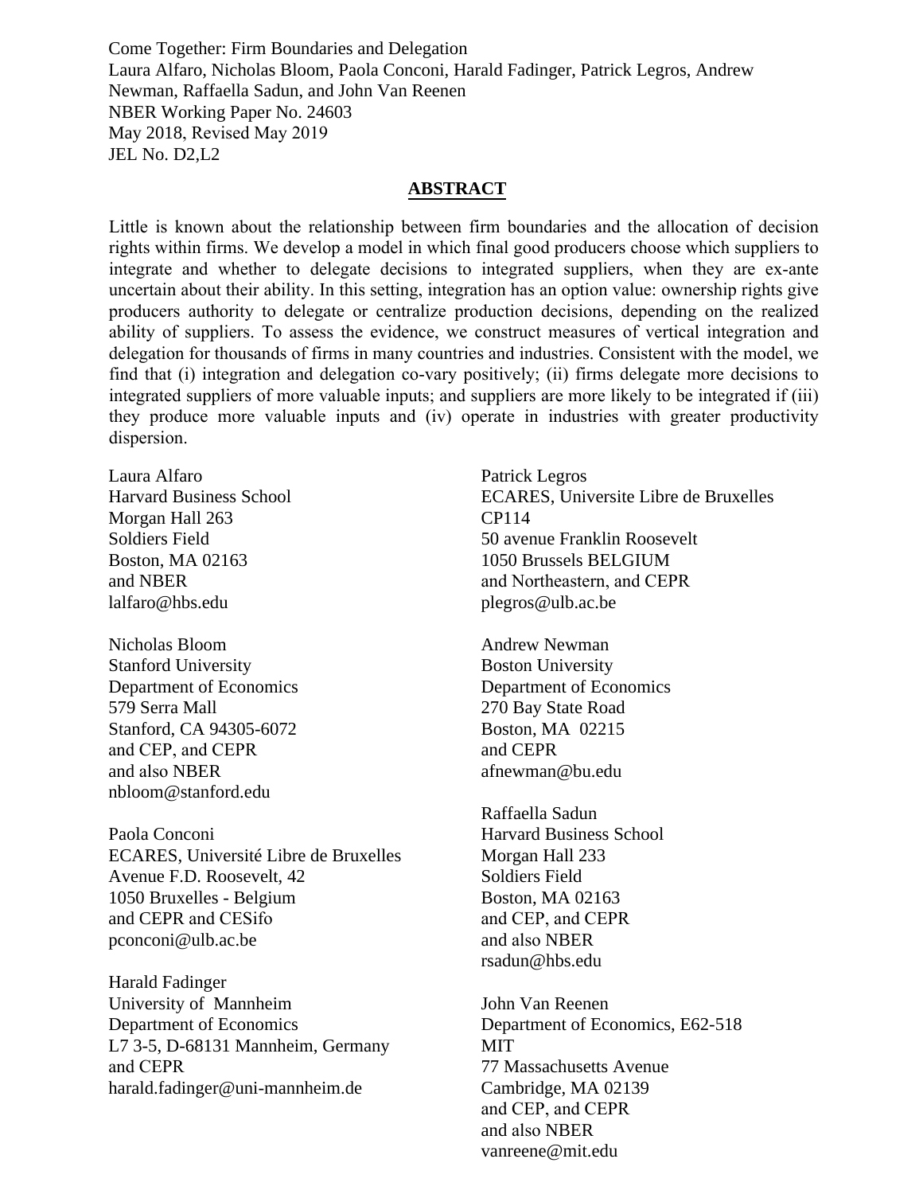Come Together: Firm Boundaries and Delegation
Laura Alfaro, Nicholas Bloom, Paola Conconi, Harald Fadinger, Patrick Legros, Andrew Newman, Raffaella Sadun, and John Van Reenen
NBER Working Paper No. 24603
May 2018, Revised May 2019
JEL No. D2,L2

## ABSTRACT

Little is known about the relationship between firm boundaries and the allocation of decision rights within firms. We develop a model in which final good producers choose which suppliers to integrate and whether to delegate decisions to integrated suppliers, when they are ex-ante uncertain about their ability. In this setting, integration has an option value: ownership rights give producers authority to delegate or centralize production decisions, depending on the realized ability of suppliers. To assess the evidence, we construct measures of vertical integration and delegation for thousands of firms in many countries and industries. Consistent with the model, we find that (i) integration and delegation co-vary positively; (ii) firms delegate more decisions to integrated suppliers of more valuable inputs; and suppliers are more likely to be integrated if (iii) they produce more valuable inputs and (iv) operate in industries with greater productivity dispersion.

Laura Alfaro
Harvard Business School
Morgan Hall 263
Soldiers Field
Boston, MA 02163
and NBER
lalfaro@hbs.edu

Nicholas Bloom
Stanford University
Department of Economics
579 Serra Mall
Stanford, CA 94305-6072
and CEP, and CEPR
and also NBER
nbloom@stanford.edu

Paola Conconi
ECARES, Université Libre de Bruxelles
Avenue F.D. Roosevelt, 42
1050 Bruxelles - Belgium
and CEPR and CESifo
pconconi@ulb.ac.be

Harald Fadinger
University of Mannheim
Department of Economics
L7 3-5, D-68131 Mannheim, Germany
and CEPR
harald.fadinger@uni-mannheim.de

Patrick Legros
ECARES, Universite Libre de Bruxelles
CP114
50 avenue Franklin Roosevelt
1050 Brussels BELGIUM
and Northeastern, and CEPR
plegros@ulb.ac.be

Andrew Newman
Boston University
Department of Economics
270 Bay State Road
Boston, MA 02215
and CEPR
afnewman@bu.edu

Raffaella Sadun
Harvard Business School
Morgan Hall 233
Soldiers Field
Boston, MA 02163
and CEP, and CEPR
and also NBER
rsadun@hbs.edu

John Van Reenen
Department of Economics, E62-518
MIT
77 Massachusetts Avenue
Cambridge, MA 02139
and CEP, and CEPR
and also NBER
vanreene@mit.edu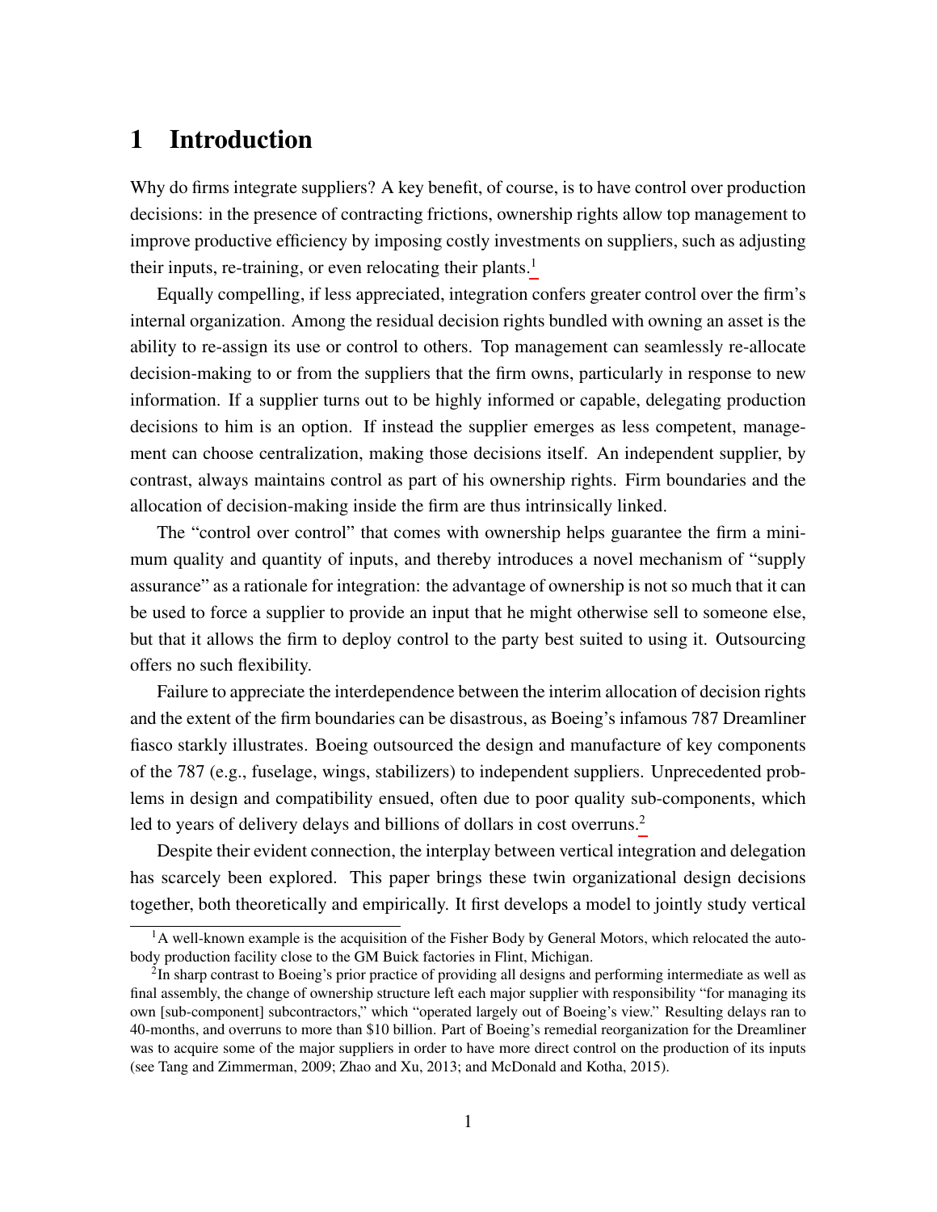# 1 Introduction

Why do firms integrate suppliers? A key benefit, of course, is to have control over production decisions: in the presence of contracting frictions, ownership rights allow top management to improve productive efficiency by imposing costly investments on suppliers, such as adjusting their inputs, re-training, or even relocating their plants.[1]

Equally compelling, if less appreciated, integration confers greater control over the firm's internal organization. Among the residual decision rights bundled with owning an asset is the ability to re-assign its use or control to others. Top management can seamlessly re-allocate decision-making to or from the suppliers that the firm owns, particularly in response to new information. If a supplier turns out to be highly informed or capable, delegating production decisions to him is an option. If instead the supplier emerges as less competent, management can choose centralization, making those decisions itself. An independent supplier, by contrast, always maintains control as part of his ownership rights. Firm boundaries and the allocation of decision-making inside the firm are thus intrinsically linked.

The "control over control" that comes with ownership helps guarantee the firm a minimum quality and quantity of inputs, and thereby introduces a novel mechanism of "supply assurance" as a rationale for integration: the advantage of ownership is not so much that it can be used to force a supplier to provide an input that he might otherwise sell to someone else, but that it allows the firm to deploy control to the party best suited to using it. Outsourcing offers no such flexibility.

Failure to appreciate the interdependence between the interim allocation of decision rights and the extent of the firm boundaries can be disastrous, as Boeing's infamous 787 Dreamliner fiasco starkly illustrates. Boeing outsourced the design and manufacture of key components of the 787 (e.g., fuselage, wings, stabilizers) to independent suppliers. Unprecedented problems in design and compatibility ensued, often due to poor quality sub-components, which led to years of delivery delays and billions of dollars in cost overruns.[2]

Despite their evident connection, the interplay between vertical integration and delegation has scarcely been explored. This paper brings these twin organizational design decisions together, both theoretically and empirically. It first develops a model to jointly study vertical

---

[1] A well-known example is the acquisition of the Fisher Body by General Motors, which relocated the auto-body production facility close to the GM Buick factories in Flint, Michigan.

[2] In sharp contrast to Boeing's prior practice of providing all designs and performing intermediate as well as final assembly, the change of ownership structure left each major supplier with responsibility "for managing its own [sub-component] subcontractors," which "operated largely out of Boeing's view." Resulting delays ran to 40-months, and overruns to more than $10 billion. Part of Boeing's remedial reorganization for the Dreamliner was to acquire some of the major suppliers in order to have more direct control on the production of its inputs (see Tang and Zimmerman, 2009; Zhao and Xu, 2013; and McDonald and Kotha, 2015).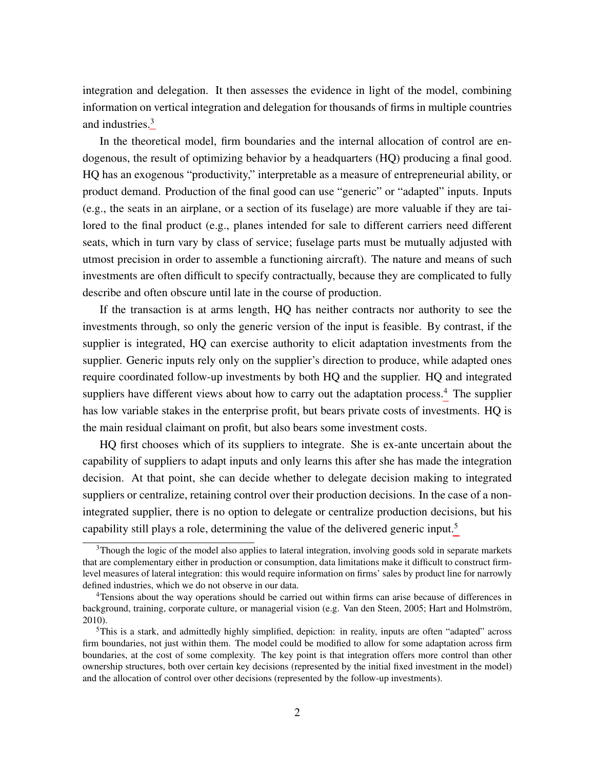integration and delegation. It then assesses the evidence in light of the model, combining information on vertical integration and delegation for thousands of firms in multiple countries and industries.[3]

In the theoretical model, firm boundaries and the internal allocation of control are endogenous, the result of optimizing behavior by a headquarters (HQ) producing a final good. HQ has an exogenous "productivity," interpretable as a measure of entrepreneurial ability, or product demand. Production of the final good can use "generic" or "adapted" inputs. Inputs (e.g., the seats in an airplane, or a section of its fuselage) are more valuable if they are tailored to the final product (e.g., planes intended for sale to different carriers need different seats, which in turn vary by class of service; fuselage parts must be mutually adjusted with utmost precision in order to assemble a functioning aircraft). The nature and means of such investments are often difficult to specify contractually, because they are complicated to fully describe and often obscure until late in the course of production.

If the transaction is at arms length, HQ has neither contracts nor authority to see the investments through, so only the generic version of the input is feasible. By contrast, if the supplier is integrated, HQ can exercise authority to elicit adaptation investments from the supplier. Generic inputs rely only on the supplier's direction to produce, while adapted ones require coordinated follow-up investments by both HQ and the supplier. HQ and integrated suppliers have different views about how to carry out the adaptation process.[4] The supplier has low variable stakes in the enterprise profit, but bears private costs of investments. HQ is the main residual claimant on profit, but also bears some investment costs.

HQ first chooses which of its suppliers to integrate. She is ex-ante uncertain about the capability of suppliers to adapt inputs and only learns this after she has made the integration decision. At that point, she can decide whether to delegate decision making to integrated suppliers or centralize, retaining control over their production decisions. In the case of a non-integrated supplier, there is no option to delegate or centralize production decisions, but his capability still plays a role, determining the value of the delivered generic input.[5]

[3] Though the logic of the model also applies to lateral integration, involving goods sold in separate markets that are complementary either in production or consumption, data limitations make it difficult to construct firm-level measures of lateral integration: this would require information on firms' sales by product line for narrowly defined industries, which we do not observe in our data.

[4] Tensions about the way operations should be carried out within firms can arise because of differences in background, training, corporate culture, or managerial vision (e.g. Van den Steen, 2005; Hart and Holmström, 2010).

[5] This is a stark, and admittedly highly simplified, depiction: in reality, inputs are often "adapted" across firm boundaries, not just within them. The model could be modified to allow for some adaptation across firm boundaries, at the cost of some complexity. The key point is that integration offers more control than other ownership structures, both over certain key decisions (represented by the initial fixed investment in the model) and the allocation of control over other decisions (represented by the follow-up investments).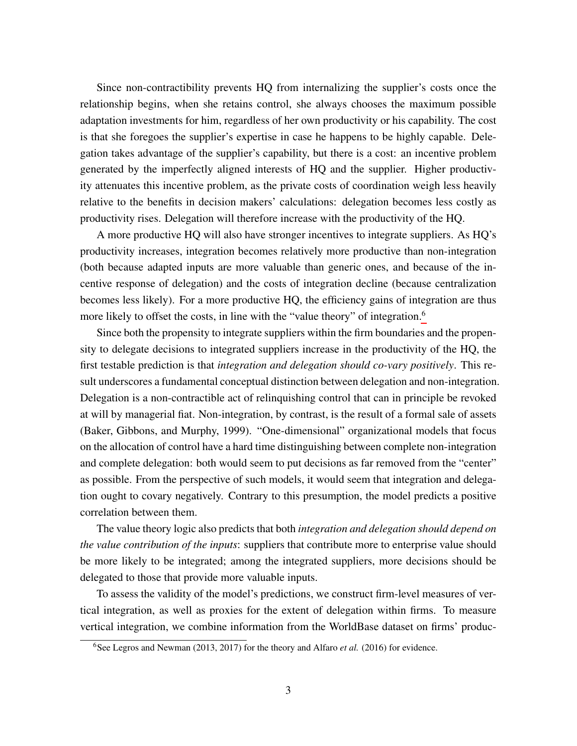Since non-contractibility prevents HQ from internalizing the supplier's costs once the relationship begins, when she retains control, she always chooses the maximum possible adaptation investments for him, regardless of her own productivity or his capability. The cost is that she foregoes the supplier's expertise in case he happens to be highly capable. Delegation takes advantage of the supplier's capability, but there is a cost: an incentive problem generated by the imperfectly aligned interests of HQ and the supplier. Higher productivity attenuates this incentive problem, as the private costs of coordination weigh less heavily relative to the benefits in decision makers' calculations: delegation becomes less costly as productivity rises. Delegation will therefore increase with the productivity of the HQ.

A more productive HQ will also have stronger incentives to integrate suppliers. As HQ's productivity increases, integration becomes relatively more productive than non-integration (both because adapted inputs are more valuable than generic ones, and because of the incentive response of delegation) and the costs of integration decline (because centralization becomes less likely). For a more productive HQ, the efficiency gains of integration are thus more likely to offset the costs, in line with the "value theory" of integration.[6]

Since both the propensity to integrate suppliers within the firm boundaries and the propensity to delegate decisions to integrated suppliers increase in the productivity of the HQ, the first testable prediction is that *integration and delegation should co-vary positively*. This result underscores a fundamental conceptual distinction between delegation and non-integration. Delegation is a non-contractible act of relinquishing control that can in principle be revoked at will by managerial fiat. Non-integration, by contrast, is the result of a formal sale of assets (Baker, Gibbons, and Murphy, 1999). "One-dimensional" organizational models that focus on the allocation of control have a hard time distinguishing between complete non-integration and complete delegation: both would seem to put decisions as far removed from the "center" as possible. From the perspective of such models, it would seem that integration and delegation ought to covary negatively. Contrary to this presumption, the model predicts a positive correlation between them.

The value theory logic also predicts that both *integration and delegation should depend on the value contribution of the inputs*: suppliers that contribute more to enterprise value should be more likely to be integrated; among the integrated suppliers, more decisions should be delegated to those that provide more valuable inputs.

To assess the validity of the model's predictions, we construct firm-level measures of vertical integration, as well as proxies for the extent of delegation within firms. To measure vertical integration, we combine information from the WorldBase dataset on firms' produc-

[6] See Legros and Newman (2013, 2017) for the theory and Alfaro *et al.* (2016) for evidence.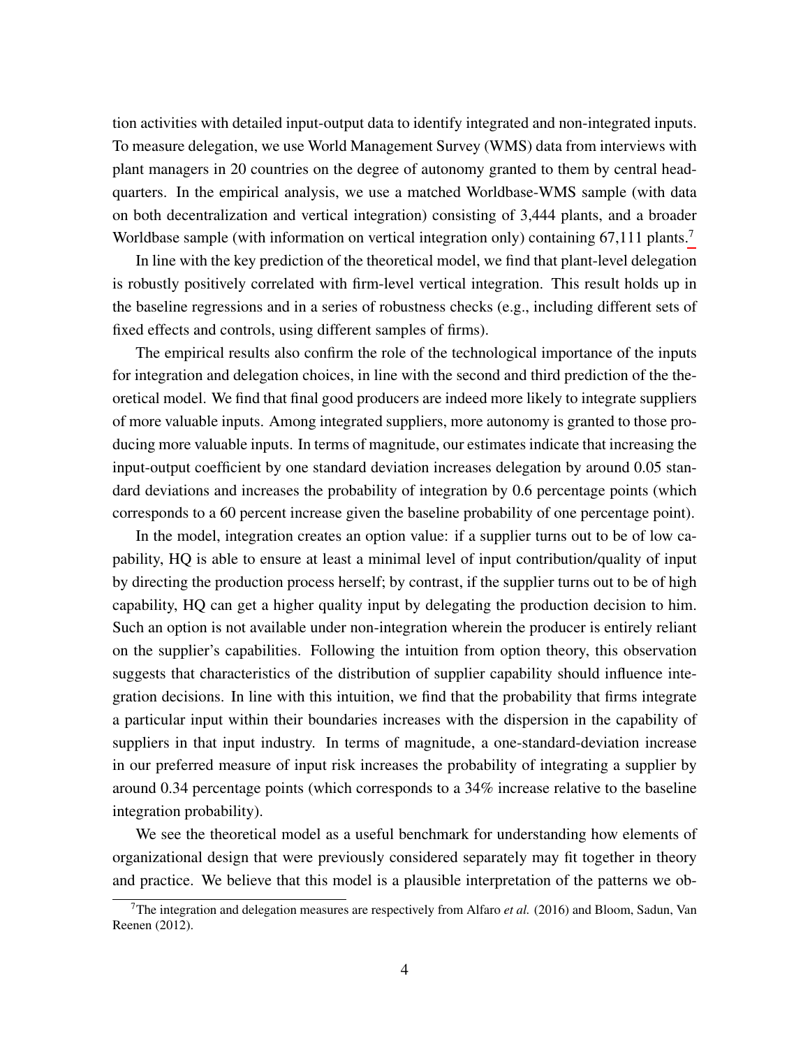tion activities with detailed input-output data to identify integrated and non-integrated inputs. To measure delegation, we use World Management Survey (WMS) data from interviews with plant managers in 20 countries on the degree of autonomy granted to them by central headquarters. In the empirical analysis, we use a matched Worldbase-WMS sample (with data on both decentralization and vertical integration) consisting of 3,444 plants, and a broader Worldbase sample (with information on vertical integration only) containing 67,111 plants.[7]

In line with the key prediction of the theoretical model, we find that plant-level delegation is robustly positively correlated with firm-level vertical integration. This result holds up in the baseline regressions and in a series of robustness checks (e.g., including different sets of fixed effects and controls, using different samples of firms).

The empirical results also confirm the role of the technological importance of the inputs for integration and delegation choices, in line with the second and third prediction of the theoretical model. We find that final good producers are indeed more likely to integrate suppliers of more valuable inputs. Among integrated suppliers, more autonomy is granted to those producing more valuable inputs. In terms of magnitude, our estimates indicate that increasing the input-output coefficient by one standard deviation increases delegation by around 0.05 standard deviations and increases the probability of integration by 0.6 percentage points (which corresponds to a 60 percent increase given the baseline probability of one percentage point).

In the model, integration creates an option value: if a supplier turns out to be of low capability, HQ is able to ensure at least a minimal level of input contribution/quality of input by directing the production process herself; by contrast, if the supplier turns out to be of high capability, HQ can get a higher quality input by delegating the production decision to him. Such an option is not available under non-integration wherein the producer is entirely reliant on the supplier's capabilities. Following the intuition from option theory, this observation suggests that characteristics of the distribution of supplier capability should influence integration decisions. In line with this intuition, we find that the probability that firms integrate a particular input within their boundaries increases with the dispersion in the capability of suppliers in that input industry. In terms of magnitude, a one-standard-deviation increase in our preferred measure of input risk increases the probability of integrating a supplier by around 0.34 percentage points (which corresponds to a 34% increase relative to the baseline integration probability).

We see the theoretical model as a useful benchmark for understanding how elements of organizational design that were previously considered separately may fit together in theory and practice. We believe that this model is a plausible interpretation of the patterns we ob-

[7] The integration and delegation measures are respectively from Alfaro *et al.* (2016) and Bloom, Sadun, Van Reenen (2012).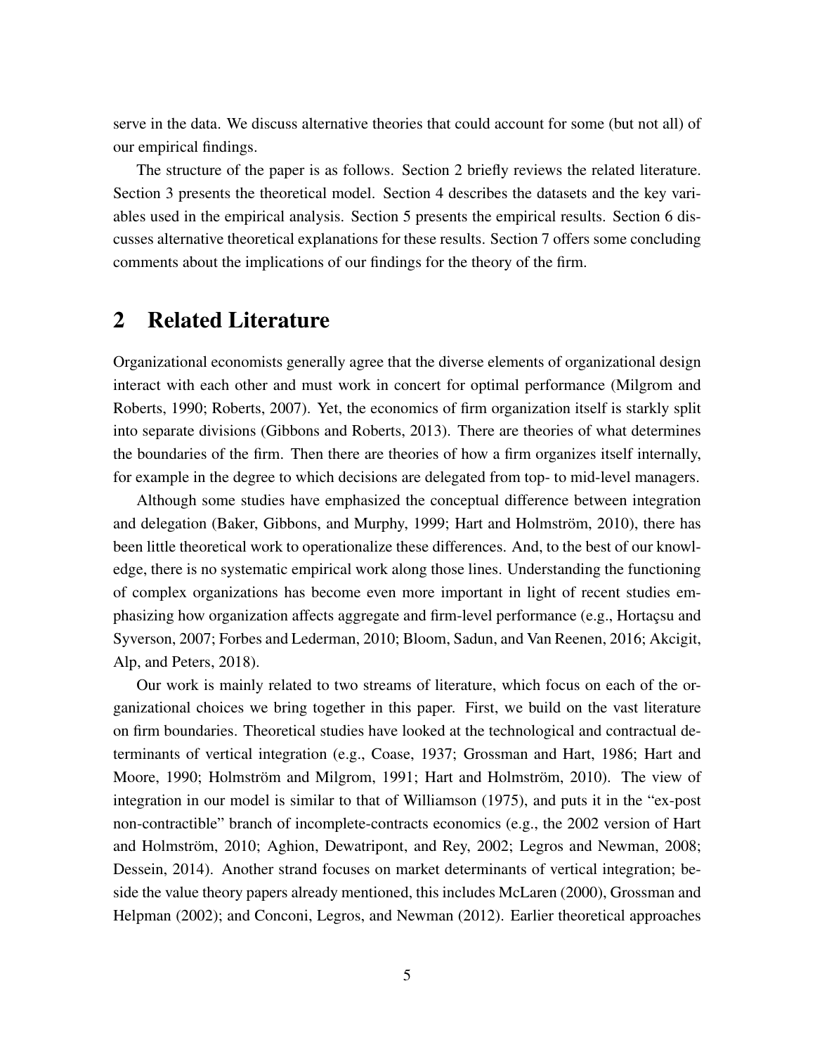serve in the data. We discuss alternative theories that could account for some (but not all) of our empirical findings.

The structure of the paper is as follows. Section 2 briefly reviews the related literature. Section 3 presents the theoretical model. Section 4 describes the datasets and the key variables used in the empirical analysis. Section 5 presents the empirical results. Section 6 discusses alternative theoretical explanations for these results. Section 7 offers some concluding comments about the implications of our findings for the theory of the firm.

## 2 Related Literature

Organizational economists generally agree that the diverse elements of organizational design interact with each other and must work in concert for optimal performance (Milgrom and Roberts, 1990; Roberts, 2007). Yet, the economics of firm organization itself is starkly split into separate divisions (Gibbons and Roberts, 2013). There are theories of what determines the boundaries of the firm. Then there are theories of how a firm organizes itself internally, for example in the degree to which decisions are delegated from top- to mid-level managers.

Although some studies have emphasized the conceptual difference between integration and delegation (Baker, Gibbons, and Murphy, 1999; Hart and Holmström, 2010), there has been little theoretical work to operationalize these differences. And, to the best of our knowledge, there is no systematic empirical work along those lines. Understanding the functioning of complex organizations has become even more important in light of recent studies emphasizing how organization affects aggregate and firm-level performance (e.g., Hortaçsu and Syverson, 2007; Forbes and Lederman, 2010; Bloom, Sadun, and Van Reenen, 2016; Akcigit, Alp, and Peters, 2018).

Our work is mainly related to two streams of literature, which focus on each of the organizational choices we bring together in this paper. First, we build on the vast literature on firm boundaries. Theoretical studies have looked at the technological and contractual determinants of vertical integration (e.g., Coase, 1937; Grossman and Hart, 1986; Hart and Moore, 1990; Holmström and Milgrom, 1991; Hart and Holmström, 2010). The view of integration in our model is similar to that of Williamson (1975), and puts it in the "ex-post non-contractible" branch of incomplete-contracts economics (e.g., the 2002 version of Hart and Holmström, 2010; Aghion, Dewatripont, and Rey, 2002; Legros and Newman, 2008; Dessein, 2014). Another strand focuses on market determinants of vertical integration; beside the value theory papers already mentioned, this includes McLaren (2000), Grossman and Helpman (2002); and Conconi, Legros, and Newman (2012). Earlier theoretical approaches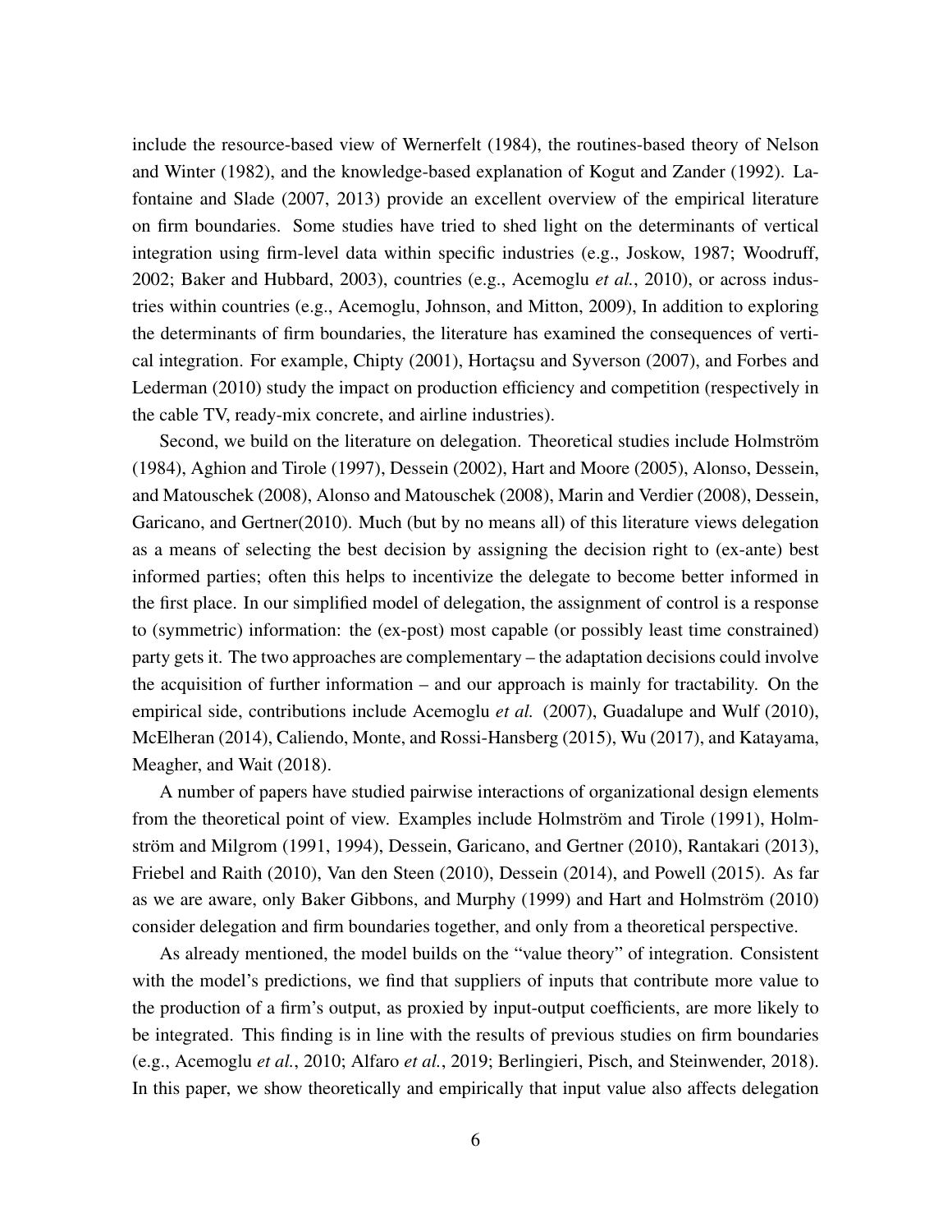include the resource-based view of Wernerfelt (1984), the routines-based theory of Nelson and Winter (1982), and the knowledge-based explanation of Kogut and Zander (1992). Lafontaine and Slade (2007, 2013) provide an excellent overview of the empirical literature on firm boundaries. Some studies have tried to shed light on the determinants of vertical integration using firm-level data within specific industries (e.g., Joskow, 1987; Woodruff, 2002; Baker and Hubbard, 2003), countries (e.g., Acemoglu *et al.*, 2010), or across industries within countries (e.g., Acemoglu, Johnson, and Mitton, 2009), In addition to exploring the determinants of firm boundaries, the literature has examined the consequences of vertical integration. For example, Chipty (2001), Hortaçsu and Syverson (2007), and Forbes and Lederman (2010) study the impact on production efficiency and competition (respectively in the cable TV, ready-mix concrete, and airline industries).

Second, we build on the literature on delegation. Theoretical studies include Holmström (1984), Aghion and Tirole (1997), Dessein (2002), Hart and Moore (2005), Alonso, Dessein, and Matouschek (2008), Alonso and Matouschek (2008), Marin and Verdier (2008), Dessein, Garicano, and Gertner(2010). Much (but by no means all) of this literature views delegation as a means of selecting the best decision by assigning the decision right to (ex-ante) best informed parties; often this helps to incentivize the delegate to become better informed in the first place. In our simplified model of delegation, the assignment of control is a response to (symmetric) information: the (ex-post) most capable (or possibly least time constrained) party gets it. The two approaches are complementary – the adaptation decisions could involve the acquisition of further information – and our approach is mainly for tractability. On the empirical side, contributions include Acemoglu *et al.* (2007), Guadalupe and Wulf (2010), McElheran (2014), Caliendo, Monte, and Rossi-Hansberg (2015), Wu (2017), and Katayama, Meagher, and Wait (2018).

A number of papers have studied pairwise interactions of organizational design elements from the theoretical point of view. Examples include Holmström and Tirole (1991), Holmström and Milgrom (1991, 1994), Dessein, Garicano, and Gertner (2010), Rantakari (2013), Friebel and Raith (2010), Van den Steen (2010), Dessein (2014), and Powell (2015). As far as we are aware, only Baker Gibbons, and Murphy (1999) and Hart and Holmström (2010) consider delegation and firm boundaries together, and only from a theoretical perspective.

As already mentioned, the model builds on the "value theory" of integration. Consistent with the model's predictions, we find that suppliers of inputs that contribute more value to the production of a firm's output, as proxied by input-output coefficients, are more likely to be integrated. This finding is in line with the results of previous studies on firm boundaries (e.g., Acemoglu *et al.*, 2010; Alfaro *et al.*, 2019; Berlingieri, Pisch, and Steinwender, 2018). In this paper, we show theoretically and empirically that input value also affects delegation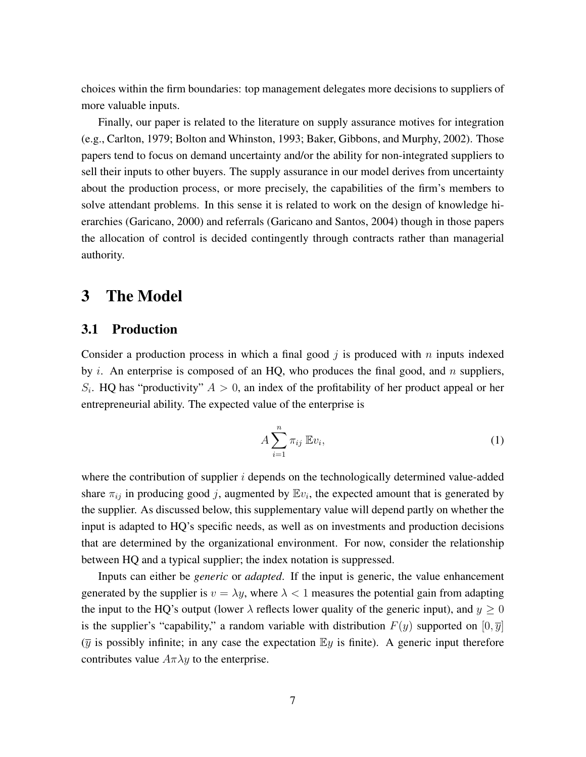choices within the firm boundaries: top management delegates more decisions to suppliers of more valuable inputs.

Finally, our paper is related to the literature on supply assurance motives for integration (e.g., Carlton, 1979; Bolton and Whinston, 1993; Baker, Gibbons, and Murphy, 2002). Those papers tend to focus on demand uncertainty and/or the ability for non-integrated suppliers to sell their inputs to other buyers. The supply assurance in our model derives from uncertainty about the production process, or more precisely, the capabilities of the firm's members to solve attendant problems. In this sense it is related to work on the design of knowledge hierarchies (Garicano, 2000) and referrals (Garicano and Santos, 2004) though in those papers the allocation of control is decided contingently through contracts rather than managerial authority.

# 3 The Model

## 3.1 Production

Consider a production process in which a final good $j$ is produced with $n$ inputs indexed by $i$. An enterprise is composed of an HQ, who produces the final good, and $n$ suppliers, $S_i$. HQ has "productivity" $A > 0$, an index of the profitability of her product appeal or her entrepreneurial ability. The expected value of the enterprise is

$$A \sum_{i=1}^{n} \pi_{ij} \, \mathbb{E} v_i, \tag{1}$$

where the contribution of supplier $i$ depends on the technologically determined value-added share $\pi_{ij}$ in producing good $j$, augmented by $\mathbb{E}v_i$, the expected amount that is generated by the supplier. As discussed below, this supplementary value will depend partly on whether the input is adapted to HQ's specific needs, as well as on investments and production decisions that are determined by the organizational environment. For now, consider the relationship between HQ and a typical supplier; the index notation is suppressed.

Inputs can either be *generic* or *adapted*. If the input is generic, the value enhancement generated by the supplier is $v = \lambda y$, where $\lambda < 1$ measures the potential gain from adapting the input to the HQ's output (lower $\lambda$ reflects lower quality of the generic input), and $y \geq 0$ is the supplier's "capability," a random variable with distribution $F(y)$ supported on $[0, \overline{y}]$ ($\overline{y}$ is possibly infinite; in any case the expectation $\mathbb{E}y$ is finite). A generic input therefore contributes value $A\pi\lambda y$ to the enterprise.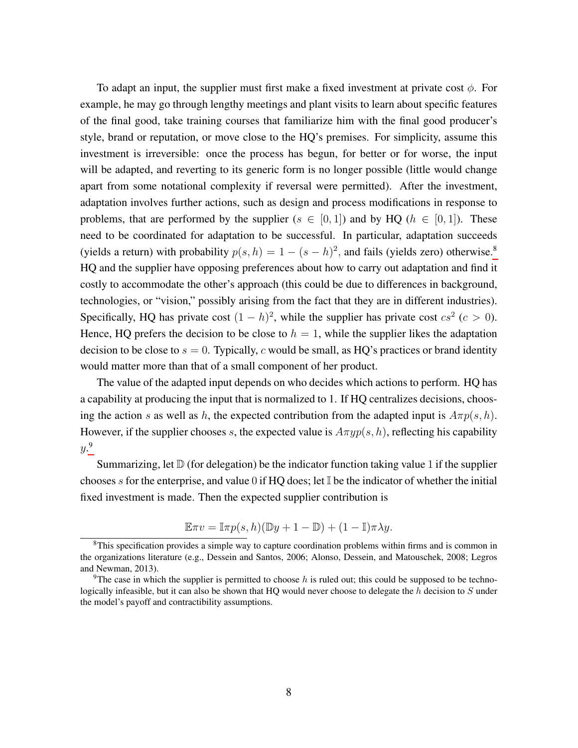To adapt an input, the supplier must first make a fixed investment at private cost $\phi$. For example, he may go through lengthy meetings and plant visits to learn about specific features of the final good, take training courses that familiarize him with the final good producer's style, brand or reputation, or move close to the HQ's premises. For simplicity, assume this investment is irreversible: once the process has begun, for better or for worse, the input will be adapted, and reverting to its generic form is no longer possible (little would change apart from some notational complexity if reversal were permitted). After the investment, adaptation involves further actions, such as design and process modifications in response to problems, that are performed by the supplier ($s \in [0, 1]$) and by HQ ($h \in [0, 1]$). These need to be coordinated for adaptation to be successful. In particular, adaptation succeeds (yields a return) with probability $p(s, h) = 1 - (s - h)^2$, and fails (yields zero) otherwise.[8] HQ and the supplier have opposing preferences about how to carry out adaptation and find it costly to accommodate the other's approach (this could be due to differences in background, technologies, or "vision," possibly arising from the fact that they are in different industries). Specifically, HQ has private cost $(1 - h)^2$, while the supplier has private cost $cs^2$ ($c > 0$). Hence, HQ prefers the decision to be close to $h = 1$, while the supplier likes the adaptation decision to be close to $s = 0$. Typically, $c$ would be small, as HQ's practices or brand identity would matter more than that of a small component of her product.

The value of the adapted input depends on who decides which actions to perform. HQ has a capability at producing the input that is normalized to 1. If HQ centralizes decisions, choosing the action $s$ as well as $h$, the expected contribution from the adapted input is $A\pi p(s, h)$. However, if the supplier chooses $s$, the expected value is $A\pi y p(s, h)$, reflecting his capability $y$.[9]

Summarizing, let $\mathbb{D}$ (for delegation) be the indicator function taking value 1 if the supplier chooses $s$ for the enterprise, and value 0 if HQ does; let $\mathbb{I}$ be the indicator of whether the initial fixed investment is made. Then the expected supplier contribution is

$$\mathbb{E}\pi v = \mathbb{I}\pi p(s, h)(\mathbb{D}y + 1 - \mathbb{D}) + (1 - \mathbb{I})\pi\lambda y.$$

---

[8] This specification provides a simple way to capture coordination problems within firms and is common in the organizations literature (e.g., Dessein and Santos, 2006; Alonso, Dessein, and Matouschek, 2008; Legros and Newman, 2013).

[9] The case in which the supplier is permitted to choose $h$ is ruled out; this could be supposed to be technologically infeasible, but it can also be shown that HQ would never choose to delegate the $h$ decision to $S$ under the model's payoff and contractibility assumptions.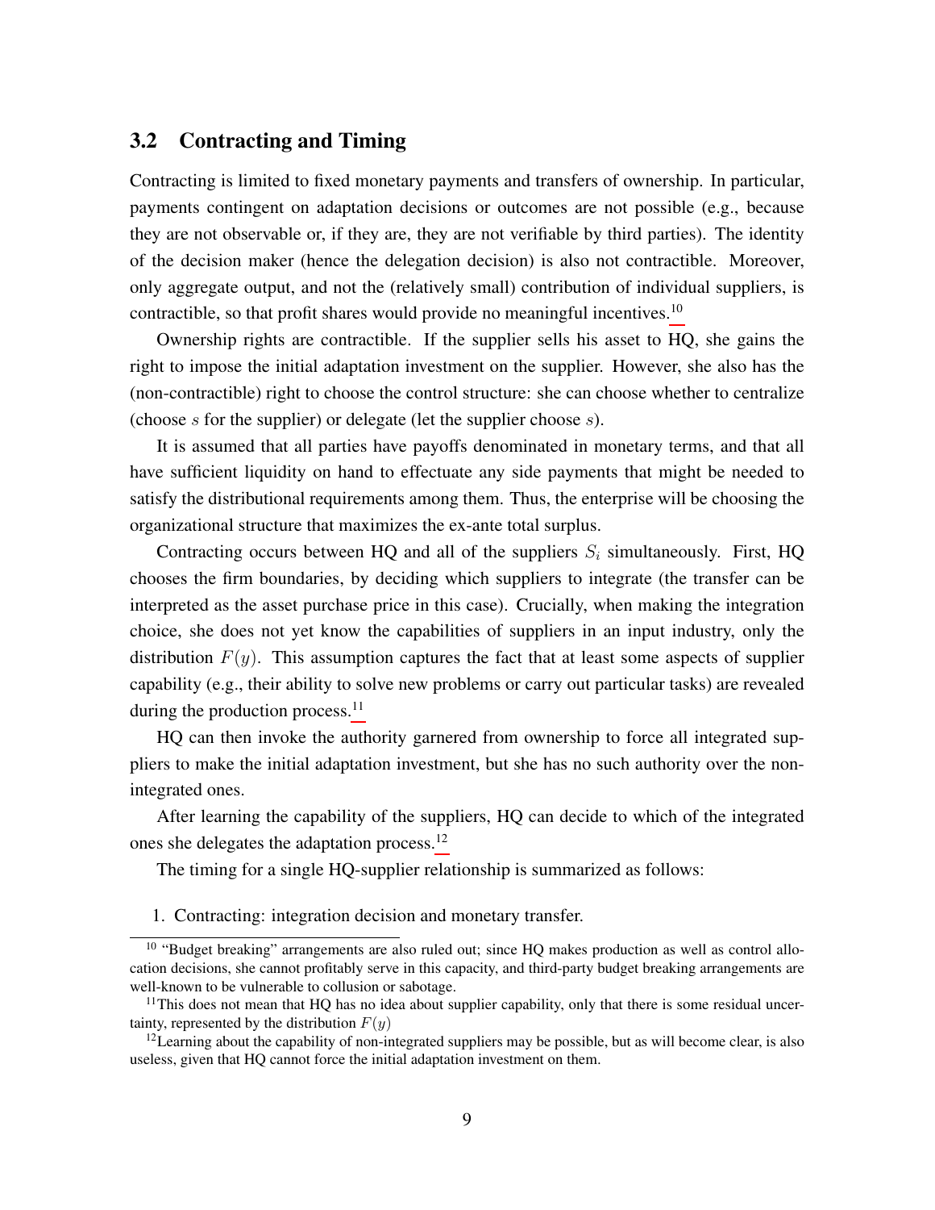## 3.2 Contracting and Timing

Contracting is limited to fixed monetary payments and transfers of ownership. In particular, payments contingent on adaptation decisions or outcomes are not possible (e.g., because they are not observable or, if they are, they are not verifiable by third parties). The identity of the decision maker (hence the delegation decision) is also not contractible. Moreover, only aggregate output, and not the (relatively small) contribution of individual suppliers, is contractible, so that profit shares would provide no meaningful incentives.[10]

Ownership rights are contractible. If the supplier sells his asset to HQ, she gains the right to impose the initial adaptation investment on the supplier. However, she also has the (non-contractible) right to choose the control structure: she can choose whether to centralize (choose $s$ for the supplier) or delegate (let the supplier choose $s$).

It is assumed that all parties have payoffs denominated in monetary terms, and that all have sufficient liquidity on hand to effectuate any side payments that might be needed to satisfy the distributional requirements among them. Thus, the enterprise will be choosing the organizational structure that maximizes the ex-ante total surplus.

Contracting occurs between HQ and all of the suppliers $S_i$ simultaneously. First, HQ chooses the firm boundaries, by deciding which suppliers to integrate (the transfer can be interpreted as the asset purchase price in this case). Crucially, when making the integration choice, she does not yet know the capabilities of suppliers in an input industry, only the distribution $F(y)$. This assumption captures the fact that at least some aspects of supplier capability (e.g., their ability to solve new problems or carry out particular tasks) are revealed during the production process.[11]

HQ can then invoke the authority garnered from ownership to force all integrated suppliers to make the initial adaptation investment, but she has no such authority over the non-integrated ones.

After learning the capability of the suppliers, HQ can decide to which of the integrated ones she delegates the adaptation process.[12]

The timing for a single HQ-supplier relationship is summarized as follows:

1. Contracting: integration decision and monetary transfer.

[10] "Budget breaking" arrangements are also ruled out; since HQ makes production as well as control allocation decisions, she cannot profitably serve in this capacity, and third-party budget breaking arrangements are well-known to be vulnerable to collusion or sabotage.

[11] This does not mean that HQ has no idea about supplier capability, only that there is some residual uncertainty, represented by the distribution $F(y)$

[12] Learning about the capability of non-integrated suppliers may be possible, but as will become clear, is also useless, given that HQ cannot force the initial adaptation investment on them.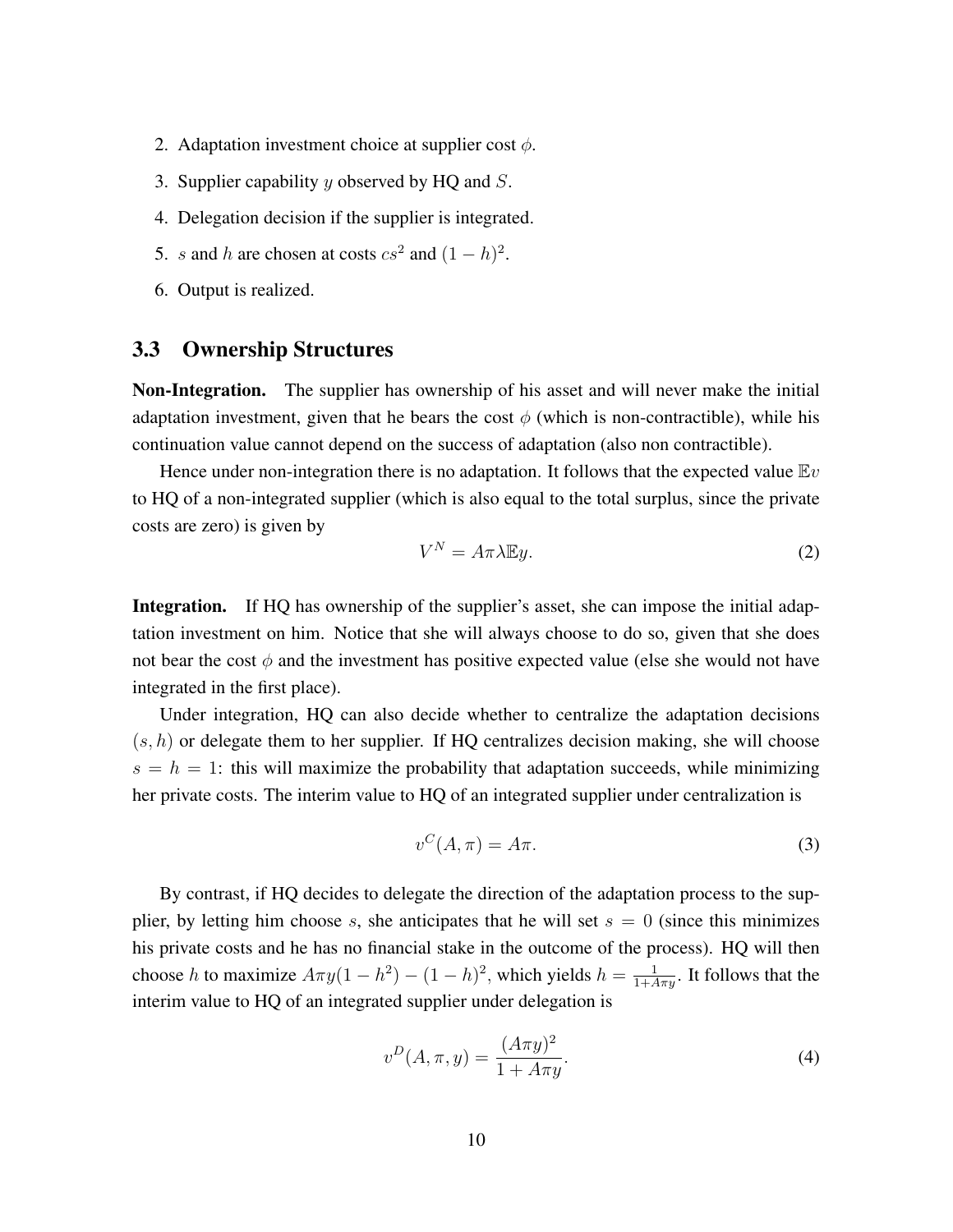2. Adaptation investment choice at supplier cost $\phi$.
3. Supplier capability $y$ observed by HQ and $S$.
4. Delegation decision if the supplier is integrated.
5. $s$ and $h$ are chosen at costs $cs^2$ and $(1-h)^2$.
6. Output is realized.

### 3.3 Ownership Structures

**Non-Integration.** The supplier has ownership of his asset and will never make the initial adaptation investment, given that he bears the cost $\phi$ (which is non-contractible), while his continuation value cannot depend on the success of adaptation (also non contractible).

Hence under non-integration there is no adaptation. It follows that the expected value $\mathbb{E}v$ to HQ of a non-integrated supplier (which is also equal to the total surplus, since the private costs are zero) is given by

$$V^N = A\pi\lambda\mathbb{E}y. \tag{2}$$

**Integration.** If HQ has ownership of the supplier's asset, she can impose the initial adaptation investment on him. Notice that she will always choose to do so, given that she does not bear the cost $\phi$ and the investment has positive expected value (else she would not have integrated in the first place).

Under integration, HQ can also decide whether to centralize the adaptation decisions $(s, h)$ or delegate them to her supplier. If HQ centralizes decision making, she will choose $s = h = 1$: this will maximize the probability that adaptation succeeds, while minimizing her private costs. The interim value to HQ of an integrated supplier under centralization is

$$v^C(A, \pi) = A\pi. \tag{3}$$

By contrast, if HQ decides to delegate the direction of the adaptation process to the supplier, by letting him choose $s$, she anticipates that he will set $s = 0$ (since this minimizes his private costs and he has no financial stake in the outcome of the process). HQ will then choose $h$ to maximize $A\pi y(1-h^2) - (1-h)^2$, which yields $h = \frac{1}{1+A\pi y}$. It follows that the interim value to HQ of an integrated supplier under delegation is

$$v^D(A, \pi, y) = \frac{(A\pi y)^2}{1 + A\pi y}. \tag{4}$$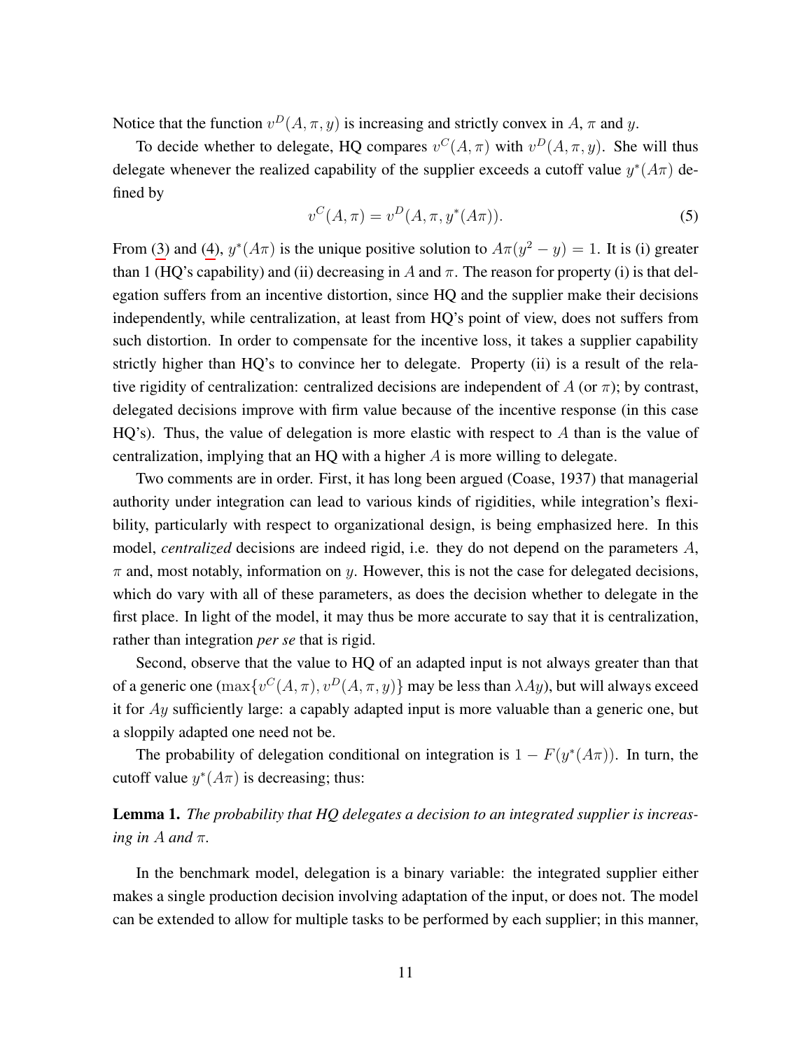Notice that the function $v^D(A, \pi, y)$ is increasing and strictly convex in $A$, $\pi$ and $y$.

To decide whether to delegate, HQ compares $v^C(A, \pi)$ with $v^D(A, \pi, y)$. She will thus delegate whenever the realized capability of the supplier exceeds a cutoff value $y^*(A\pi)$ defined by

$$v^C(A, \pi) = v^D(A, \pi, y^*(A\pi)). \tag{5}$$

From (3) and (4), $y^*(A\pi)$ is the unique positive solution to $A\pi(y^2 - y) = 1$. It is (i) greater than 1 (HQ's capability) and (ii) decreasing in $A$ and $\pi$. The reason for property (i) is that delegation suffers from an incentive distortion, since HQ and the supplier make their decisions independently, while centralization, at least from HQ's point of view, does not suffers from such distortion. In order to compensate for the incentive loss, it takes a supplier capability strictly higher than HQ's to convince her to delegate. Property (ii) is a result of the relative rigidity of centralization: centralized decisions are independent of $A$ (or $\pi$); by contrast, delegated decisions improve with firm value because of the incentive response (in this case HQ's). Thus, the value of delegation is more elastic with respect to $A$ than is the value of centralization, implying that an HQ with a higher $A$ is more willing to delegate.

Two comments are in order. First, it has long been argued (Coase, 1937) that managerial authority under integration can lead to various kinds of rigidities, while integration's flexibility, particularly with respect to organizational design, is being emphasized here. In this model, *centralized* decisions are indeed rigid, i.e. they do not depend on the parameters $A$, $\pi$ and, most notably, information on $y$. However, this is not the case for delegated decisions, which do vary with all of these parameters, as does the decision whether to delegate in the first place. In light of the model, it may thus be more accurate to say that it is centralization, rather than integration *per se* that is rigid.

Second, observe that the value to HQ of an adapted input is not always greater than that of a generic one ($\max\{v^C(A, \pi), v^D(A, \pi, y)\}$ may be less than $\lambda Ay$), but will always exceed it for $Ay$ sufficiently large: a capably adapted input is more valuable than a generic one, but a sloppily adapted one need not be.

The probability of delegation conditional on integration is $1 - F(y^*(A\pi))$. In turn, the cutoff value $y^*(A\pi)$ is decreasing; thus:

**Lemma 1.** *The probability that HQ delegates a decision to an integrated supplier is increasing in $A$ and $\pi$.*

In the benchmark model, delegation is a binary variable: the integrated supplier either makes a single production decision involving adaptation of the input, or does not. The model can be extended to allow for multiple tasks to be performed by each supplier; in this manner,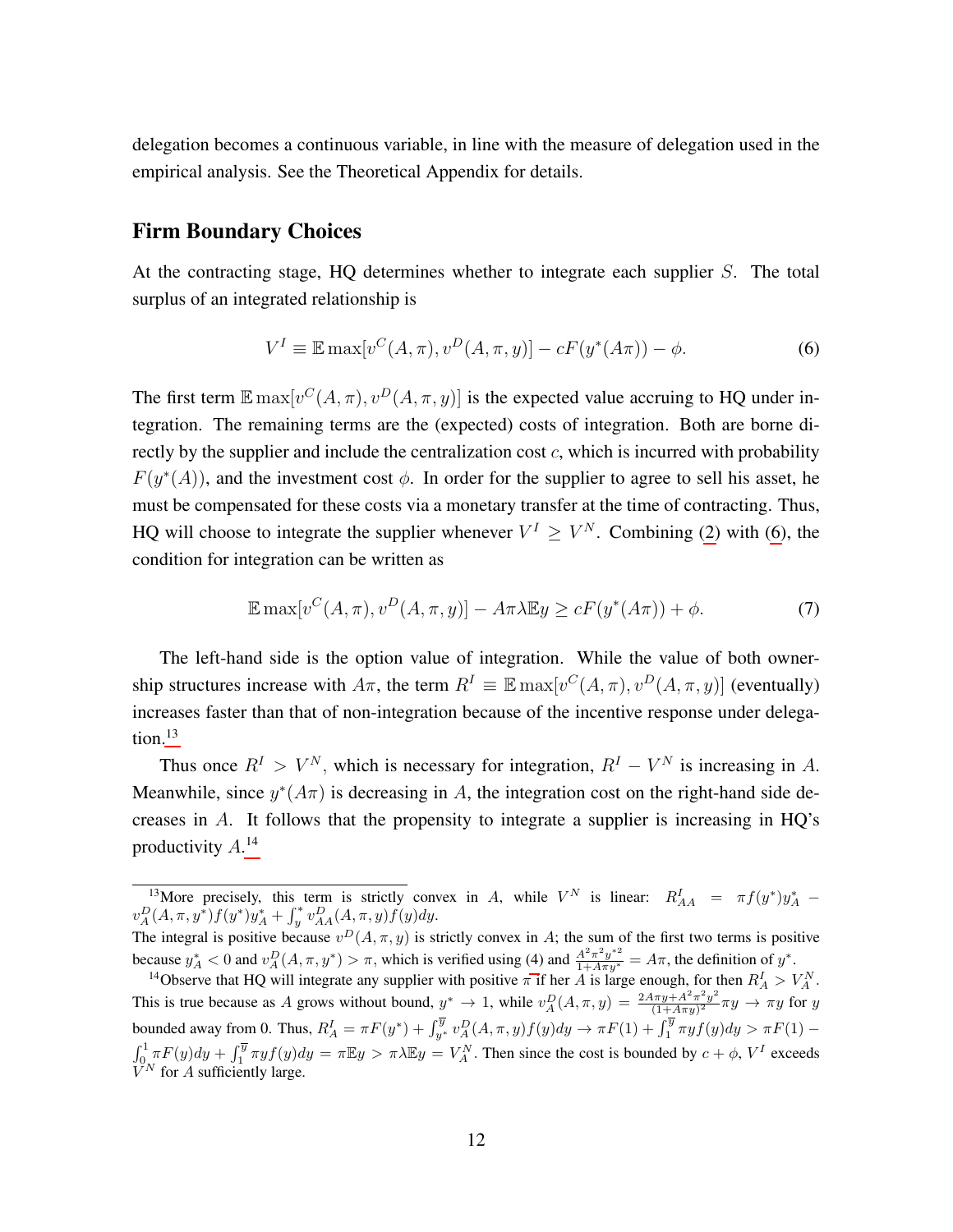delegation becomes a continuous variable, in line with the measure of delegation used in the empirical analysis. See the Theoretical Appendix for details.

## Firm Boundary Choices

At the contracting stage, HQ determines whether to integrate each supplier $S$. The total surplus of an integrated relationship is

$$V^I \equiv \mathbb{E}\max[v^C(A,\pi), v^D(A,\pi,y)] - cF(y^*(A\pi)) - \phi. \tag{6}$$

The first term $\mathbb{E}\max[v^C(A,\pi), v^D(A,\pi,y)]$ is the expected value accruing to HQ under integration. The remaining terms are the (expected) costs of integration. Both are borne directly by the supplier and include the centralization cost $c$, which is incurred with probability $F(y^*(A))$, and the investment cost $\phi$. In order for the supplier to agree to sell his asset, he must be compensated for these costs via a monetary transfer at the time of contracting. Thus, HQ will choose to integrate the supplier whenever $V^I \geq V^N$. Combining (2) with (6), the condition for integration can be written as

$$\mathbb{E}\max[v^C(A,\pi), v^D(A,\pi,y)] - A\pi\lambda\mathbb{E}y \geq cF(y^*(A\pi)) + \phi. \tag{7}$$

The left-hand side is the option value of integration. While the value of both ownership structures increase with $A\pi$, the term $R^I \equiv \mathbb{E}\max[v^C(A,\pi), v^D(A,\pi,y)]$ (eventually) increases faster than that of non-integration because of the incentive response under delegation.[13]

Thus once $R^I > V^N$, which is necessary for integration, $R^I - V^N$ is increasing in $A$. Meanwhile, since $y^*(A\pi)$ is decreasing in $A$, the integration cost on the right-hand side decreases in $A$. It follows that the propensity to integrate a supplier is increasing in HQ's productivity $A$.[14]

---

[13] More precisely, this term is strictly convex in $A$, while $V^N$ is linear: $R^I_{AA} = \pi f(y^*)y^*_A - v^D_A(A,\pi,y^*)f(y^*)y^*_A + \int_y^* v^D_{AA}(A,\pi,y)f(y)dy$.
The integral is positive because $v^D(A,\pi,y)$ is strictly convex in $A$; the sum of the first two terms is positive because $y^*_A < 0$ and $v^D_A(A,\pi,y^*) > \pi$, which is verified using (4) and $\frac{A^2\pi^2y^{*2}}{1+A\pi y^*} = A\pi$, the definition of $y^*$.

[14] Observe that HQ will integrate any supplier with positive $\pi$ if her $A$ is large enough, for then $R^I_A > V^N_A$. This is true because as $A$ grows without bound, $y^* \to 1$, while $v^D_A(A,\pi,y) = \frac{2A\pi y + A^2\pi^2y^2}{(1+A\pi y)^2}\pi y \to \pi y$ for $y$ bounded away from 0. Thus, $R^I_A = \pi F(y^*) + \int_{y^*}^{\overline{y}} v^D_A(A,\pi,y)f(y)dy \to \pi F(1) + \int_1^{\overline{y}} \pi y f(y)dy > \pi F(1) - \int_0^1 \pi F(y)dy + \int_1^{\overline{y}} \pi y f(y)dy = \pi\mathbb{E}y > \pi\lambda\mathbb{E}y = V^N_A$. Then since the cost is bounded by $c+\phi$, $V^I$ exceeds $V^N$ for $A$ sufficiently large.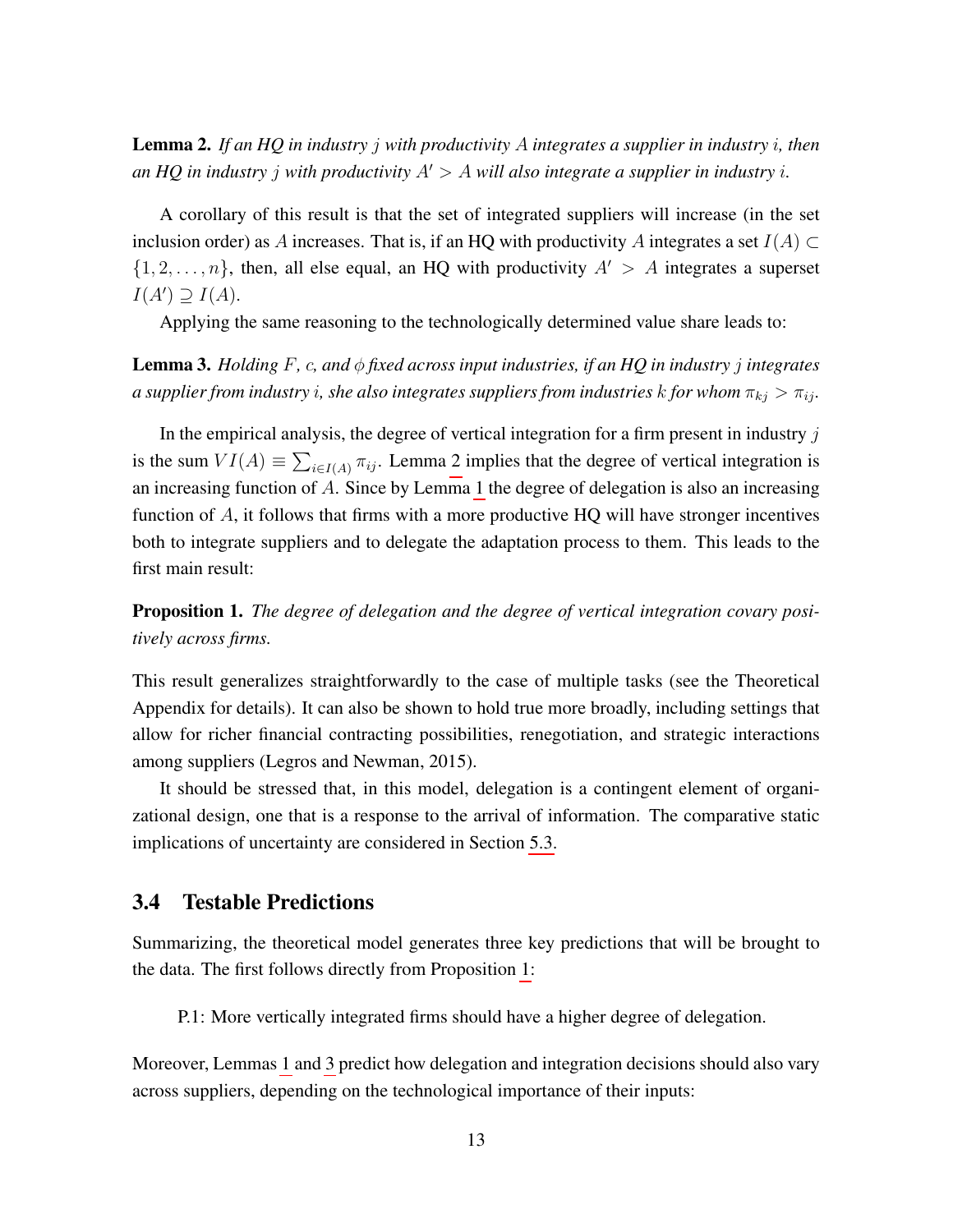**Lemma 2.** *If an HQ in industry $j$ with productivity $A$ integrates a supplier in industry $i$, then an HQ in industry $j$ with productivity $A' > A$ will also integrate a supplier in industry $i$.*

A corollary of this result is that the set of integrated suppliers will increase (in the set inclusion order) as $A$ increases. That is, if an HQ with productivity $A$ integrates a set $I(A) \subset \{1, 2, \ldots, n\}$, then, all else equal, an HQ with productivity $A' > A$ integrates a superset $I(A') \supseteq I(A)$.

Applying the same reasoning to the technologically determined value share leads to:

**Lemma 3.** *Holding $F$, $c$, and $\phi$ fixed across input industries, if an HQ in industry $j$ integrates a supplier from industry $i$, she also integrates suppliers from industries $k$ for whom $\pi_{kj} > \pi_{ij}$.*

In the empirical analysis, the degree of vertical integration for a firm present in industry $j$ is the sum $VI(A) \equiv \sum_{i \in I(A)} \pi_{ij}$. Lemma 2 implies that the degree of vertical integration is an increasing function of $A$. Since by Lemma 1 the degree of delegation is also an increasing function of $A$, it follows that firms with a more productive HQ will have stronger incentives both to integrate suppliers and to delegate the adaptation process to them. This leads to the first main result:

**Proposition 1.** *The degree of delegation and the degree of vertical integration covary positively across firms.*

This result generalizes straightforwardly to the case of multiple tasks (see the Theoretical Appendix for details). It can also be shown to hold true more broadly, including settings that allow for richer financial contracting possibilities, renegotiation, and strategic interactions among suppliers (Legros and Newman, 2015).

It should be stressed that, in this model, delegation is a contingent element of organizational design, one that is a response to the arrival of information. The comparative static implications of uncertainty are considered in Section 5.3.

### 3.4 Testable Predictions

Summarizing, the theoretical model generates three key predictions that will be brought to the data. The first follows directly from Proposition 1:

> P.1: More vertically integrated firms should have a higher degree of delegation.

Moreover, Lemmas 1 and 3 predict how delegation and integration decisions should also vary across suppliers, depending on the technological importance of their inputs: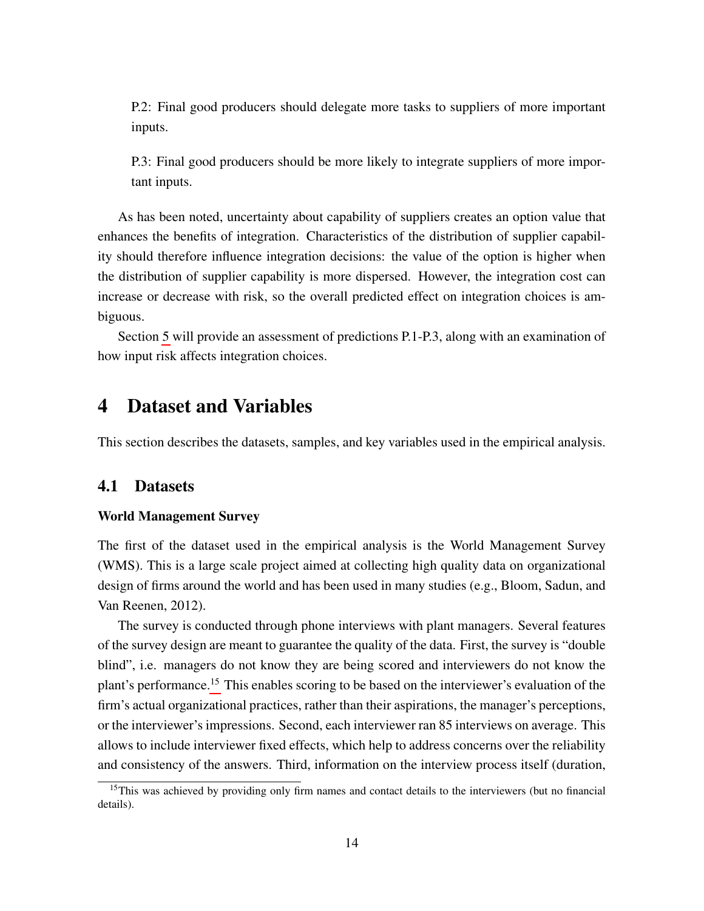P.2: Final good producers should delegate more tasks to suppliers of more important inputs.

P.3: Final good producers should be more likely to integrate suppliers of more important inputs.

As has been noted, uncertainty about capability of suppliers creates an option value that enhances the benefits of integration. Characteristics of the distribution of supplier capability should therefore influence integration decisions: the value of the option is higher when the distribution of supplier capability is more dispersed. However, the integration cost can increase or decrease with risk, so the overall predicted effect on integration choices is ambiguous.

Section 5 will provide an assessment of predictions P.1-P.3, along with an examination of how input risk affects integration choices.

# 4 Dataset and Variables

This section describes the datasets, samples, and key variables used in the empirical analysis.

## 4.1 Datasets

**World Management Survey**

The first of the dataset used in the empirical analysis is the World Management Survey (WMS). This is a large scale project aimed at collecting high quality data on organizational design of firms around the world and has been used in many studies (e.g., Bloom, Sadun, and Van Reenen, 2012).

The survey is conducted through phone interviews with plant managers. Several features of the survey design are meant to guarantee the quality of the data. First, the survey is "double blind", i.e. managers do not know they are being scored and interviewers do not know the plant's performance.[15] This enables scoring to be based on the interviewer's evaluation of the firm's actual organizational practices, rather than their aspirations, the manager's perceptions, or the interviewer's impressions. Second, each interviewer ran 85 interviews on average. This allows to include interviewer fixed effects, which help to address concerns over the reliability and consistency of the answers. Third, information on the interview process itself (duration,

[15] This was achieved by providing only firm names and contact details to the interviewers (but no financial details).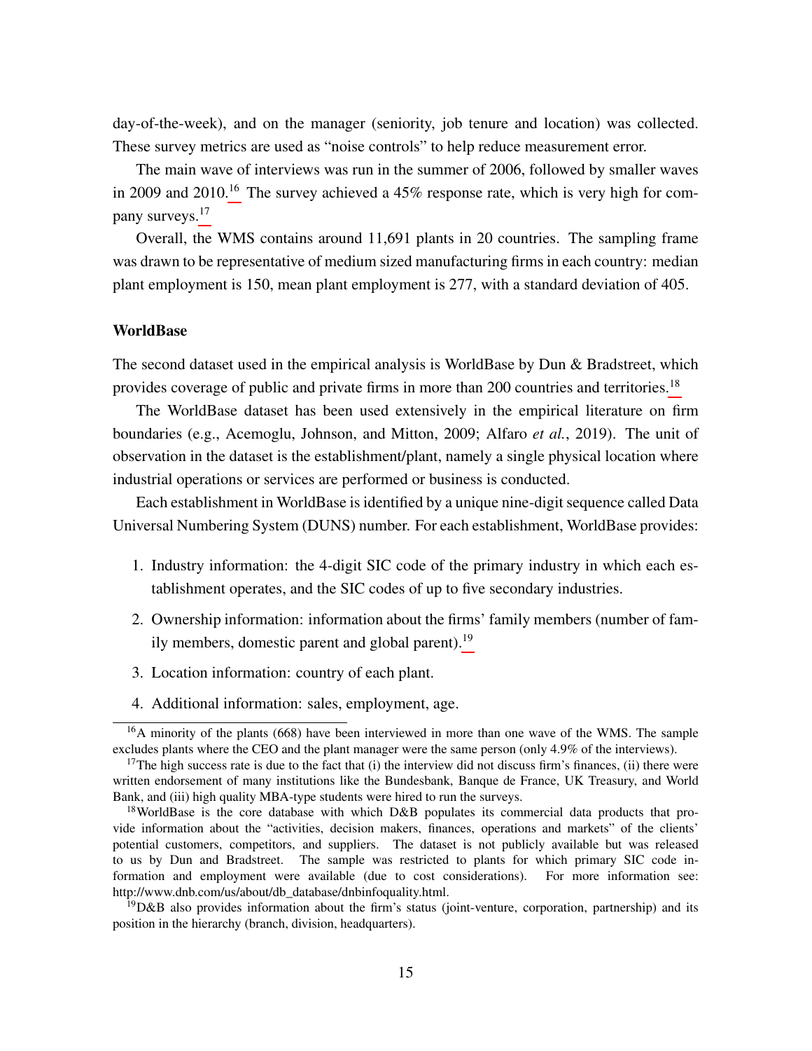day-of-the-week), and on the manager (seniority, job tenure and location) was collected. These survey metrics are used as "noise controls" to help reduce measurement error.

The main wave of interviews was run in the summer of 2006, followed by smaller waves in 2009 and 2010.[16] The survey achieved a 45% response rate, which is very high for company surveys.[17]

Overall, the WMS contains around 11,691 plants in 20 countries. The sampling frame was drawn to be representative of medium sized manufacturing firms in each country: median plant employment is 150, mean plant employment is 277, with a standard deviation of 405.

**WorldBase**

The second dataset used in the empirical analysis is WorldBase by Dun & Bradstreet, which provides coverage of public and private firms in more than 200 countries and territories.[18]

The WorldBase dataset has been used extensively in the empirical literature on firm boundaries (e.g., Acemoglu, Johnson, and Mitton, 2009; Alfaro *et al.*, 2019). The unit of observation in the dataset is the establishment/plant, namely a single physical location where industrial operations or services are performed or business is conducted.

Each establishment in WorldBase is identified by a unique nine-digit sequence called Data Universal Numbering System (DUNS) number. For each establishment, WorldBase provides:

1. Industry information: the 4-digit SIC code of the primary industry in which each establishment operates, and the SIC codes of up to five secondary industries.
2. Ownership information: information about the firms' family members (number of family members, domestic parent and global parent).[19]
3. Location information: country of each plant.
4. Additional information: sales, employment, age.

[16] A minority of the plants (668) have been interviewed in more than one wave of the WMS. The sample excludes plants where the CEO and the plant manager were the same person (only 4.9% of the interviews).

[17] The high success rate is due to the fact that (i) the interview did not discuss firm's finances, (ii) there were written endorsement of many institutions like the Bundesbank, Banque de France, UK Treasury, and World Bank, and (iii) high quality MBA-type students were hired to run the surveys.

[18] WorldBase is the core database with which D&B populates its commercial data products that provide information about the "activities, decision makers, finances, operations and markets" of the clients' potential customers, competitors, and suppliers. The dataset is not publicly available but was released to us by Dun and Bradstreet. The sample was restricted to plants for which primary SIC code information and employment were available (due to cost considerations). For more information see: http://www.dnb.com/us/about/db_database/dnbinfoquality.html.

[19] D&B also provides information about the firm's status (joint-venture, corporation, partnership) and its position in the hierarchy (branch, division, headquarters).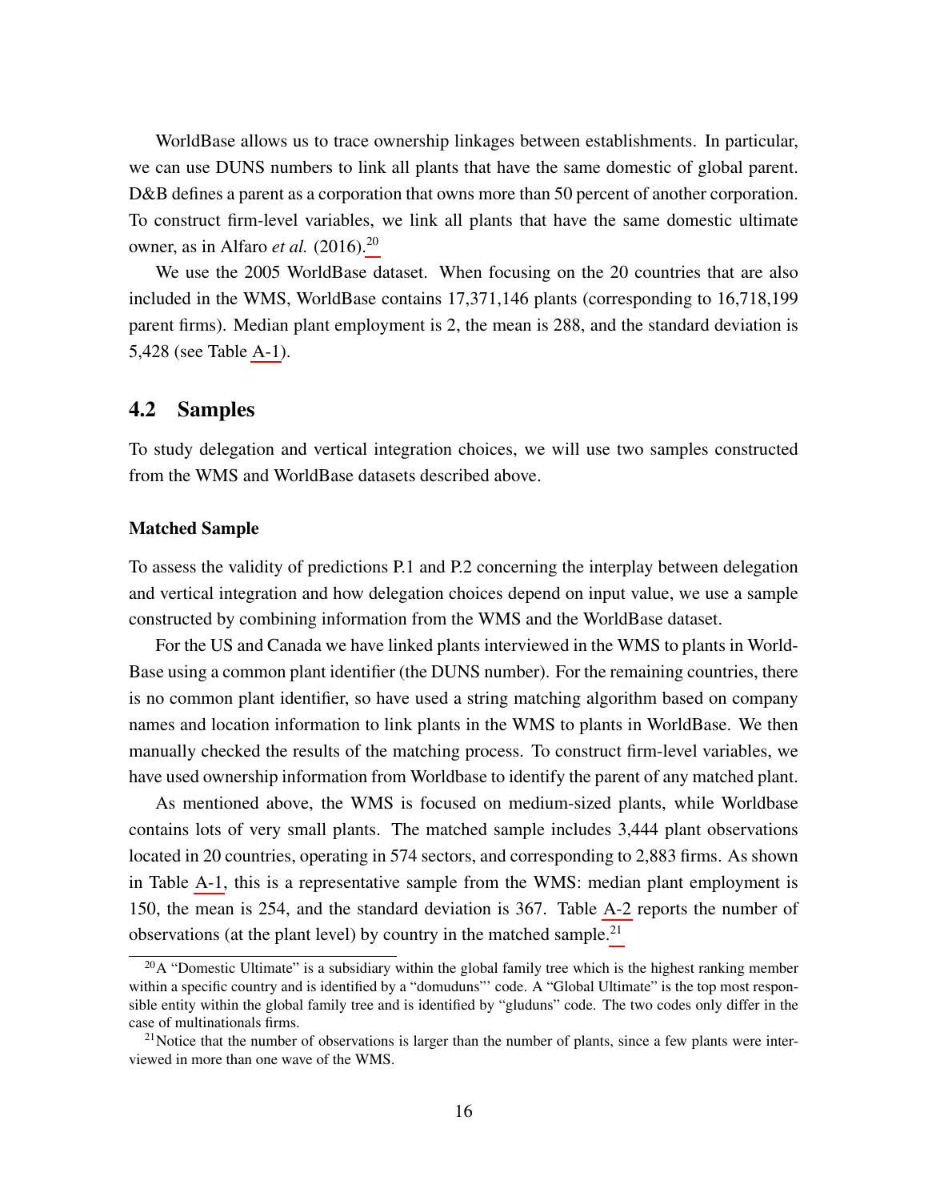WorldBase allows us to trace ownership linkages between establishments. In particular, we can use DUNS numbers to link all plants that have the same domestic of global parent. D&B defines a parent as a corporation that owns more than 50 percent of another corporation. To construct firm-level variables, we link all plants that have the same domestic ultimate owner, as in Alfaro *et al.* (2016).[20]

We use the 2005 WorldBase dataset. When focusing on the 20 countries that are also included in the WMS, WorldBase contains 17,371,146 plants (corresponding to 16,718,199 parent firms). Median plant employment is 2, the mean is 288, and the standard deviation is 5,428 (see Table A-1).

## 4.2 Samples

To study delegation and vertical integration choices, we will use two samples constructed from the WMS and WorldBase datasets described above.

**Matched Sample**

To assess the validity of predictions P.1 and P.2 concerning the interplay between delegation and vertical integration and how delegation choices depend on input value, we use a sample constructed by combining information from the WMS and the WorldBase dataset.

For the US and Canada we have linked plants interviewed in the WMS to plants in WorldBase using a common plant identifier (the DUNS number). For the remaining countries, there is no common plant identifier, so have used a string matching algorithm based on company names and location information to link plants in the WMS to plants in WorldBase. We then manually checked the results of the matching process. To construct firm-level variables, we have used ownership information from Worldbase to identify the parent of any matched plant.

As mentioned above, the WMS is focused on medium-sized plants, while Worldbase contains lots of very small plants. The matched sample includes 3,444 plant observations located in 20 countries, operating in 574 sectors, and corresponding to 2,883 firms. As shown in Table A-1, this is a representative sample from the WMS: median plant employment is 150, the mean is 254, and the standard deviation is 367. Table A-2 reports the number of observations (at the plant level) by country in the matched sample.[21]

[20] A "Domestic Ultimate" is a subsidiary within the global family tree which is the highest ranking member within a specific country and is identified by a "domuduns"' code. A "Global Ultimate" is the top most responsible entity within the global family tree and is identified by "gluduns" code. The two codes only differ in the case of multinationals firms.

[21] Notice that the number of observations is larger than the number of plants, since a few plants were interviewed in more than one wave of the WMS.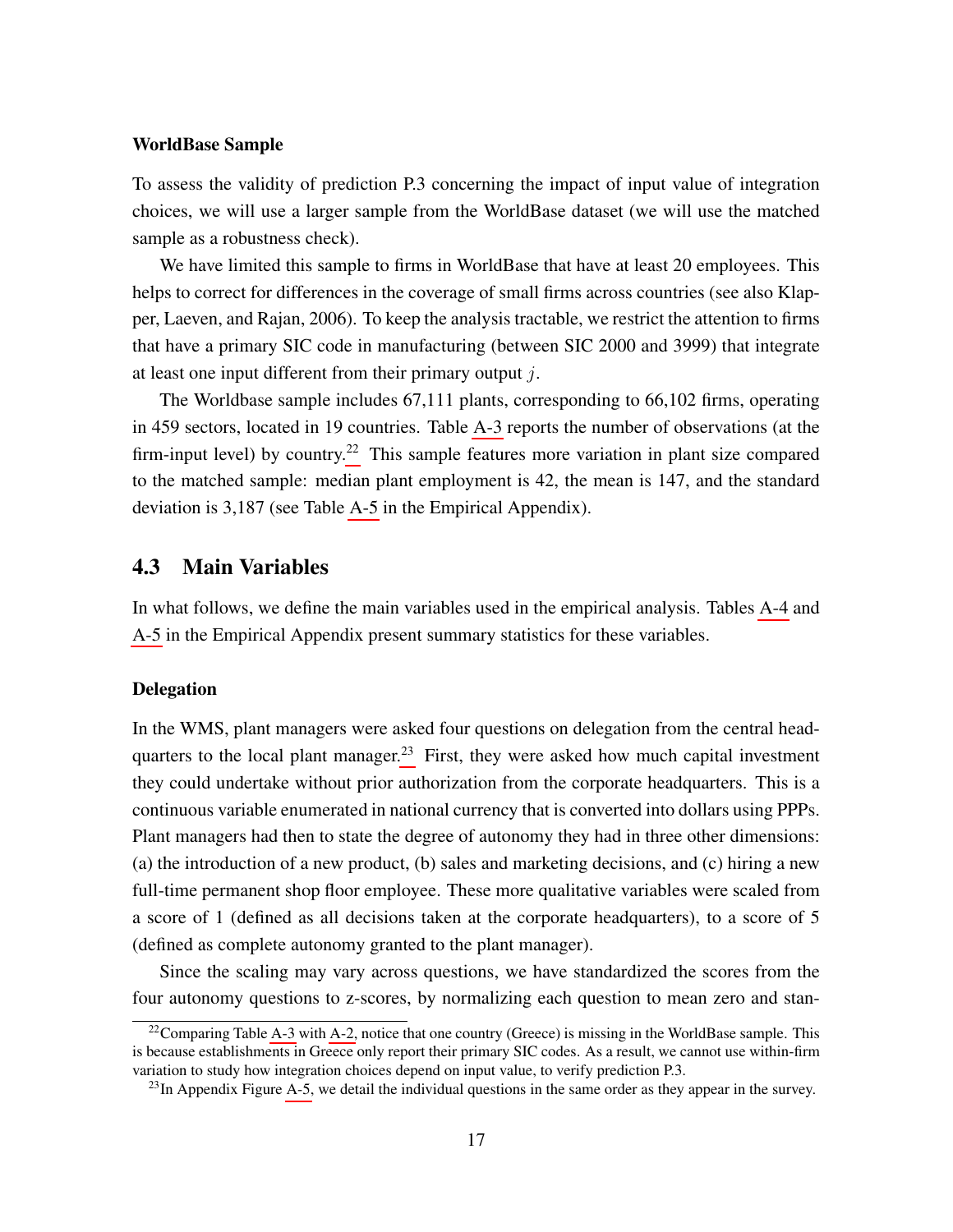**WorldBase Sample**

To assess the validity of prediction P.3 concerning the impact of input value of integration choices, we will use a larger sample from the WorldBase dataset (we will use the matched sample as a robustness check).

We have limited this sample to firms in WorldBase that have at least 20 employees. This helps to correct for differences in the coverage of small firms across countries (see also Klapper, Laeven, and Rajan, 2006). To keep the analysis tractable, we restrict the attention to firms that have a primary SIC code in manufacturing (between SIC 2000 and 3999) that integrate at least one input different from their primary output $j$.

The Worldbase sample includes 67,111 plants, corresponding to 66,102 firms, operating in 459 sectors, located in 19 countries. Table A-3 reports the number of observations (at the firm-input level) by country.[22] This sample features more variation in plant size compared to the matched sample: median plant employment is 42, the mean is 147, and the standard deviation is 3,187 (see Table A-5 in the Empirical Appendix).

## 4.3 Main Variables

In what follows, we define the main variables used in the empirical analysis. Tables A-4 and A-5 in the Empirical Appendix present summary statistics for these variables.

**Delegation**

In the WMS, plant managers were asked four questions on delegation from the central headquarters to the local plant manager.[23] First, they were asked how much capital investment they could undertake without prior authorization from the corporate headquarters. This is a continuous variable enumerated in national currency that is converted into dollars using PPPs. Plant managers had then to state the degree of autonomy they had in three other dimensions: (a) the introduction of a new product, (b) sales and marketing decisions, and (c) hiring a new full-time permanent shop floor employee. These more qualitative variables were scaled from a score of 1 (defined as all decisions taken at the corporate headquarters), to a score of 5 (defined as complete autonomy granted to the plant manager).

Since the scaling may vary across questions, we have standardized the scores from the four autonomy questions to z-scores, by normalizing each question to mean zero and stan-

---

[22] Comparing Table A-3 with A-2, notice that one country (Greece) is missing in the WorldBase sample. This is because establishments in Greece only report their primary SIC codes. As a result, we cannot use within-firm variation to study how integration choices depend on input value, to verify prediction P.3.

[23] In Appendix Figure A-5, we detail the individual questions in the same order as they appear in the survey.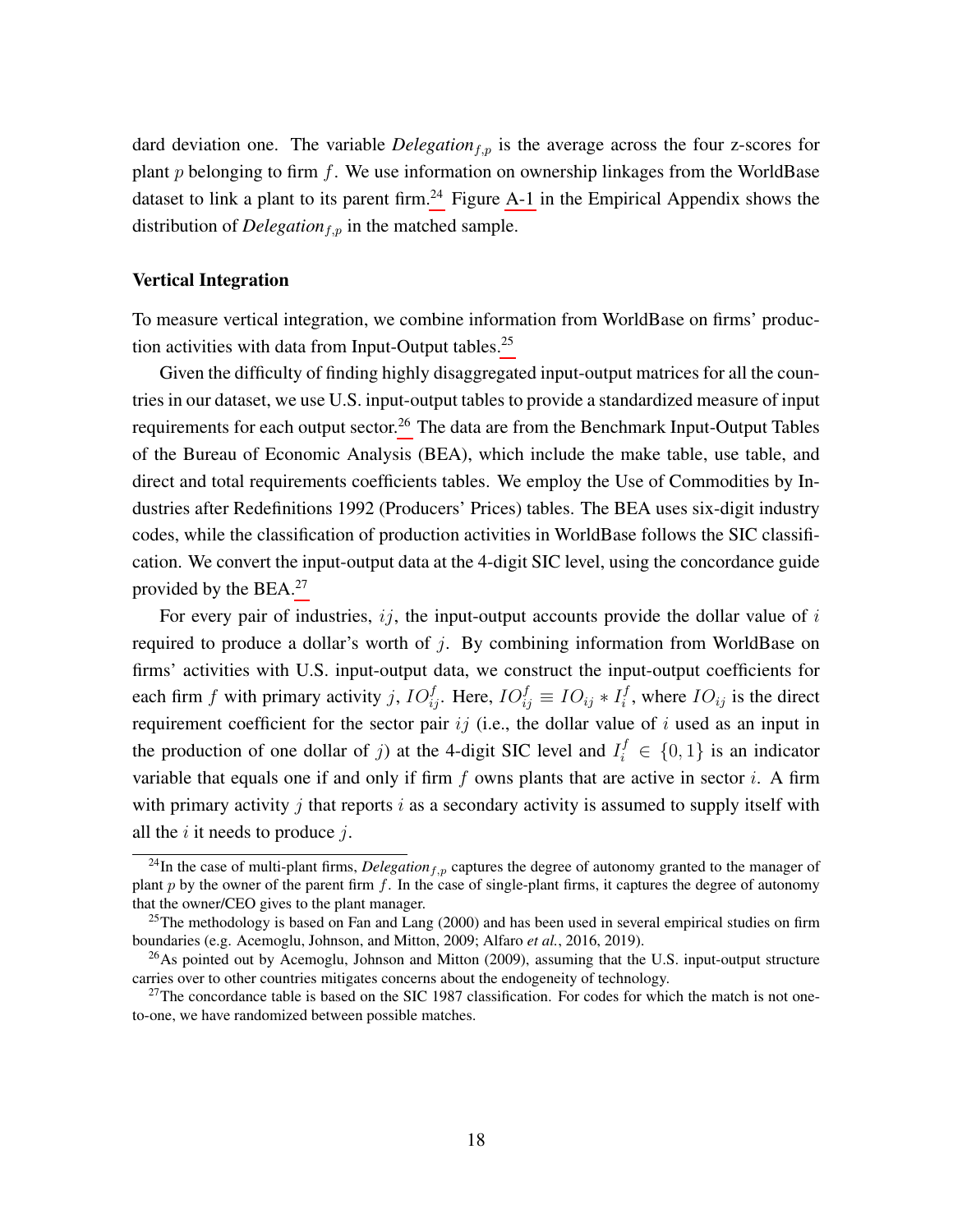dard deviation one. The variable *Delegation*$_{f,p}$ is the average across the four z-scores for plant $p$ belonging to firm $f$. We use information on ownership linkages from the WorldBase dataset to link a plant to its parent firm.[24] Figure A-1 in the Empirical Appendix shows the distribution of *Delegation*$_{f,p}$ in the matched sample.

### Vertical Integration

To measure vertical integration, we combine information from WorldBase on firms' production activities with data from Input-Output tables.[25]

Given the difficulty of finding highly disaggregated input-output matrices for all the countries in our dataset, we use U.S. input-output tables to provide a standardized measure of input requirements for each output sector.[26] The data are from the Benchmark Input-Output Tables of the Bureau of Economic Analysis (BEA), which include the make table, use table, and direct and total requirements coefficients tables. We employ the Use of Commodities by Industries after Redefinitions 1992 (Producers' Prices) tables. The BEA uses six-digit industry codes, while the classification of production activities in WorldBase follows the SIC classification. We convert the input-output data at the 4-digit SIC level, using the concordance guide provided by the BEA.[27]

For every pair of industries, $ij$, the input-output accounts provide the dollar value of $i$ required to produce a dollar's worth of $j$. By combining information from WorldBase on firms' activities with U.S. input-output data, we construct the input-output coefficients for each firm $f$ with primary activity $j$, $IO^f_{ij}$. Here, $IO^f_{ij} \equiv IO_{ij} * I^f_i$, where $IO_{ij}$ is the direct requirement coefficient for the sector pair $ij$ (i.e., the dollar value of $i$ used as an input in the production of one dollar of $j$) at the 4-digit SIC level and $I^f_i \in \{0, 1\}$ is an indicator variable that equals one if and only if firm $f$ owns plants that are active in sector $i$. A firm with primary activity $j$ that reports $i$ as a secondary activity is assumed to supply itself with all the $i$ it needs to produce $j$.

---

[24] In the case of multi-plant firms, *Delegation*$_{f,p}$ captures the degree of autonomy granted to the manager of plant $p$ by the owner of the parent firm $f$. In the case of single-plant firms, it captures the degree of autonomy that the owner/CEO gives to the plant manager.

[25] The methodology is based on Fan and Lang (2000) and has been used in several empirical studies on firm boundaries (e.g. Acemoglu, Johnson, and Mitton, 2009; Alfaro *et al.*, 2016, 2019).

[26] As pointed out by Acemoglu, Johnson and Mitton (2009), assuming that the U.S. input-output structure carries over to other countries mitigates concerns about the endogeneity of technology.

[27] The concordance table is based on the SIC 1987 classification. For codes for which the match is not one-to-one, we have randomized between possible matches.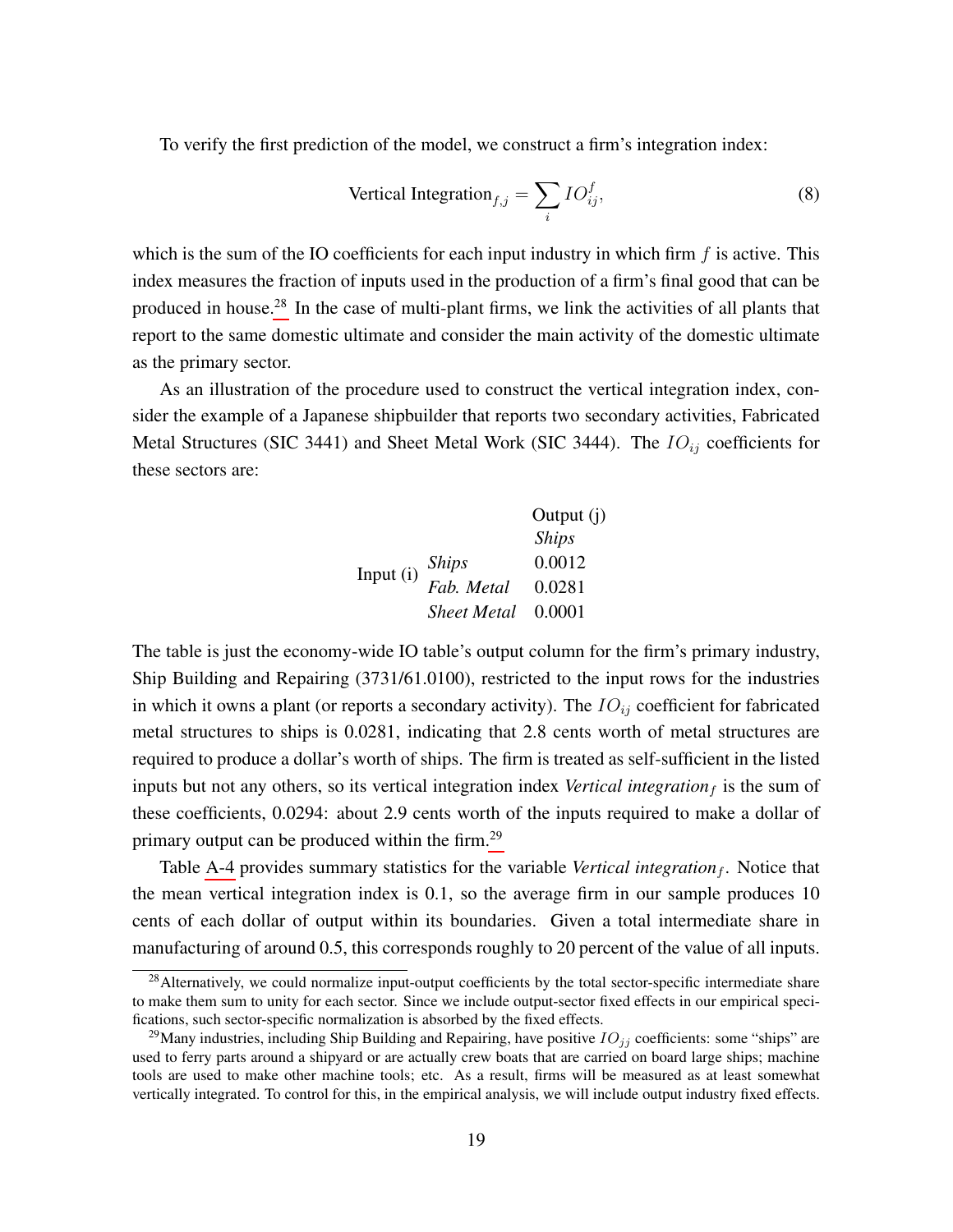To verify the first prediction of the model, we construct a firm's integration index:

$$\text{Vertical Integration}_{f,j} = \sum_i IO_{ij}^f, \tag{8}$$

which is the sum of the IO coefficients for each input industry in which firm $f$ is active. This index measures the fraction of inputs used in the production of a firm's final good that can be produced in house.[28] In the case of multi-plant firms, we link the activities of all plants that report to the same domestic ultimate and consider the main activity of the domestic ultimate as the primary sector.

As an illustration of the procedure used to construct the vertical integration index, consider the example of a Japanese shipbuilder that reports two secondary activities, Fabricated Metal Structures (SIC 3441) and Sheet Metal Work (SIC 3444). The $IO_{ij}$ coefficients for these sectors are:

| | | Output (j) |
|---|---|---|
| | | *Ships* |
| Input (i) | *Ships* | 0.0012 |
| | *Fab. Metal* | 0.0281 |
| | *Sheet Metal* | 0.0001 |

The table is just the economy-wide IO table's output column for the firm's primary industry, Ship Building and Repairing (3731/61.0100), restricted to the input rows for the industries in which it owns a plant (or reports a secondary activity). The $IO_{ij}$ coefficient for fabricated metal structures to ships is 0.0281, indicating that 2.8 cents worth of metal structures are required to produce a dollar's worth of ships. The firm is treated as self-sufficient in the listed inputs but not any others, so its vertical integration index *Vertical integration*$_f$ is the sum of these coefficients, 0.0294: about 2.9 cents worth of the inputs required to make a dollar of primary output can be produced within the firm.[29]

Table A-4 provides summary statistics for the variable *Vertical integration*$_f$. Notice that the mean vertical integration index is 0.1, so the average firm in our sample produces 10 cents of each dollar of output within its boundaries. Given a total intermediate share in manufacturing of around 0.5, this corresponds roughly to 20 percent of the value of all inputs.

[28] Alternatively, we could normalize input-output coefficients by the total sector-specific intermediate share to make them sum to unity for each sector. Since we include output-sector fixed effects in our empirical specifications, such sector-specific normalization is absorbed by the fixed effects.

[29] Many industries, including Ship Building and Repairing, have positive $IO_{jj}$ coefficients: some "ships" are used to ferry parts around a shipyard or are actually crew boats that are carried on board large ships; machine tools are used to make other machine tools; etc. As a result, firms will be measured as at least somewhat vertically integrated. To control for this, in the empirical analysis, we will include output industry fixed effects.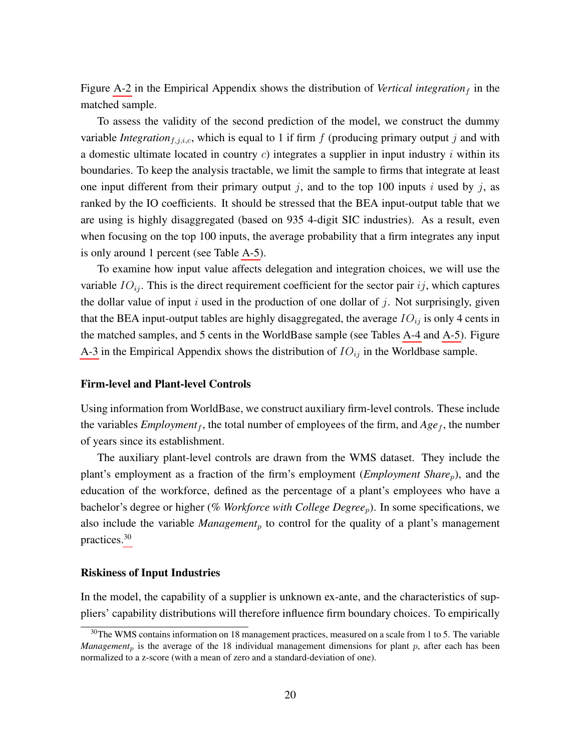Figure A-2 in the Empirical Appendix shows the distribution of *Vertical integration*$_f$ in the matched sample.

To assess the validity of the second prediction of the model, we construct the dummy variable *Integration*$_{f,j,i,c}$, which is equal to 1 if firm $f$ (producing primary output $j$ and with a domestic ultimate located in country $c$) integrates a supplier in input industry $i$ within its boundaries. To keep the analysis tractable, we limit the sample to firms that integrate at least one input different from their primary output $j$, and to the top 100 inputs $i$ used by $j$, as ranked by the IO coefficients. It should be stressed that the BEA input-output table that we are using is highly disaggregated (based on 935 4-digit SIC industries). As a result, even when focusing on the top 100 inputs, the average probability that a firm integrates any input is only around 1 percent (see Table A-5).

To examine how input value affects delegation and integration choices, we will use the variable $IO_{ij}$. This is the direct requirement coefficient for the sector pair $ij$, which captures the dollar value of input $i$ used in the production of one dollar of $j$. Not surprisingly, given that the BEA input-output tables are highly disaggregated, the average $IO_{ij}$ is only 4 cents in the matched samples, and 5 cents in the WorldBase sample (see Tables A-4 and A-5). Figure A-3 in the Empirical Appendix shows the distribution of $IO_{ij}$ in the Worldbase sample.

### Firm-level and Plant-level Controls

Using information from WorldBase, we construct auxiliary firm-level controls. These include the variables *Employment*$_f$, the total number of employees of the firm, and *Age*$_f$, the number of years since its establishment.

The auxiliary plant-level controls are drawn from the WMS dataset. They include the plant's employment as a fraction of the firm's employment (*Employment Share*$_p$), and the education of the workforce, defined as the percentage of a plant's employees who have a bachelor's degree or higher (*% Workforce with College Degree*$_p$). In some specifications, we also include the variable *Management*$_p$ to control for the quality of a plant's management practices.[30]

### Riskiness of Input Industries

In the model, the capability of a supplier is unknown ex-ante, and the characteristics of suppliers' capability distributions will therefore influence firm boundary choices. To empirically

[30] The WMS contains information on 18 management practices, measured on a scale from 1 to 5. The variable *Management*$_p$ is the average of the 18 individual management dimensions for plant $p$, after each has been normalized to a z-score (with a mean of zero and a standard-deviation of one).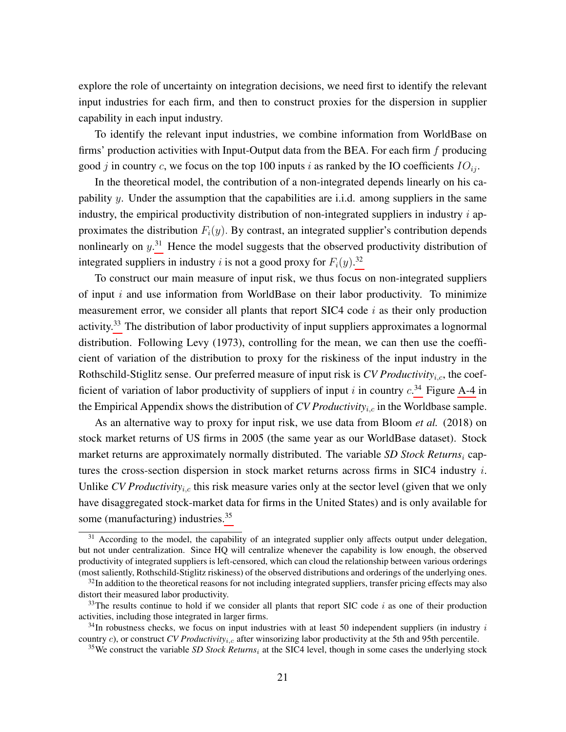explore the role of uncertainty on integration decisions, we need first to identify the relevant input industries for each firm, and then to construct proxies for the dispersion in supplier capability in each input industry.

To identify the relevant input industries, we combine information from WorldBase on firms' production activities with Input-Output data from the BEA. For each firm $f$ producing good $j$ in country $c$, we focus on the top 100 inputs $i$ as ranked by the IO coefficients $IO_{ij}$.

In the theoretical model, the contribution of a non-integrated depends linearly on his capability $y$. Under the assumption that the capabilities are i.i.d. among suppliers in the same industry, the empirical productivity distribution of non-integrated suppliers in industry $i$ approximates the distribution $F_i(y)$. By contrast, an integrated supplier's contribution depends nonlinearly on $y$.[31] Hence the model suggests that the observed productivity distribution of integrated suppliers in industry $i$ is not a good proxy for $F_i(y)$.[32]

To construct our main measure of input risk, we thus focus on non-integrated suppliers of input $i$ and use information from WorldBase on their labor productivity. To minimize measurement error, we consider all plants that report SIC4 code $i$ as their only production activity.[33] The distribution of labor productivity of input suppliers approximates a lognormal distribution. Following Levy (1973), controlling for the mean, we can then use the coefficient of variation of the distribution to proxy for the riskiness of the input industry in the Rothschild-Stiglitz sense. Our preferred measure of input risk is *CV Productivity*$_{i,c}$, the coefficient of variation of labor productivity of suppliers of input $i$ in country $c$.[34] Figure A-4 in the Empirical Appendix shows the distribution of *CV Productivity*$_{i,c}$ in the Worldbase sample.

As an alternative way to proxy for input risk, we use data from Bloom *et al.* (2018) on stock market returns of US firms in 2005 (the same year as our WorldBase dataset). Stock market returns are approximately normally distributed. The variable *SD Stock Returns*$_i$ captures the cross-section dispersion in stock market returns across firms in SIC4 industry $i$. Unlike *CV Productivity*$_{i,c}$ this risk measure varies only at the sector level (given that we only have disaggregated stock-market data for firms in the United States) and is only available for some (manufacturing) industries.[35]

---

[31] According to the model, the capability of an integrated supplier only affects output under delegation, but not under centralization. Since HQ will centralize whenever the capability is low enough, the observed productivity of integrated suppliers is left-censored, which can cloud the relationship between various orderings (most saliently, Rothschild-Stiglitz riskiness) of the observed distributions and orderings of the underlying ones.

[32] In addition to the theoretical reasons for not including integrated suppliers, transfer pricing effects may also distort their measured labor productivity.

[33] The results continue to hold if we consider all plants that report SIC code $i$ as one of their production activities, including those integrated in larger firms.

[34] In robustness checks, we focus on input industries with at least 50 independent suppliers (in industry $i$ country $c$), or construct *CV Productivity*$_{i,c}$ after winsorizing labor productivity at the 5th and 95th percentile.

[35] We construct the variable *SD Stock Returns*$_i$ at the SIC4 level, though in some cases the underlying stock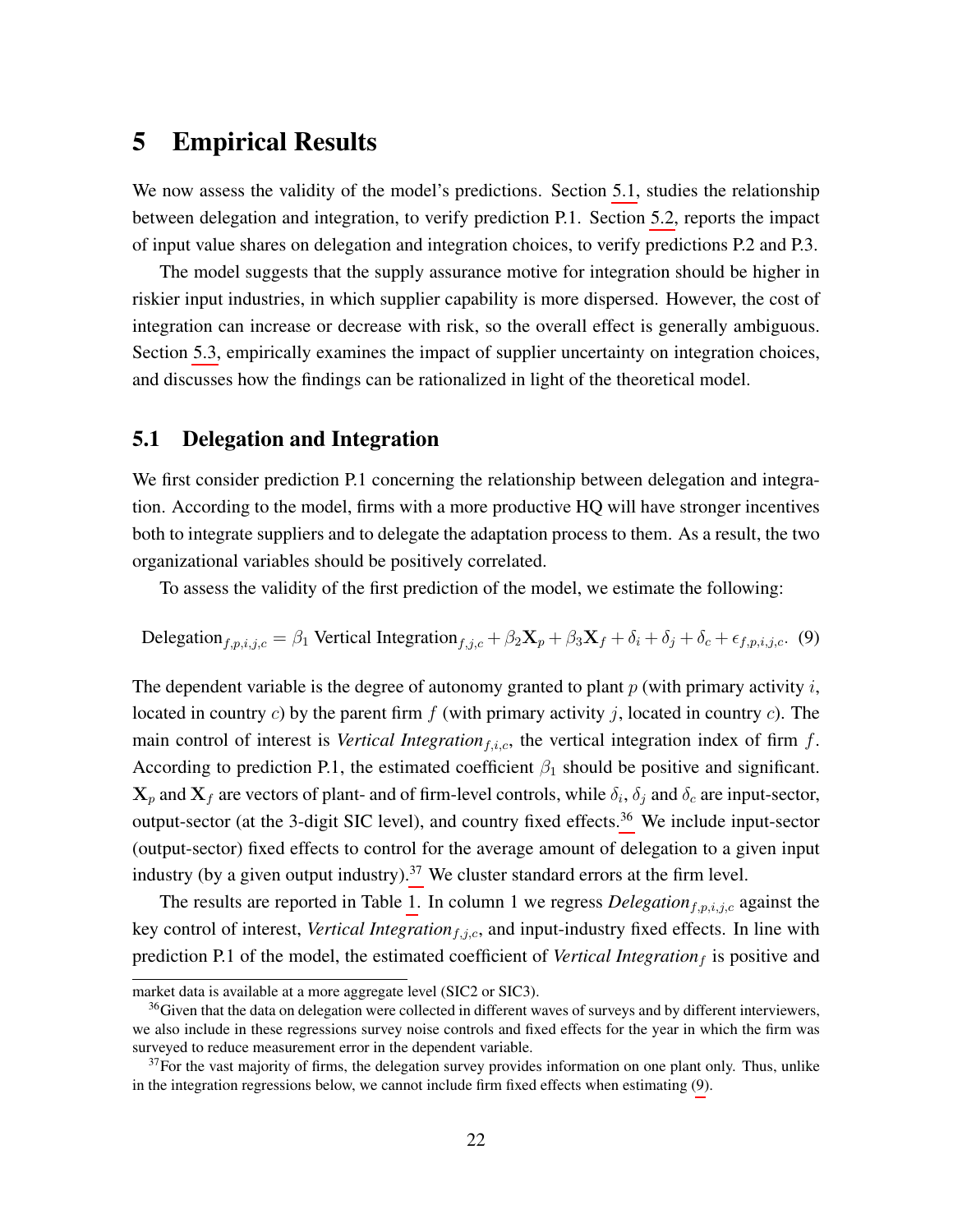# 5 Empirical Results

We now assess the validity of the model's predictions. Section 5.1, studies the relationship between delegation and integration, to verify prediction P.1. Section 5.2, reports the impact of input value shares on delegation and integration choices, to verify predictions P.2 and P.3.

The model suggests that the supply assurance motive for integration should be higher in riskier input industries, in which supplier capability is more dispersed. However, the cost of integration can increase or decrease with risk, so the overall effect is generally ambiguous. Section 5.3, empirically examines the impact of supplier uncertainty on integration choices, and discusses how the findings can be rationalized in light of the theoretical model.

## 5.1 Delegation and Integration

We first consider prediction P.1 concerning the relationship between delegation and integration. According to the model, firms with a more productive HQ will have stronger incentives both to integrate suppliers and to delegate the adaptation process to them. As a result, the two organizational variables should be positively correlated.

To assess the validity of the first prediction of the model, we estimate the following:

$$\text{Delegation}_{f,p,i,j,c} = \beta_1 \text{ Vertical Integration}_{f,j,c} + \beta_2 \mathbf{X}_p + \beta_3 \mathbf{X}_f + \delta_i + \delta_j + \delta_c + \epsilon_{f,p,i,j,c}. \quad (9)$$

The dependent variable is the degree of autonomy granted to plant $p$ (with primary activity $i$, located in country $c$) by the parent firm $f$ (with primary activity $j$, located in country $c$). The main control of interest is *Vertical Integration*$_{f,i,c}$, the vertical integration index of firm $f$. According to prediction P.1, the estimated coefficient $\beta_1$ should be positive and significant. $\mathbf{X}_p$ and $\mathbf{X}_f$ are vectors of plant- and of firm-level controls, while $\delta_i$, $\delta_j$ and $\delta_c$ are input-sector, output-sector (at the 3-digit SIC level), and country fixed effects.[36] We include input-sector (output-sector) fixed effects to control for the average amount of delegation to a given input industry (by a given output industry).[37] We cluster standard errors at the firm level.

The results are reported in Table 1. In column 1 we regress *Delegation*$_{f,p,i,j,c}$ against the key control of interest, *Vertical Integration*$_{f,j,c}$, and input-industry fixed effects. In line with prediction P.1 of the model, the estimated coefficient of *Vertical Integration*$_f$ is positive and

---

market data is available at a more aggregate level (SIC2 or SIC3).

[36] Given that the data on delegation were collected in different waves of surveys and by different interviewers, we also include in these regressions survey noise controls and fixed effects for the year in which the firm was surveyed to reduce measurement error in the dependent variable.

[37] For the vast majority of firms, the delegation survey provides information on one plant only. Thus, unlike in the integration regressions below, we cannot include firm fixed effects when estimating (9).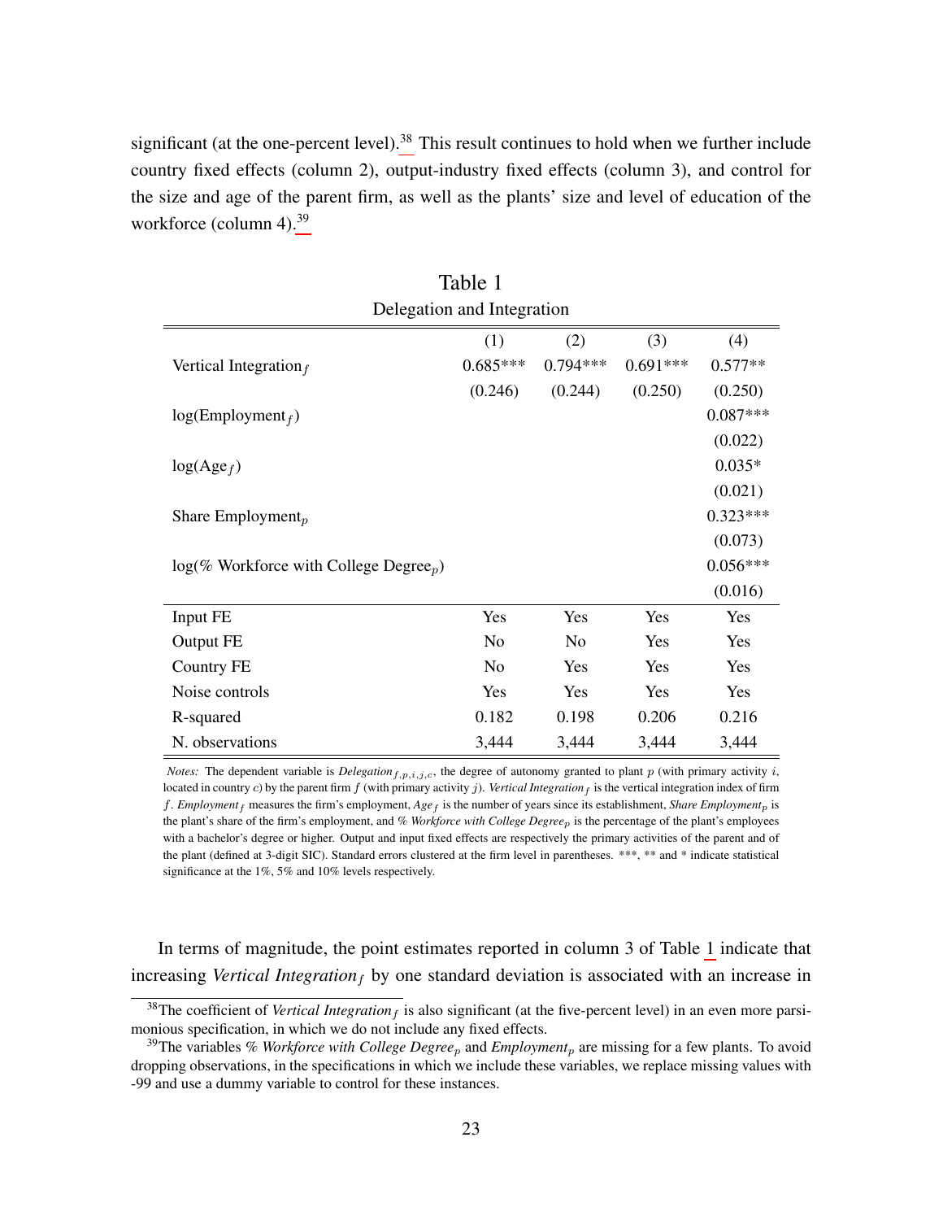significant (at the one-percent level).[38] This result continues to hold when we further include country fixed effects (column 2), output-industry fixed effects (column 3), and control for the size and age of the parent firm, as well as the plants' size and level of education of the workforce (column 4).[39]

Table 1
Delegation and Integration

| | (1) | (2) | (3) | (4) |
|---|---|---|---|---|
| Vertical Integration$_f$ | 0.685*** | 0.794*** | 0.691*** | 0.577** |
| | (0.246) | (0.244) | (0.250) | (0.250) |
| log(Employment$_f$) | | | | 0.087*** |
| | | | | (0.022) |
| log(Age$_f$) | | | | 0.035* |
| | | | | (0.021) |
| Share Employment$_p$ | | | | 0.323*** |
| | | | | (0.073) |
| log(% Workforce with College Degree$_p$) | | | | 0.056*** |
| | | | | (0.016) |
| Input FE | Yes | Yes | Yes | Yes |
| Output FE | No | No | Yes | Yes |
| Country FE | No | Yes | Yes | Yes |
| Noise controls | Yes | Yes | Yes | Yes |
| R-squared | 0.182 | 0.198 | 0.206 | 0.216 |
| N. observations | 3,444 | 3,444 | 3,444 | 3,444 |

*Notes:* The dependent variable is *Delegation*$_{f,p,i,j,c}$, the degree of autonomy granted to plant $p$ (with primary activity $i$, located in country $c$) by the parent firm $f$ (with primary activity $j$). *Vertical Integration*$_f$ is the vertical integration index of firm $f$. *Employment*$_f$ measures the firm's employment, *Age*$_f$ is the number of years since its establishment, *Share Employment*$_p$ is the plant's share of the firm's employment, and *% Workforce with College Degree*$_p$ is the percentage of the plant's employees with a bachelor's degree or higher. Output and input fixed effects are respectively the primary activities of the parent and of the plant (defined at 3-digit SIC). Standard errors clustered at the firm level in parentheses. ***, ** and * indicate statistical significance at the 1%, 5% and 10% levels respectively.

In terms of magnitude, the point estimates reported in column 3 of Table 1 indicate that increasing *Vertical Integration*$_f$ by one standard deviation is associated with an increase in

[38] The coefficient of *Vertical Integration*$_f$ is also significant (at the five-percent level) in an even more parsimonious specification, in which we do not include any fixed effects.

[39] The variables *% Workforce with College Degree*$_p$ and *Employment*$_p$ are missing for a few plants. To avoid dropping observations, in the specifications in which we include these variables, we replace missing values with -99 and use a dummy variable to control for these instances.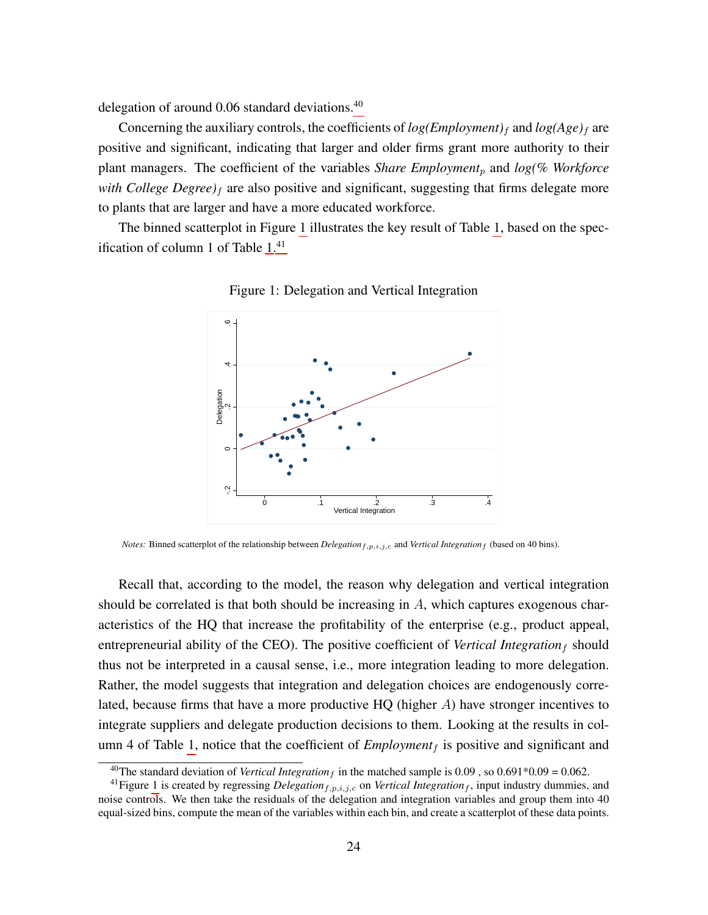delegation of around 0.06 standard deviations.[40]

Concerning the auxiliary controls, the coefficients of *log(Employment)*$_f$ and *log(Age)*$_f$ are positive and significant, indicating that larger and older firms grant more authority to their plant managers. The coefficient of the variables *Share Employment*$_p$ and *log(% Workforce with College Degree)*$_f$ are also positive and significant, suggesting that firms delegate more to plants that are larger and have a more educated workforce.

The binned scatterplot in Figure 1 illustrates the key result of Table 1, based on the specification of column 1 of Table 1.[41]

Figure 1: Delegation and Vertical Integration

*Notes:* Binned scatterplot of the relationship between *Delegation*$_{f,p,i,j,c}$ and *Vertical Integration*$_f$ (based on 40 bins).

Recall that, according to the model, the reason why delegation and vertical integration should be correlated is that both should be increasing in $A$, which captures exogenous characteristics of the HQ that increase the profitability of the enterprise (e.g., product appeal, entrepreneurial ability of the CEO). The positive coefficient of *Vertical Integration*$_f$ should thus not be interpreted in a causal sense, i.e., more integration leading to more delegation. Rather, the model suggests that integration and delegation choices are endogenously correlated, because firms that have a more productive HQ (higher $A$) have stronger incentives to integrate suppliers and delegate production decisions to them. Looking at the results in column 4 of Table 1, notice that the coefficient of *Employment*$_f$ is positive and significant and

[40] The standard deviation of *Vertical Integration*$_f$ in the matched sample is 0.09 , so 0.691*0.09 = 0.062.

[41] Figure 1 is created by regressing *Delegation*$_{f,p,i,j,c}$ on *Vertical Integration*$_f$, input industry dummies, and noise controls. We then take the residuals of the delegation and integration variables and group them into 40 equal-sized bins, compute the mean of the variables within each bin, and create a scatterplot of these data points.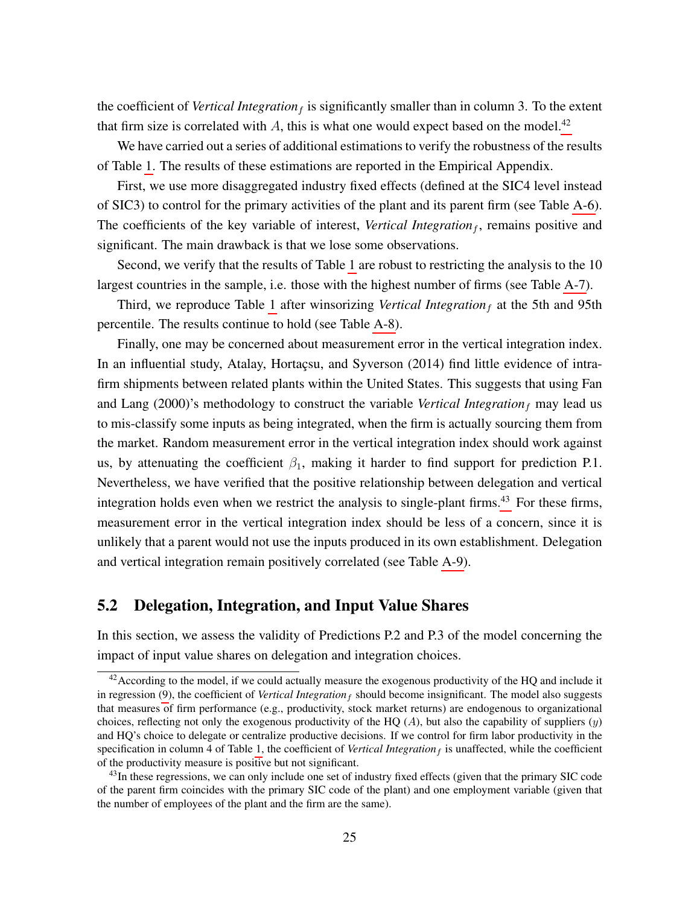the coefficient of *Vertical Integration*$_f$ is significantly smaller than in column 3. To the extent that firm size is correlated with $A$, this is what one would expect based on the model.[42]

We have carried out a series of additional estimations to verify the robustness of the results of Table 1. The results of these estimations are reported in the Empirical Appendix.

First, we use more disaggregated industry fixed effects (defined at the SIC4 level instead of SIC3) to control for the primary activities of the plant and its parent firm (see Table A-6). The coefficients of the key variable of interest, *Vertical Integration*$_f$, remains positive and significant. The main drawback is that we lose some observations.

Second, we verify that the results of Table 1 are robust to restricting the analysis to the 10 largest countries in the sample, i.e. those with the highest number of firms (see Table A-7).

Third, we reproduce Table 1 after winsorizing *Vertical Integration*$_f$ at the 5th and 95th percentile. The results continue to hold (see Table A-8).

Finally, one may be concerned about measurement error in the vertical integration index. In an influential study, Atalay, Hortaçsu, and Syverson (2014) find little evidence of intra-firm shipments between related plants within the United States. This suggests that using Fan and Lang (2000)'s methodology to construct the variable *Vertical Integration*$_f$ may lead us to mis-classify some inputs as being integrated, when the firm is actually sourcing them from the market. Random measurement error in the vertical integration index should work against us, by attenuating the coefficient $\beta_1$, making it harder to find support for prediction P.1. Nevertheless, we have verified that the positive relationship between delegation and vertical integration holds even when we restrict the analysis to single-plant firms.[43] For these firms, measurement error in the vertical integration index should be less of a concern, since it is unlikely that a parent would not use the inputs produced in its own establishment. Delegation and vertical integration remain positively correlated (see Table A-9).

## 5.2 Delegation, Integration, and Input Value Shares

In this section, we assess the validity of Predictions P.2 and P.3 of the model concerning the impact of input value shares on delegation and integration choices.

[42] According to the model, if we could actually measure the exogenous productivity of the HQ and include it in regression (9), the coefficient of *Vertical Integration*$_f$ should become insignificant. The model also suggests that measures of firm performance (e.g., productivity, stock market returns) are endogenous to organizational choices, reflecting not only the exogenous productivity of the HQ ($A$), but also the capability of suppliers ($y$) and HQ's choice to delegate or centralize productive decisions. If we control for firm labor productivity in the specification in column 4 of Table 1, the coefficient of *Vertical Integration*$_f$ is unaffected, while the coefficient of the productivity measure is positive but not significant.

[43] In these regressions, we can only include one set of industry fixed effects (given that the primary SIC code of the parent firm coincides with the primary SIC code of the plant) and one employment variable (given that the number of employees of the plant and the firm are the same).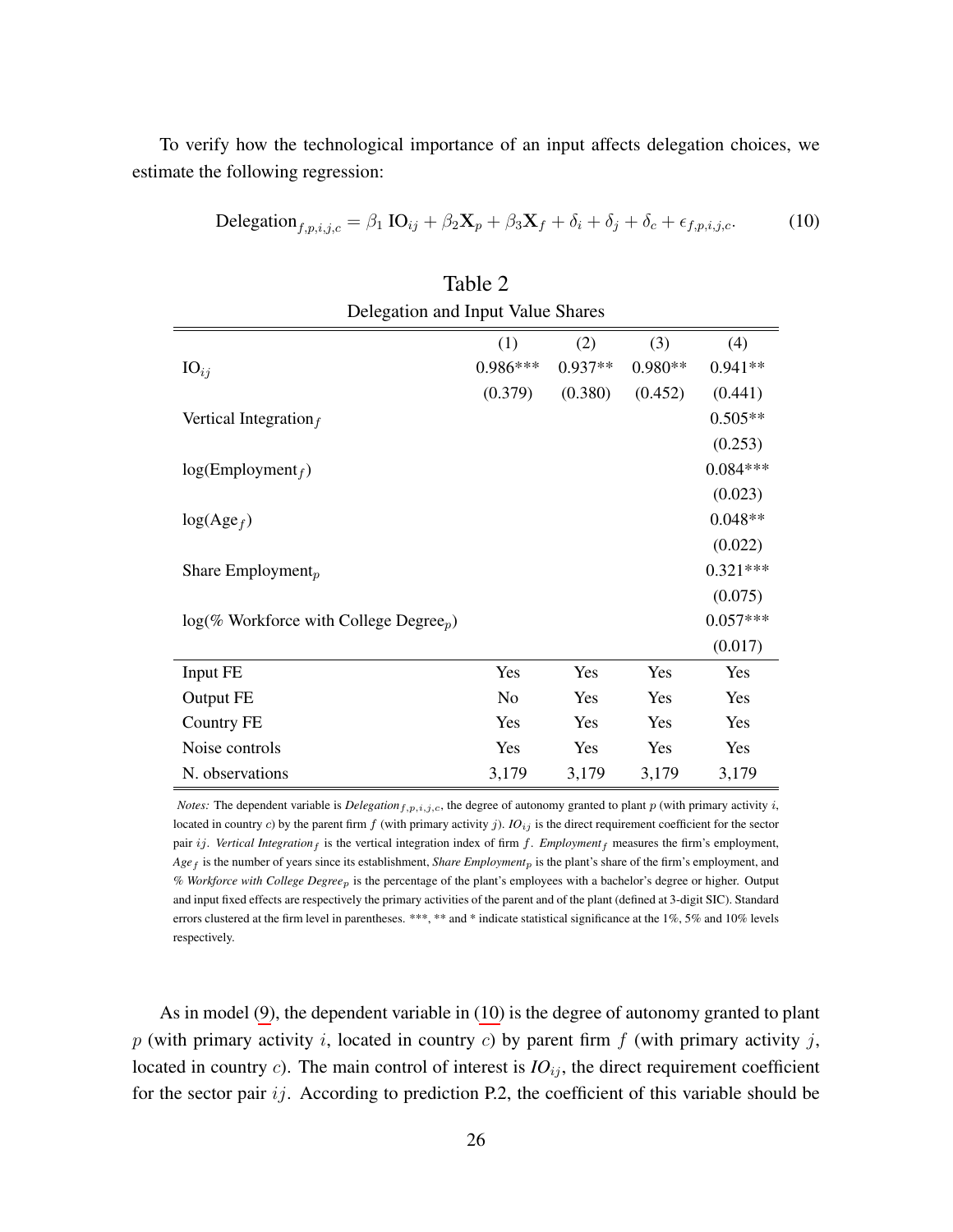To verify how the technological importance of an input affects delegation choices, we estimate the following regression:

$$\text{Delegation}_{f,p,i,j,c} = \beta_1 \, \text{IO}_{ij} + \beta_2 \mathbf{X}_p + \beta_3 \mathbf{X}_f + \delta_i + \delta_j + \delta_c + \epsilon_{f,p,i,j,c}. \tag{10}$$

Table 2

Delegation and Input Value Shares

| | (1) | (2) | (3) | (4) |
|---|---|---|---|---|
| $\text{IO}_{ij}$ | 0.986*** | 0.937** | 0.980** | 0.941** |
| | (0.379) | (0.380) | (0.452) | (0.441) |
| Vertical Integration$_f$ | | | | 0.505** |
| | | | | (0.253) |
| log(Employment$_f$) | | | | 0.084*** |
| | | | | (0.023) |
| log(Age$_f$) | | | | 0.048** |
| | | | | (0.022) |
| Share Employment$_p$ | | | | 0.321*** |
| | | | | (0.075) |
| log(% Workforce with College Degree$_p$) | | | | 0.057*** |
| | | | | (0.017) |
| Input FE | Yes | Yes | Yes | Yes |
| Output FE | No | Yes | Yes | Yes |
| Country FE | Yes | Yes | Yes | Yes |
| Noise controls | Yes | Yes | Yes | Yes |
| N. observations | 3,179 | 3,179 | 3,179 | 3,179 |

*Notes:* The dependent variable is *Delegation*$_{f,p,i,j,c}$, the degree of autonomy granted to plant $p$ (with primary activity $i$, located in country $c$) by the parent firm $f$ (with primary activity $j$). *IO*$_{ij}$ is the direct requirement coefficient for the sector pair $ij$. *Vertical Integration*$_f$ is the vertical integration index of firm $f$. *Employment*$_f$ measures the firm's employment, *Age*$_f$ is the number of years since its establishment, *Share Employment*$_p$ is the plant's share of the firm's employment, and *% Workforce with College Degree*$_p$ is the percentage of the plant's employees with a bachelor's degree or higher. Output and input fixed effects are respectively the primary activities of the parent and of the plant (defined at 3-digit SIC). Standard errors clustered at the firm level in parentheses. ***, ** and * indicate statistical significance at the 1%, 5% and 10% levels respectively.

As in model (9), the dependent variable in (10) is the degree of autonomy granted to plant $p$ (with primary activity $i$, located in country $c$) by parent firm $f$ (with primary activity $j$, located in country $c$). The main control of interest is *IO*$_{ij}$, the direct requirement coefficient for the sector pair $ij$. According to prediction P.2, the coefficient of this variable should be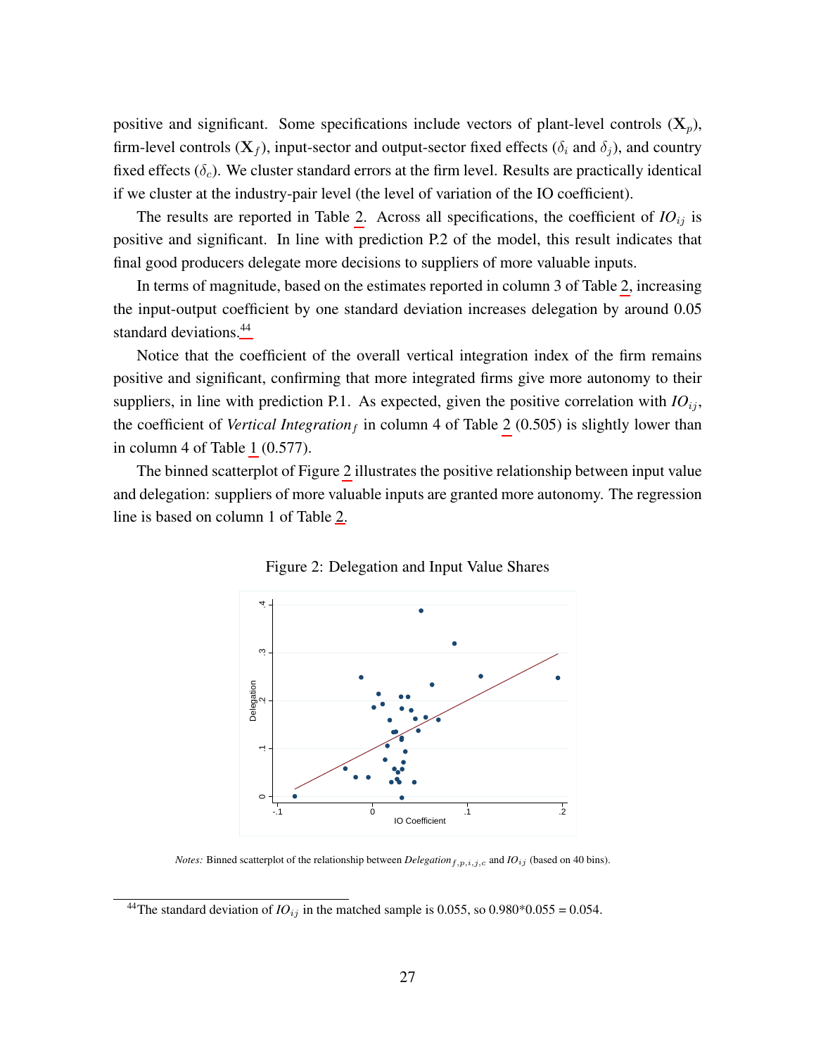positive and significant. Some specifications include vectors of plant-level controls ($\mathbf{X}_p$), firm-level controls ($\mathbf{X}_f$), input-sector and output-sector fixed effects ($\delta_i$ and $\delta_j$), and country fixed effects ($\delta_c$). We cluster standard errors at the firm level. Results are practically identical if we cluster at the industry-pair level (the level of variation of the IO coefficient).

The results are reported in Table 2. Across all specifications, the coefficient of $IO_{ij}$ is positive and significant. In line with prediction P.2 of the model, this result indicates that final good producers delegate more decisions to suppliers of more valuable inputs.

In terms of magnitude, based on the estimates reported in column 3 of Table 2, increasing the input-output coefficient by one standard deviation increases delegation by around 0.05 standard deviations.[44]

Notice that the coefficient of the overall vertical integration index of the firm remains positive and significant, confirming that more integrated firms give more autonomy to their suppliers, in line with prediction P.1. As expected, given the positive correlation with $IO_{ij}$, the coefficient of *Vertical Integration*$_f$ in column 4 of Table 2 (0.505) is slightly lower than in column 4 of Table 1 (0.577).

The binned scatterplot of Figure 2 illustrates the positive relationship between input value and delegation: suppliers of more valuable inputs are granted more autonomy. The regression line is based on column 1 of Table 2.

Figure 2: Delegation and Input Value Shares

*Notes:* Binned scatterplot of the relationship between *Delegation*$_{f,p,i,j,c}$ and $IO_{ij}$ (based on 40 bins).

[44] The standard deviation of $IO_{ij}$ in the matched sample is 0.055, so 0.980*0.055 = 0.054.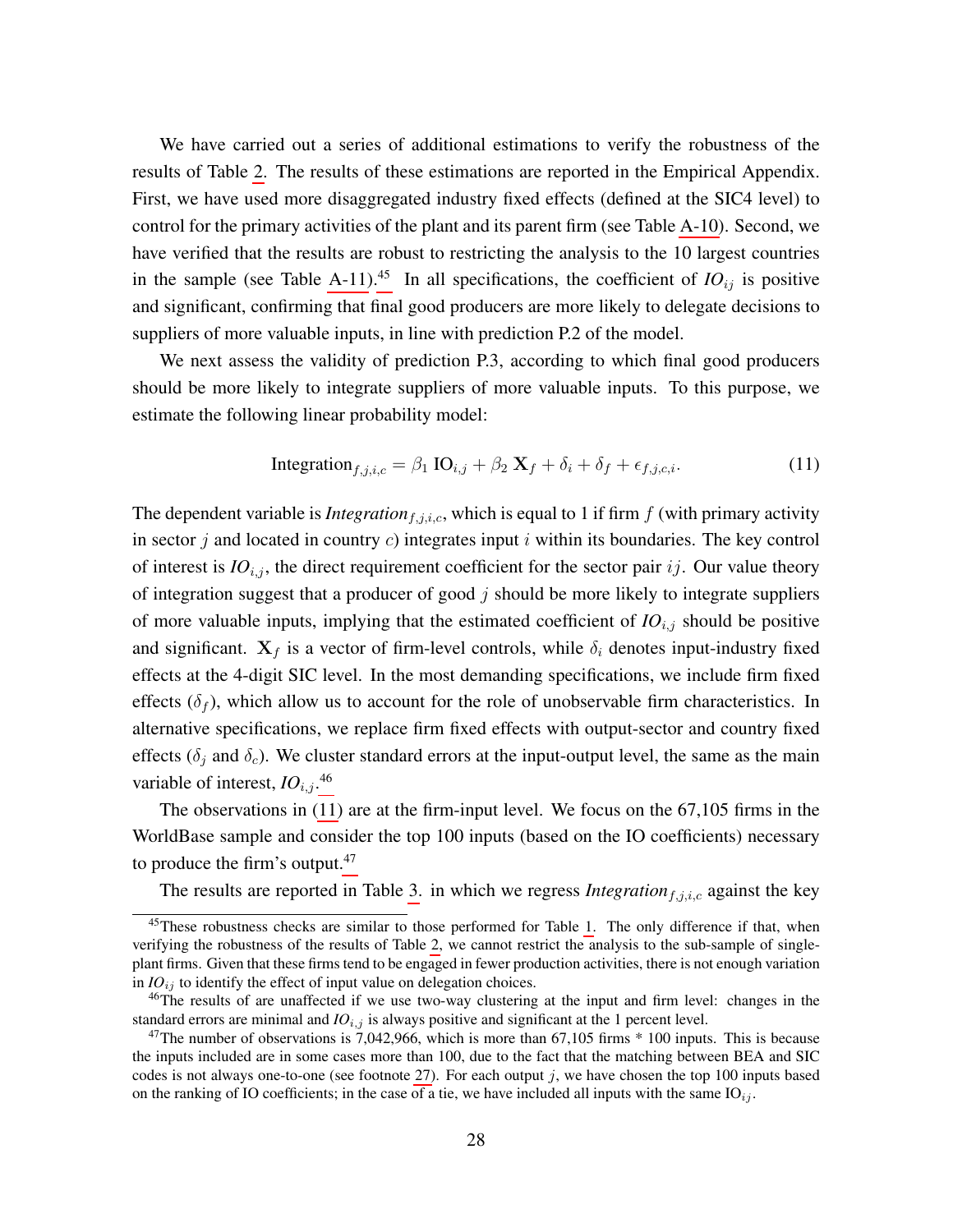We have carried out a series of additional estimations to verify the robustness of the results of Table 2. The results of these estimations are reported in the Empirical Appendix. First, we have used more disaggregated industry fixed effects (defined at the SIC4 level) to control for the primary activities of the plant and its parent firm (see Table A-10). Second, we have verified that the results are robust to restricting the analysis to the 10 largest countries in the sample (see Table A-11).[45] In all specifications, the coefficient of $IO_{ij}$ is positive and significant, confirming that final good producers are more likely to delegate decisions to suppliers of more valuable inputs, in line with prediction P.2 of the model.

We next assess the validity of prediction P.3, according to which final good producers should be more likely to integrate suppliers of more valuable inputs. To this purpose, we estimate the following linear probability model:

$$\text{Integration}_{f,j,i,c} = \beta_1 \, \text{IO}_{i,j} + \beta_2 \, \mathbf{X}_f + \delta_i + \delta_f + \epsilon_{f,j,c,i}. \tag{11}$$

The dependent variable is $Integration_{f,j,i,c}$, which is equal to 1 if firm $f$ (with primary activity in sector $j$ and located in country $c$) integrates input $i$ within its boundaries. The key control of interest is $IO_{i,j}$, the direct requirement coefficient for the sector pair $ij$. Our value theory of integration suggest that a producer of good $j$ should be more likely to integrate suppliers of more valuable inputs, implying that the estimated coefficient of $IO_{i,j}$ should be positive and significant. $\mathbf{X}_f$ is a vector of firm-level controls, while $\delta_i$ denotes input-industry fixed effects at the 4-digit SIC level. In the most demanding specifications, we include firm fixed effects ($\delta_f$), which allow us to account for the role of unobservable firm characteristics. In alternative specifications, we replace firm fixed effects with output-sector and country fixed effects ($\delta_j$ and $\delta_c$). We cluster standard errors at the input-output level, the same as the main variable of interest, $IO_{i,j}$.[46]

The observations in (11) are at the firm-input level. We focus on the 67,105 firms in the WorldBase sample and consider the top 100 inputs (based on the IO coefficients) necessary to produce the firm's output.[47]

The results are reported in Table 3. in which we regress $Integration_{f,j,i,c}$ against the key

---

[45] These robustness checks are similar to those performed for Table 1. The only difference if that, when verifying the robustness of the results of Table 2, we cannot restrict the analysis to the sub-sample of single-plant firms. Given that these firms tend to be engaged in fewer production activities, there is not enough variation in $IO_{ij}$ to identify the effect of input value on delegation choices.

[46] The results of are unaffected if we use two-way clustering at the input and firm level: changes in the standard errors are minimal and $IO_{i,j}$ is always positive and significant at the 1 percent level.

[47] The number of observations is 7,042,966, which is more than 67,105 firms * 100 inputs. This is because the inputs included are in some cases more than 100, due to the fact that the matching between BEA and SIC codes is not always one-to-one (see footnote 27). For each output $j$, we have chosen the top 100 inputs based on the ranking of IO coefficients; in the case of a tie, we have included all inputs with the same $\text{IO}_{ij}$.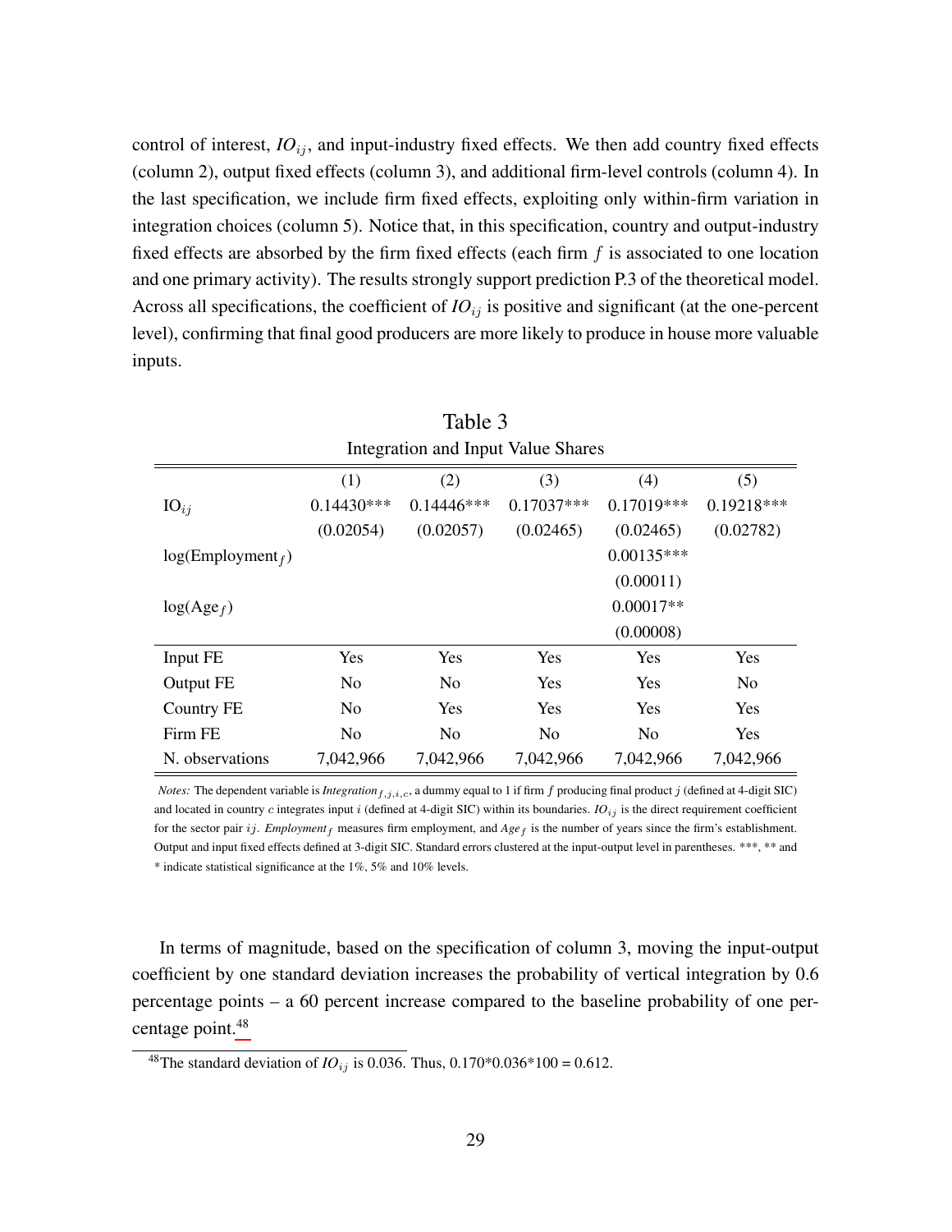control of interest, $IO_{ij}$, and input-industry fixed effects. We then add country fixed effects (column 2), output fixed effects (column 3), and additional firm-level controls (column 4). In the last specification, we include firm fixed effects, exploiting only within-firm variation in integration choices (column 5). Notice that, in this specification, country and output-industry fixed effects are absorbed by the firm fixed effects (each firm $f$ is associated to one location and one primary activity). The results strongly support prediction P.3 of the theoretical model. Across all specifications, the coefficient of $IO_{ij}$ is positive and significant (at the one-percent level), confirming that final good producers are more likely to produce in house more valuable inputs.

Table 3

Integration and Input Value Shares

| | (1) | (2) | (3) | (4) | (5) |
|---|---|---|---|---|---|
| $\text{IO}_{ij}$ | 0.14430*** | 0.14446*** | 0.17037*** | 0.17019*** | 0.19218*** |
| | (0.02054) | (0.02057) | (0.02465) | (0.02465) | (0.02782) |
| log(Employment$_f$) | | | | 0.00135*** | |
| | | | | (0.00011) | |
| log(Age$_f$) | | | | 0.00017** | |
| | | | | (0.00008) | |
| Input FE | Yes | Yes | Yes | Yes | Yes |
| Output FE | No | No | Yes | Yes | No |
| Country FE | No | Yes | Yes | Yes | Yes |
| Firm FE | No | No | No | No | Yes |
| N. observations | 7,042,966 | 7,042,966 | 7,042,966 | 7,042,966 | 7,042,966 |

*Notes:* The dependent variable is *Integration*$_{f,j,i,c}$, a dummy equal to 1 if firm $f$ producing final product $j$ (defined at 4-digit SIC) and located in country $c$ integrates input $i$ (defined at 4-digit SIC) within its boundaries. $IO_{ij}$ is the direct requirement coefficient for the sector pair $ij$. *Employment*$_f$ measures firm employment, and *Age*$_f$ is the number of years since the firm's establishment. Output and input fixed effects defined at 3-digit SIC. Standard errors clustered at the input-output level in parentheses. ***, ** and * indicate statistical significance at the 1%, 5% and 10% levels.

In terms of magnitude, based on the specification of column 3, moving the input-output coefficient by one standard deviation increases the probability of vertical integration by 0.6 percentage points – a 60 percent increase compared to the baseline probability of one percentage point.[48]

[48] The standard deviation of $IO_{ij}$ is 0.036. Thus, 0.170*0.036*100 = 0.612.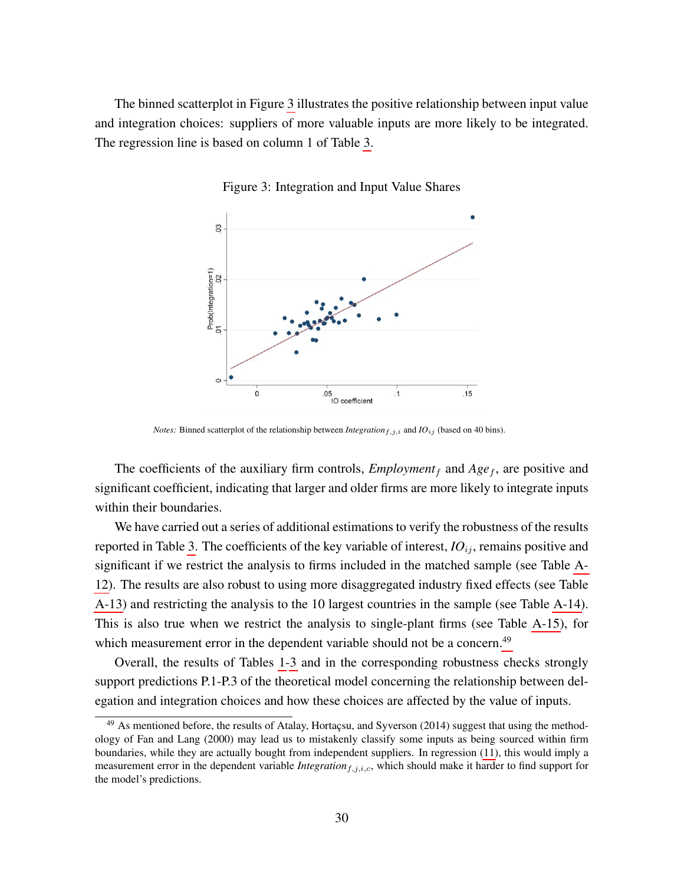The binned scatterplot in Figure 3 illustrates the positive relationship between input value and integration choices: suppliers of more valuable inputs are more likely to be integrated. The regression line is based on column 1 of Table 3.

Figure 3: Integration and Input Value Shares

*Notes:* Binned scatterplot of the relationship between $Integration_{f,j,i}$ and $IO_{ij}$ (based on 40 bins).

The coefficients of the auxiliary firm controls, $Employment_f$ and $Age_f$, are positive and significant coefficient, indicating that larger and older firms are more likely to integrate inputs within their boundaries.

We have carried out a series of additional estimations to verify the robustness of the results reported in Table 3. The coefficients of the key variable of interest, $IO_{ij}$, remains positive and significant if we restrict the analysis to firms included in the matched sample (see Table A-12). The results are also robust to using more disaggregated industry fixed effects (see Table A-13) and restricting the analysis to the 10 largest countries in the sample (see Table A-14). This is also true when we restrict the analysis to single-plant firms (see Table A-15), for which measurement error in the dependent variable should not be a concern.[49]

Overall, the results of Tables 1-3 and in the corresponding robustness checks strongly support predictions P.1-P.3 of the theoretical model concerning the relationship between delegation and integration choices and how these choices are affected by the value of inputs.

[49] As mentioned before, the results of Atalay, Hortaçsu, and Syverson (2014) suggest that using the methodology of Fan and Lang (2000) may lead us to mistakenly classify some inputs as being sourced within firm boundaries, while they are actually bought from independent suppliers. In regression (11), this would imply a measurement error in the dependent variable $Integration_{f,j,i,c}$, which should make it harder to find support for the model's predictions.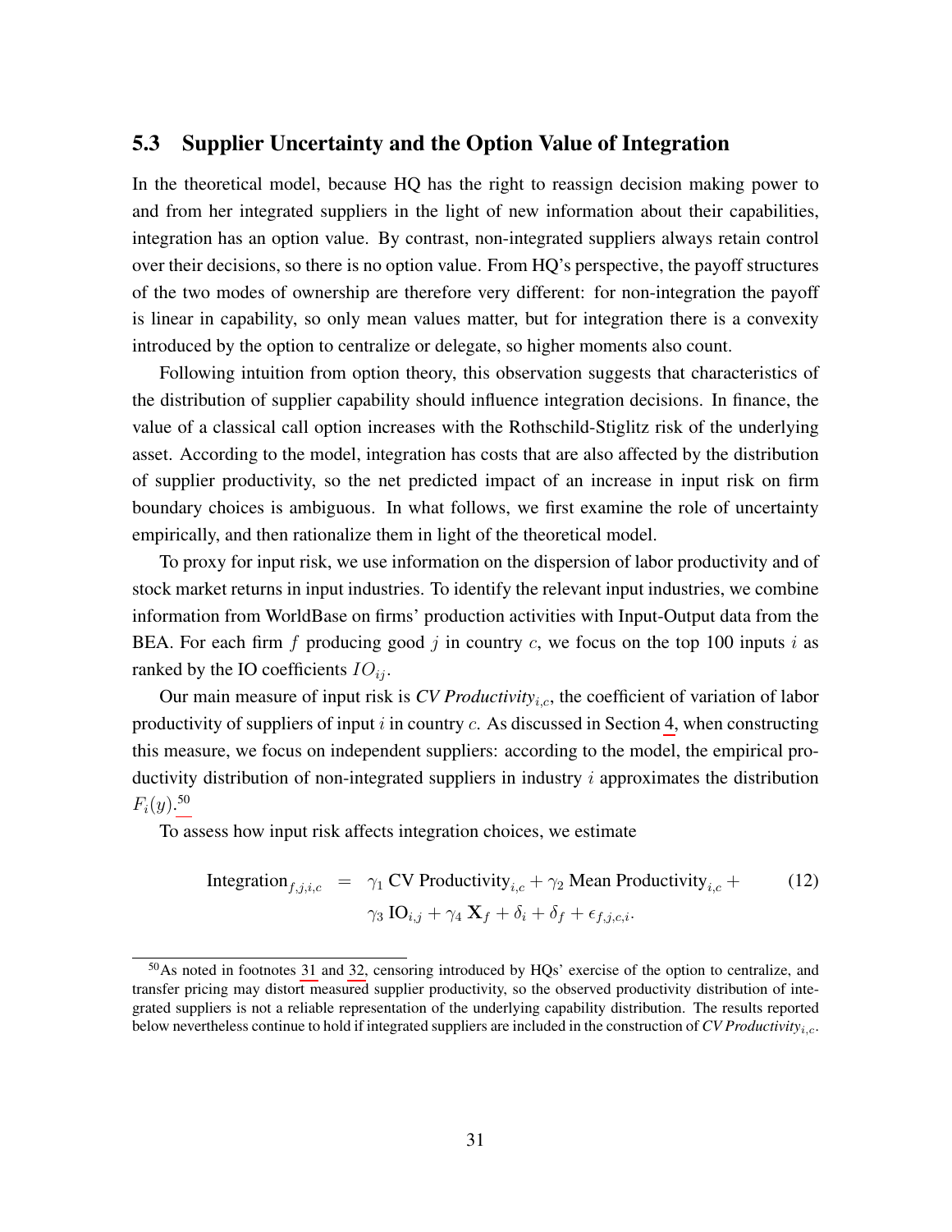### 5.3 Supplier Uncertainty and the Option Value of Integration

In the theoretical model, because HQ has the right to reassign decision making power to and from her integrated suppliers in the light of new information about their capabilities, integration has an option value. By contrast, non-integrated suppliers always retain control over their decisions, so there is no option value. From HQ's perspective, the payoff structures of the two modes of ownership are therefore very different: for non-integration the payoff is linear in capability, so only mean values matter, but for integration there is a convexity introduced by the option to centralize or delegate, so higher moments also count.

Following intuition from option theory, this observation suggests that characteristics of the distribution of supplier capability should influence integration decisions. In finance, the value of a classical call option increases with the Rothschild-Stiglitz risk of the underlying asset. According to the model, integration has costs that are also affected by the distribution of supplier productivity, so the net predicted impact of an increase in input risk on firm boundary choices is ambiguous. In what follows, we first examine the role of uncertainty empirically, and then rationalize them in light of the theoretical model.

To proxy for input risk, we use information on the dispersion of labor productivity and of stock market returns in input industries. To identify the relevant input industries, we combine information from WorldBase on firms' production activities with Input-Output data from the BEA. For each firm $f$ producing good $j$ in country $c$, we focus on the top 100 inputs $i$ as ranked by the IO coefficients $IO_{ij}$.

Our main measure of input risk is *CV Productivity*$_{i,c}$, the coefficient of variation of labor productivity of suppliers of input $i$ in country $c$. As discussed in Section 4, when constructing this measure, we focus on independent suppliers: according to the model, the empirical productivity distribution of non-integrated suppliers in industry $i$ approximates the distribution $F_i(y)$.[50]

To assess how input risk affects integration choices, we estimate

$$
\begin{aligned}
\text{Integration}_{f,j,i,c} \quad = \quad & \gamma_1 \text{ CV Productivity}_{i,c} + \gamma_2 \text{ Mean Productivity}_{i,c} + \\
& \gamma_3 \text{ IO}_{i,j} + \gamma_4 \mathbf{X}_f + \delta_i + \delta_f + \epsilon_{f,j,c,i}.
\end{aligned} \tag{12}
$$

[50]As noted in footnotes 31 and 32, censoring introduced by HQs' exercise of the option to centralize, and transfer pricing may distort measured supplier productivity, so the observed productivity distribution of integrated suppliers is not a reliable representation of the underlying capability distribution. The results reported below nevertheless continue to hold if integrated suppliers are included in the construction of *CV Productivity*$_{i,c}$.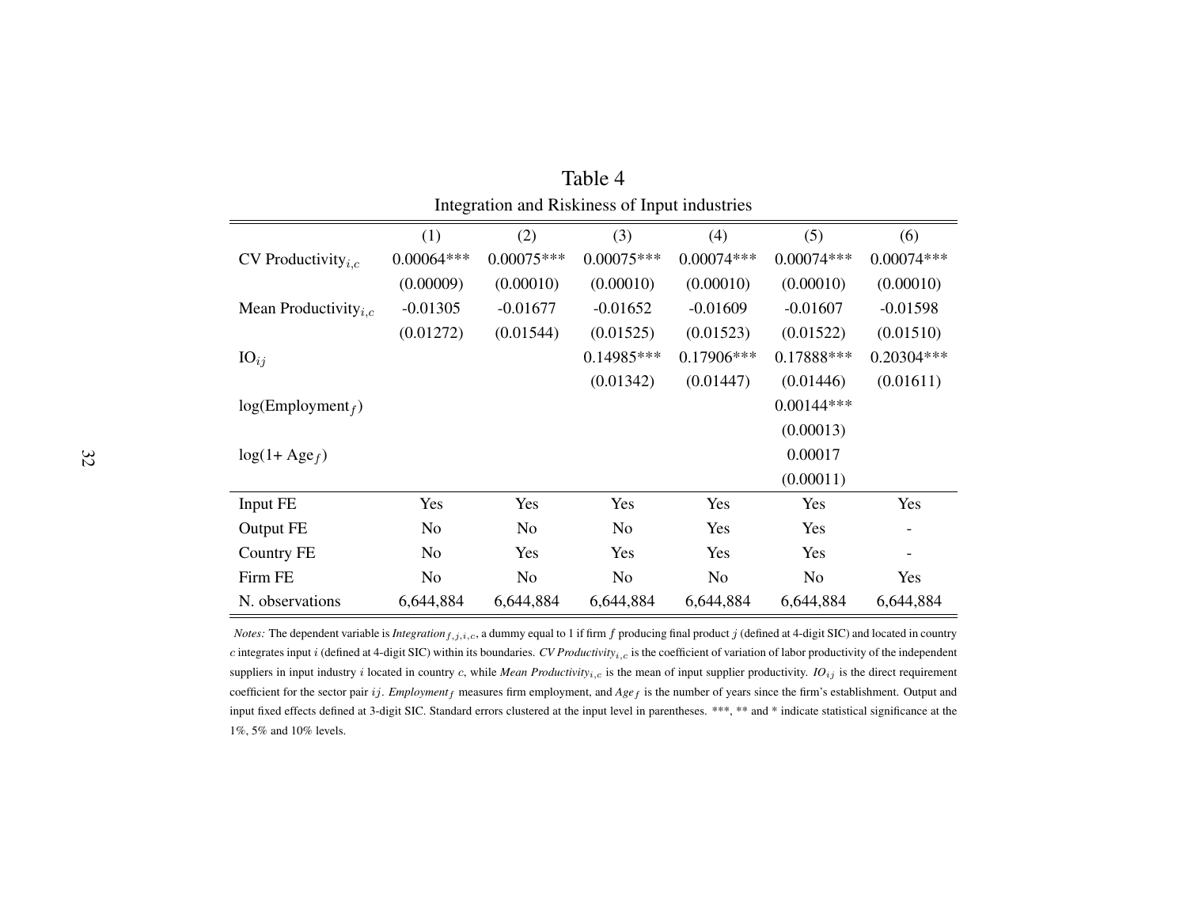# Table 4

Integration and Riskiness of Input industries

| | (1) | (2) | (3) | (4) | (5) | (6) |
|---|---|---|---|---|---|---|
| CV Productivity$_{i,c}$ | 0.00064*** | 0.00075*** | 0.00075*** | 0.00074*** | 0.00074*** | 0.00074*** |
| | (0.00009) | (0.00010) | (0.00010) | (0.00010) | (0.00010) | (0.00010) |
| Mean Productivity$_{i,c}$ | -0.01305 | -0.01677 | -0.01652 | -0.01609 | -0.01607 | -0.01598 |
| | (0.01272) | (0.01544) | (0.01525) | (0.01523) | (0.01522) | (0.01510) |
| IO$_{ij}$ | | | 0.14985*** | 0.17906*** | 0.17888*** | 0.20304*** |
| | | | (0.01342) | (0.01447) | (0.01446) | (0.01611) |
| log(Employment$_f$) | | | | | 0.00144*** | |
| | | | | | (0.00013) | |
| log(1+ Age$_f$) | | | | | 0.00017 | |
| | | | | | (0.00011) | |
| Input FE | Yes | Yes | Yes | Yes | Yes | Yes |
| Output FE | No | No | No | Yes | Yes | - |
| Country FE | No | Yes | Yes | Yes | Yes | - |
| Firm FE | No | No | No | No | No | Yes |
| N. observations | 6,644,884 | 6,644,884 | 6,644,884 | 6,644,884 | 6,644,884 | 6,644,884 |

*Notes:* The dependent variable is *Integration*$_{f,j,i,c}$, a dummy equal to 1 if firm $f$ producing final product $j$ (defined at 4-digit SIC) and located in country $c$ integrates input $i$ (defined at 4-digit SIC) within its boundaries. *CV Productivity*$_{i,c}$ is the coefficient of variation of labor productivity of the independent suppliers in input industry $i$ located in country $c$, while *Mean Productivity*$_{i,c}$ is the mean of input supplier productivity. $IO_{ij}$ is the direct requirement coefficient for the sector pair $ij$. *Employment*$_f$ measures firm employment, and *Age*$_f$ is the number of years since the firm's establishment. Output and input fixed effects defined at 3-digit SIC. Standard errors clustered at the input level in parentheses. ***, ** and * indicate statistical significance at the 1%, 5% and 10% levels.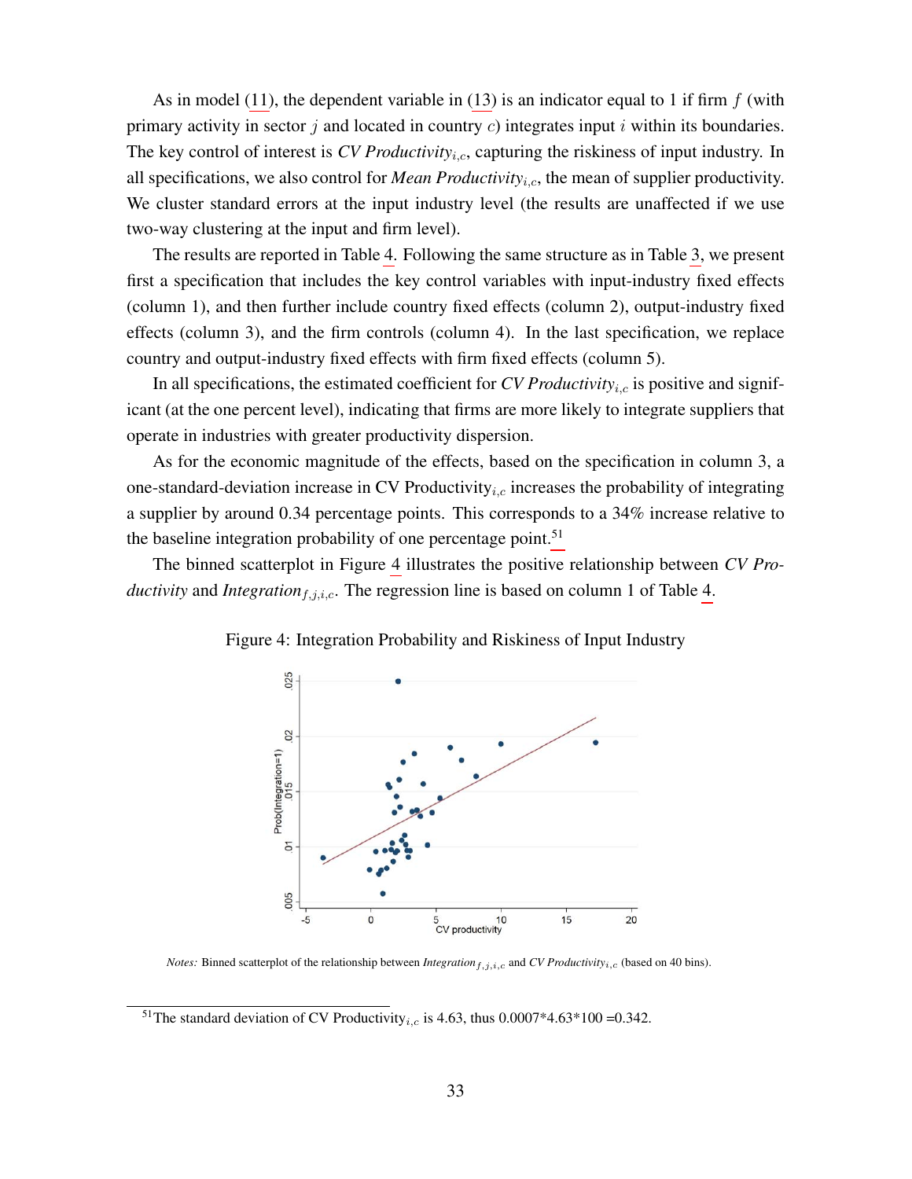As in model (11), the dependent variable in (13) is an indicator equal to 1 if firm $f$ (with primary activity in sector $j$ and located in country $c$) integrates input $i$ within its boundaries. The key control of interest is *CV Productivity*$_{i,c}$, capturing the riskiness of input industry. In all specifications, we also control for *Mean Productivity*$_{i,c}$, the mean of supplier productivity. We cluster standard errors at the input industry level (the results are unaffected if we use two-way clustering at the input and firm level).

The results are reported in Table 4. Following the same structure as in Table 3, we present first a specification that includes the key control variables with input-industry fixed effects (column 1), and then further include country fixed effects (column 2), output-industry fixed effects (column 3), and the firm controls (column 4). In the last specification, we replace country and output-industry fixed effects with firm fixed effects (column 5).

In all specifications, the estimated coefficient for *CV Productivity*$_{i,c}$ is positive and significant (at the one percent level), indicating that firms are more likely to integrate suppliers that operate in industries with greater productivity dispersion.

As for the economic magnitude of the effects, based on the specification in column 3, a one-standard-deviation increase in CV Productivity$_{i,c}$ increases the probability of integrating a supplier by around 0.34 percentage points. This corresponds to a 34% increase relative to the baseline integration probability of one percentage point.[51]

The binned scatterplot in Figure 4 illustrates the positive relationship between *CV Productivity* and *Integration*$_{f,j,i,c}$. The regression line is based on column 1 of Table 4.

Figure 4: Integration Probability and Riskiness of Input Industry

*Notes:* Binned scatterplot of the relationship between *Integration*$_{f,j,i,c}$ and *CV Productivity*$_{i,c}$ (based on 40 bins).

[51] The standard deviation of CV Productivity$_{i,c}$ is 4.63, thus 0.0007*4.63*100 =0.342.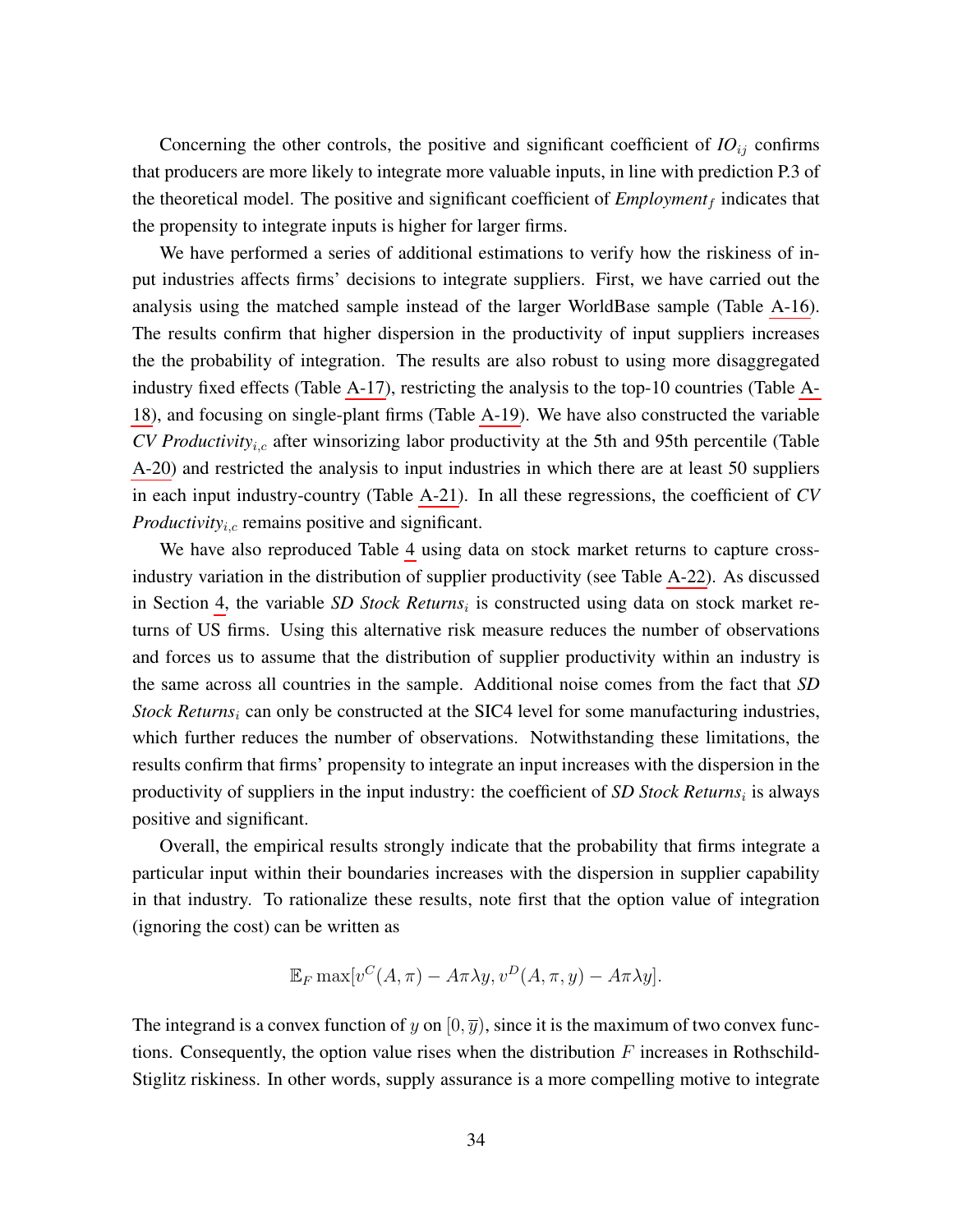Concerning the other controls, the positive and significant coefficient of $IO_{ij}$ confirms that producers are more likely to integrate more valuable inputs, in line with prediction P.3 of the theoretical model. The positive and significant coefficient of $Employment_f$ indicates that the propensity to integrate inputs is higher for larger firms.

We have performed a series of additional estimations to verify how the riskiness of input industries affects firms' decisions to integrate suppliers. First, we have carried out the analysis using the matched sample instead of the larger WorldBase sample (Table A-16). The results confirm that higher dispersion in the productivity of input suppliers increases the the probability of integration. The results are also robust to using more disaggregated industry fixed effects (Table A-17), restricting the analysis to the top-10 countries (Table A-18), and focusing on single-plant firms (Table A-19). We have also constructed the variable $CV\ Productivity_{i,c}$ after winsorizing labor productivity at the 5th and 95th percentile (Table A-20) and restricted the analysis to input industries in which there are at least 50 suppliers in each input industry-country (Table A-21). In all these regressions, the coefficient of $CV\ Productivity_{i,c}$ remains positive and significant.

We have also reproduced Table 4 using data on stock market returns to capture cross-industry variation in the distribution of supplier productivity (see Table A-22). As discussed in Section 4, the variable $SD\ Stock\ Returns_i$ is constructed using data on stock market returns of US firms. Using this alternative risk measure reduces the number of observations and forces us to assume that the distribution of supplier productivity within an industry is the same across all countries in the sample. Additional noise comes from the fact that $SD\ Stock\ Returns_i$ can only be constructed at the SIC4 level for some manufacturing industries, which further reduces the number of observations. Notwithstanding these limitations, the results confirm that firms' propensity to integrate an input increases with the dispersion in the productivity of suppliers in the input industry: the coefficient of $SD\ Stock\ Returns_i$ is always positive and significant.

Overall, the empirical results strongly indicate that the probability that firms integrate a particular input within their boundaries increases with the dispersion in supplier capability in that industry. To rationalize these results, note first that the option value of integration (ignoring the cost) can be written as

$$\mathbb{E}_F \max[v^C(A,\pi) - A\pi\lambda y, v^D(A,\pi,y) - A\pi\lambda y].$$

The integrand is a convex function of $y$ on $[0,\overline{y})$, since it is the maximum of two convex functions. Consequently, the option value rises when the distribution $F$ increases in Rothschild-Stiglitz riskiness. In other words, supply assurance is a more compelling motive to integrate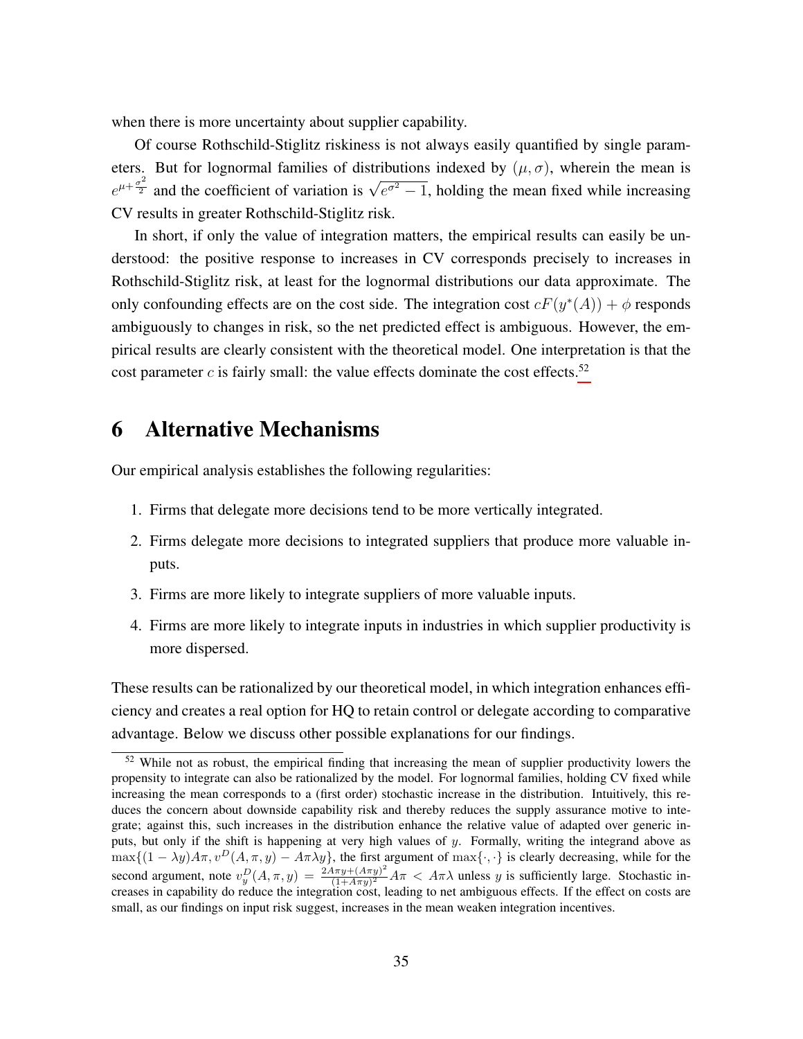when there is more uncertainty about supplier capability.

Of course Rothschild-Stiglitz riskiness is not always easily quantified by single parameters. But for lognormal families of distributions indexed by $(\mu, \sigma)$, wherein the mean is $e^{\mu+\frac{\sigma^2}{2}}$ and the coefficient of variation is $\sqrt{e^{\sigma^2}-1}$, holding the mean fixed while increasing CV results in greater Rothschild-Stiglitz risk.

In short, if only the value of integration matters, the empirical results can easily be understood: the positive response to increases in CV corresponds precisely to increases in Rothschild-Stiglitz risk, at least for the lognormal distributions our data approximate. The only confounding effects are on the cost side. The integration cost $cF(y^*(A)) + \phi$ responds ambiguously to changes in risk, so the net predicted effect is ambiguous. However, the empirical results are clearly consistent with the theoretical model. One interpretation is that the cost parameter $c$ is fairly small: the value effects dominate the cost effects.[52]

# 6 Alternative Mechanisms

Our empirical analysis establishes the following regularities:

1. Firms that delegate more decisions tend to be more vertically integrated.
2. Firms delegate more decisions to integrated suppliers that produce more valuable inputs.
3. Firms are more likely to integrate suppliers of more valuable inputs.
4. Firms are more likely to integrate inputs in industries in which supplier productivity is more dispersed.

These results can be rationalized by our theoretical model, in which integration enhances efficiency and creates a real option for HQ to retain control or delegate according to comparative advantage. Below we discuss other possible explanations for our findings.

[52] While not as robust, the empirical finding that increasing the mean of supplier productivity lowers the propensity to integrate can also be rationalized by the model. For lognormal families, holding CV fixed while increasing the mean corresponds to a (first order) stochastic increase in the distribution. Intuitively, this reduces the concern about downside capability risk and thereby reduces the supply assurance motive to integrate; against this, such increases in the distribution enhance the relative value of adapted over generic inputs, but only if the shift is happening at very high values of $y$. Formally, writing the integrand above as $\max\{(1-\lambda y)A\pi, v^D(A,\pi,y) - A\pi\lambda y\}$, the first argument of $\max\{\cdot,\cdot\}$ is clearly decreasing, while for the second argument, note $v^D_y(A,\pi,y) = \frac{2A\pi y + (A\pi y)^2}{(1+A\pi y)^2}A\pi < A\pi\lambda$ unless $y$ is sufficiently large. Stochastic increases in capability do reduce the integration cost, leading to net ambiguous effects. If the effect on costs are small, as our findings on input risk suggest, increases in the mean weaken integration incentives.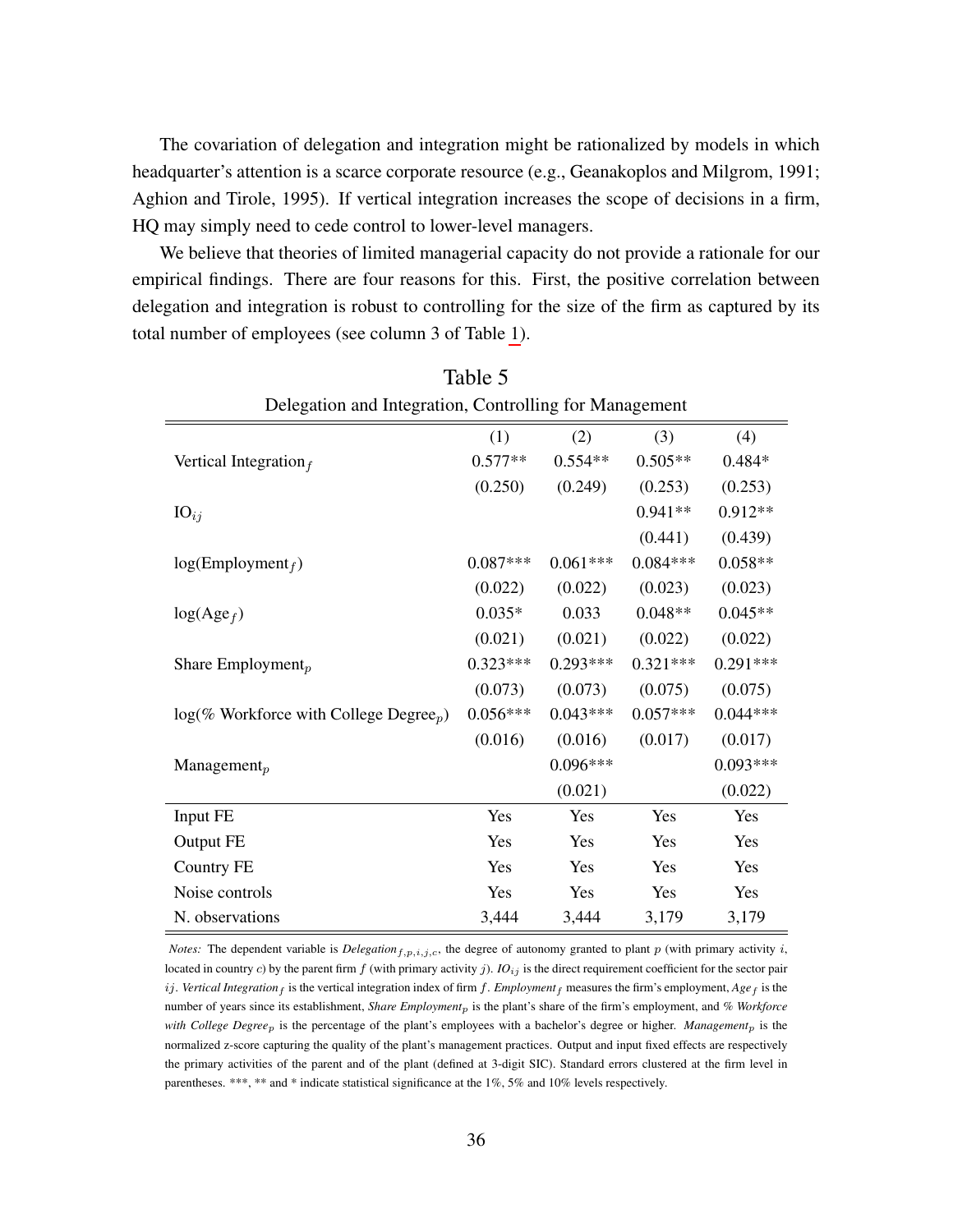The covariation of delegation and integration might be rationalized by models in which headquarter's attention is a scarce corporate resource (e.g., Geanakoplos and Milgrom, 1991; Aghion and Tirole, 1995). If vertical integration increases the scope of decisions in a firm, HQ may simply need to cede control to lower-level managers.

We believe that theories of limited managerial capacity do not provide a rationale for our empirical findings. There are four reasons for this. First, the positive correlation between delegation and integration is robust to controlling for the size of the firm as captured by its total number of employees (see column 3 of Table 1).

Table 5

Delegation and Integration, Controlling for Management

| | (1) | (2) | (3) | (4) |
|---|---|---|---|---|
| Vertical Integration$_f$ | 0.577** | 0.554** | 0.505** | 0.484* |
| | (0.250) | (0.249) | (0.253) | (0.253) |
| IO$_{ij}$ | | | 0.941** | 0.912** |
| | | | (0.441) | (0.439) |
| log(Employment$_f$) | 0.087*** | 0.061*** | 0.084*** | 0.058** |
| | (0.022) | (0.022) | (0.023) | (0.023) |
| log(Age$_f$) | 0.035* | 0.033 | 0.048** | 0.045** |
| | (0.021) | (0.021) | (0.022) | (0.022) |
| Share Employment$_p$ | 0.323*** | 0.293*** | 0.321*** | 0.291*** |
| | (0.073) | (0.073) | (0.075) | (0.075) |
| log(% Workforce with College Degree$_p$) | 0.056*** | 0.043*** | 0.057*** | 0.044*** |
| | (0.016) | (0.016) | (0.017) | (0.017) |
| Management$_p$ | | 0.096*** | | 0.093*** |
| | | (0.021) | | (0.022) |
| Input FE | Yes | Yes | Yes | Yes |
| Output FE | Yes | Yes | Yes | Yes |
| Country FE | Yes | Yes | Yes | Yes |
| Noise controls | Yes | Yes | Yes | Yes |
| N. observations | 3,444 | 3,444 | 3,179 | 3,179 |

*Notes:* The dependent variable is *Delegation*$_{f,p,i,j,c}$, the degree of autonomy granted to plant $p$ (with primary activity $i$, located in country $c$) by the parent firm $f$ (with primary activity $j$). *IO*$_{ij}$ is the direct requirement coefficient for the sector pair $ij$. *Vertical Integration*$_f$ is the vertical integration index of firm $f$. *Employment*$_f$ measures the firm's employment, *Age*$_f$ is the number of years since its establishment, *Share Employment*$_p$ is the plant's share of the firm's employment, and *% Workforce with College Degree*$_p$ is the percentage of the plant's employees with a bachelor's degree or higher. *Management*$_p$ is the normalized z-score capturing the quality of the plant's management practices. Output and input fixed effects are respectively the primary activities of the parent and of the plant (defined at 3-digit SIC). Standard errors clustered at the firm level in parentheses. ***, ** and * indicate statistical significance at the 1%, 5% and 10% levels respectively.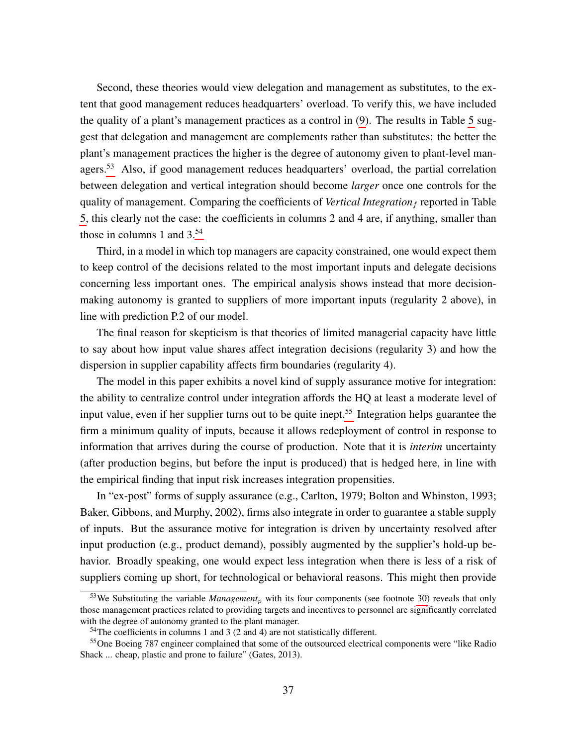Second, these theories would view delegation and management as substitutes, to the extent that good management reduces headquarters' overload. To verify this, we have included the quality of a plant's management practices as a control in (9). The results in Table 5 suggest that delegation and management are complements rather than substitutes: the better the plant's management practices the higher is the degree of autonomy given to plant-level managers.[53] Also, if good management reduces headquarters' overload, the partial correlation between delegation and vertical integration should become *larger* once one controls for the quality of management. Comparing the coefficients of $Vertical\ Integration_f$ reported in Table 5, this clearly not the case: the coefficients in columns 2 and 4 are, if anything, smaller than those in columns 1 and 3.[54]

Third, in a model in which top managers are capacity constrained, one would expect them to keep control of the decisions related to the most important inputs and delegate decisions concerning less important ones. The empirical analysis shows instead that more decision-making autonomy is granted to suppliers of more important inputs (regularity 2 above), in line with prediction P.2 of our model.

The final reason for skepticism is that theories of limited managerial capacity have little to say about how input value shares affect integration decisions (regularity 3) and how the dispersion in supplier capability affects firm boundaries (regularity 4).

The model in this paper exhibits a novel kind of supply assurance motive for integration: the ability to centralize control under integration affords the HQ at least a moderate level of input value, even if her supplier turns out to be quite inept.[55] Integration helps guarantee the firm a minimum quality of inputs, because it allows redeployment of control in response to information that arrives during the course of production. Note that it is *interim* uncertainty (after production begins, but before the input is produced) that is hedged here, in line with the empirical finding that input risk increases integration propensities.

In "ex-post" forms of supply assurance (e.g., Carlton, 1979; Bolton and Whinston, 1993; Baker, Gibbons, and Murphy, 2002), firms also integrate in order to guarantee a stable supply of inputs. But the assurance motive for integration is driven by uncertainty resolved after input production (e.g., product demand), possibly augmented by the supplier's hold-up behavior. Broadly speaking, one would expect less integration when there is less of a risk of suppliers coming up short, for technological or behavioral reasons. This might then provide

[53] We Substituting the variable $Management_p$ with its four components (see footnote 30) reveals that only those management practices related to providing targets and incentives to personnel are significantly correlated with the degree of autonomy granted to the plant manager.

[54] The coefficients in columns 1 and 3 (2 and 4) are not statistically different.

[55] One Boeing 787 engineer complained that some of the outsourced electrical components were "like Radio Shack ... cheap, plastic and prone to failure" (Gates, 2013).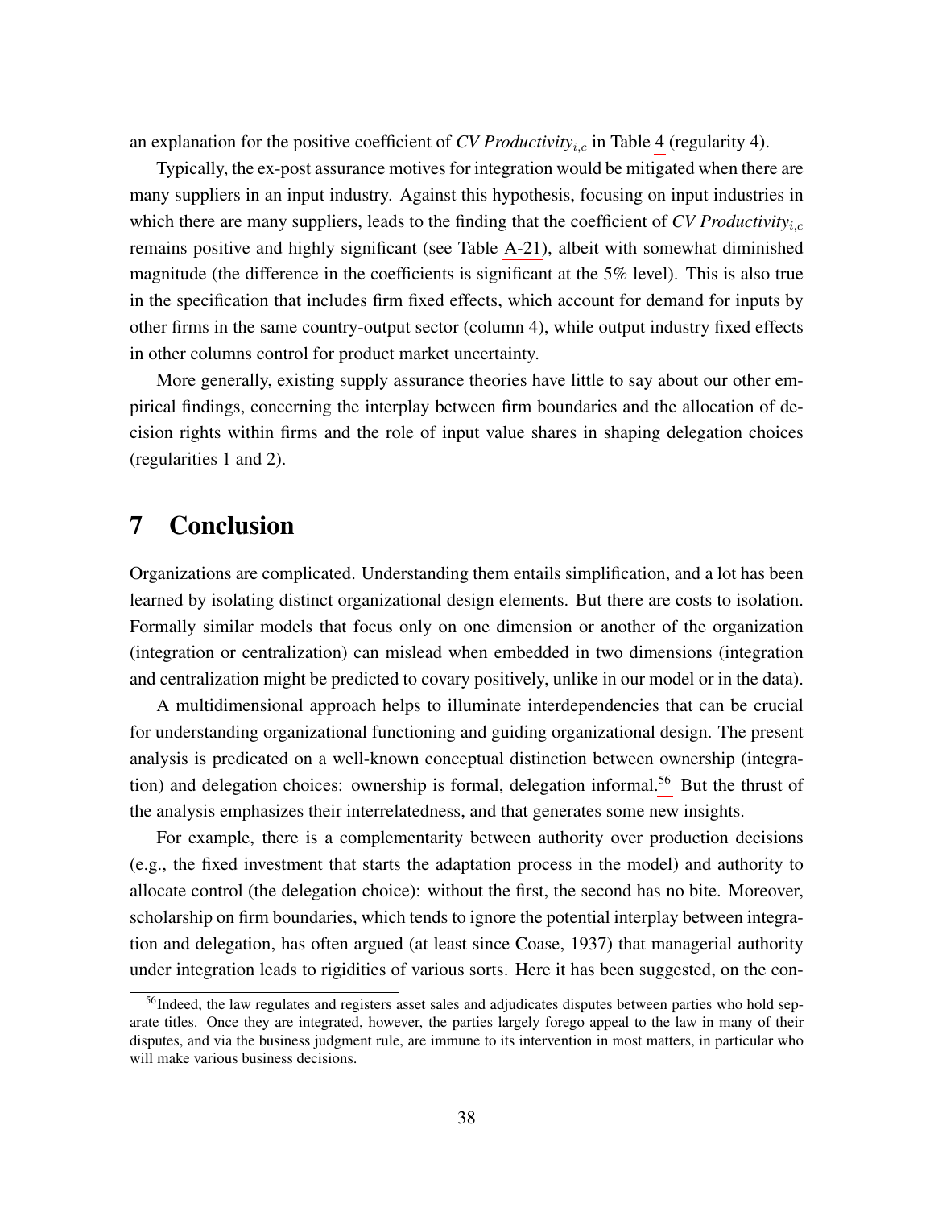an explanation for the positive coefficient of *CV Productivity*$_{i,c}$ in Table 4 (regularity 4).

Typically, the ex-post assurance motives for integration would be mitigated when there are many suppliers in an input industry. Against this hypothesis, focusing on input industries in which there are many suppliers, leads to the finding that the coefficient of *CV Productivity*$_{i,c}$ remains positive and highly significant (see Table A-21), albeit with somewhat diminished magnitude (the difference in the coefficients is significant at the 5% level). This is also true in the specification that includes firm fixed effects, which account for demand for inputs by other firms in the same country-output sector (column 4), while output industry fixed effects in other columns control for product market uncertainty.

More generally, existing supply assurance theories have little to say about our other empirical findings, concerning the interplay between firm boundaries and the allocation of decision rights within firms and the role of input value shares in shaping delegation choices (regularities 1 and 2).

# 7 Conclusion

Organizations are complicated. Understanding them entails simplification, and a lot has been learned by isolating distinct organizational design elements. But there are costs to isolation. Formally similar models that focus only on one dimension or another of the organization (integration or centralization) can mislead when embedded in two dimensions (integration and centralization might be predicted to covary positively, unlike in our model or in the data).

A multidimensional approach helps to illuminate interdependencies that can be crucial for understanding organizational functioning and guiding organizational design. The present analysis is predicated on a well-known conceptual distinction between ownership (integration) and delegation choices: ownership is formal, delegation informal.[56] But the thrust of the analysis emphasizes their interrelatedness, and that generates some new insights.

For example, there is a complementarity between authority over production decisions (e.g., the fixed investment that starts the adaptation process in the model) and authority to allocate control (the delegation choice): without the first, the second has no bite. Moreover, scholarship on firm boundaries, which tends to ignore the potential interplay between integration and delegation, has often argued (at least since Coase, 1937) that managerial authority under integration leads to rigidities of various sorts. Here it has been suggested, on the con-

[56] Indeed, the law regulates and registers asset sales and adjudicates disputes between parties who hold separate titles. Once they are integrated, however, the parties largely forego appeal to the law in many of their disputes, and via the business judgment rule, are immune to its intervention in most matters, in particular who will make various business decisions.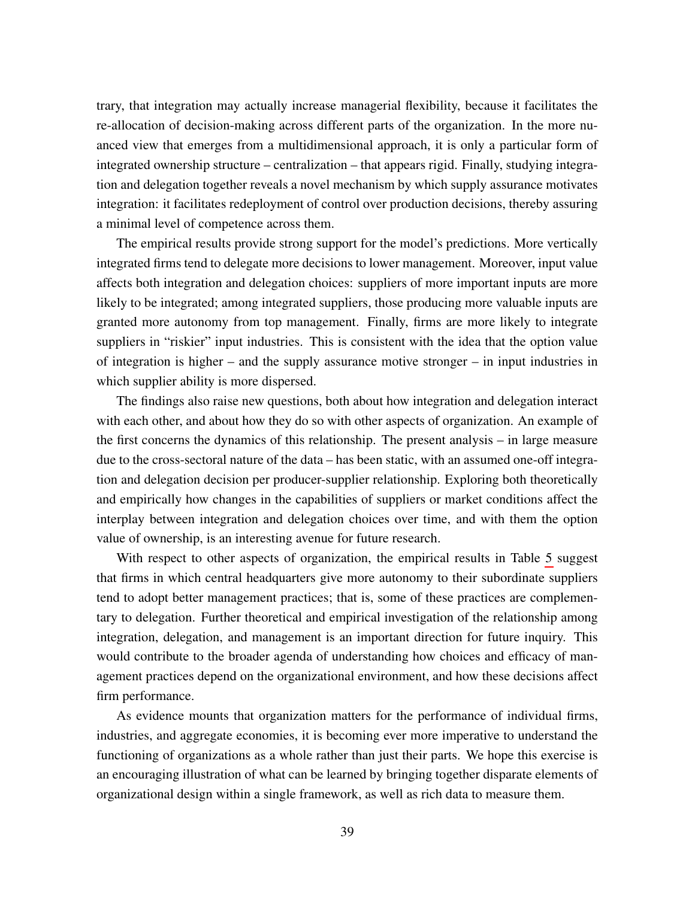trary, that integration may actually increase managerial flexibility, because it facilitates the re-allocation of decision-making across different parts of the organization. In the more nuanced view that emerges from a multidimensional approach, it is only a particular form of integrated ownership structure – centralization – that appears rigid. Finally, studying integration and delegation together reveals a novel mechanism by which supply assurance motivates integration: it facilitates redeployment of control over production decisions, thereby assuring a minimal level of competence across them.

The empirical results provide strong support for the model's predictions. More vertically integrated firms tend to delegate more decisions to lower management. Moreover, input value affects both integration and delegation choices: suppliers of more important inputs are more likely to be integrated; among integrated suppliers, those producing more valuable inputs are granted more autonomy from top management. Finally, firms are more likely to integrate suppliers in "riskier" input industries. This is consistent with the idea that the option value of integration is higher – and the supply assurance motive stronger – in input industries in which supplier ability is more dispersed.

The findings also raise new questions, both about how integration and delegation interact with each other, and about how they do so with other aspects of organization. An example of the first concerns the dynamics of this relationship. The present analysis – in large measure due to the cross-sectoral nature of the data – has been static, with an assumed one-off integration and delegation decision per producer-supplier relationship. Exploring both theoretically and empirically how changes in the capabilities of suppliers or market conditions affect the interplay between integration and delegation choices over time, and with them the option value of ownership, is an interesting avenue for future research.

With respect to other aspects of organization, the empirical results in Table 5 suggest that firms in which central headquarters give more autonomy to their subordinate suppliers tend to adopt better management practices; that is, some of these practices are complementary to delegation. Further theoretical and empirical investigation of the relationship among integration, delegation, and management is an important direction for future inquiry. This would contribute to the broader agenda of understanding how choices and efficacy of management practices depend on the organizational environment, and how these decisions affect firm performance.

As evidence mounts that organization matters for the performance of individual firms, industries, and aggregate economies, it is becoming ever more imperative to understand the functioning of organizations as a whole rather than just their parts. We hope this exercise is an encouraging illustration of what can be learned by bringing together disparate elements of organizational design within a single framework, as well as rich data to measure them.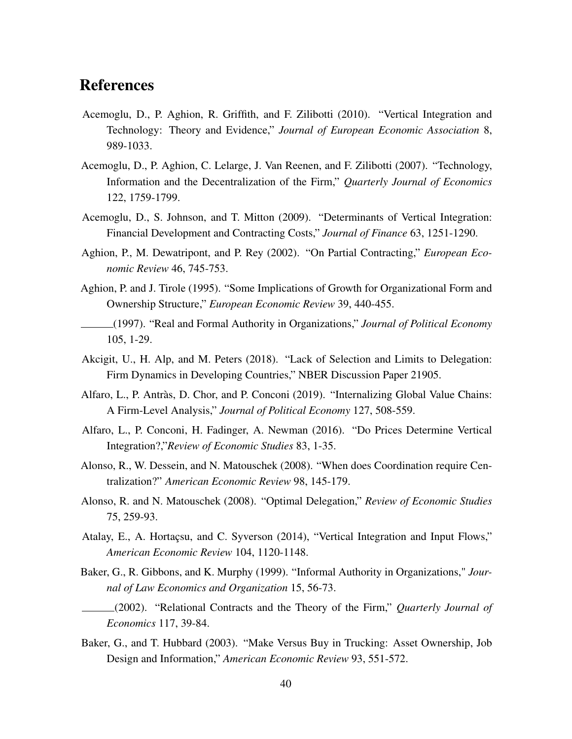# References

Acemoglu, D., P. Aghion, R. Griffith, and F. Zilibotti (2010). "Vertical Integration and Technology: Theory and Evidence," *Journal of European Economic Association* 8, 989-1033.

Acemoglu, D., P. Aghion, C. Lelarge, J. Van Reenen, and F. Zilibotti (2007). "Technology, Information and the Decentralization of the Firm," *Quarterly Journal of Economics* 122, 1759-1799.

Acemoglu, D., S. Johnson, and T. Mitton (2009). "Determinants of Vertical Integration: Financial Development and Contracting Costs," *Journal of Finance* 63, 1251-1290.

Aghion, P., M. Dewatripont, and P. Rey (2002). "On Partial Contracting," *European Economic Review* 46, 745-753.

Aghion, P. and J. Tirole (1995). "Some Implications of Growth for Organizational Form and Ownership Structure," *European Economic Review* 39, 440-455.

______(1997). "Real and Formal Authority in Organizations," *Journal of Political Economy* 105, 1-29.

Akcigit, U., H. Alp, and M. Peters (2018). "Lack of Selection and Limits to Delegation: Firm Dynamics in Developing Countries," NBER Discussion Paper 21905.

Alfaro, L., P. Antràs, D. Chor, and P. Conconi (2019). "Internalizing Global Value Chains: A Firm-Level Analysis," *Journal of Political Economy* 127, 508-559.

Alfaro, L., P. Conconi, H. Fadinger, A. Newman (2016). "Do Prices Determine Vertical Integration?,"*Review of Economic Studies* 83, 1-35.

Alonso, R., W. Dessein, and N. Matouschek (2008). "When does Coordination require Centralization?" *American Economic Review* 98, 145-179.

Alonso, R. and N. Matouschek (2008). "Optimal Delegation," *Review of Economic Studies* 75, 259-93.

Atalay, E., A. Hortaçsu, and C. Syverson (2014), "Vertical Integration and Input Flows," *American Economic Review* 104, 1120-1148.

Baker, G., R. Gibbons, and K. Murphy (1999). "Informal Authority in Organizations," *Journal of Law Economics and Organization* 15, 56-73.

______(2002). "Relational Contracts and the Theory of the Firm," *Quarterly Journal of Economics* 117, 39-84.

Baker, G., and T. Hubbard (2003). "Make Versus Buy in Trucking: Asset Ownership, Job Design and Information," *American Economic Review* 93, 551-572.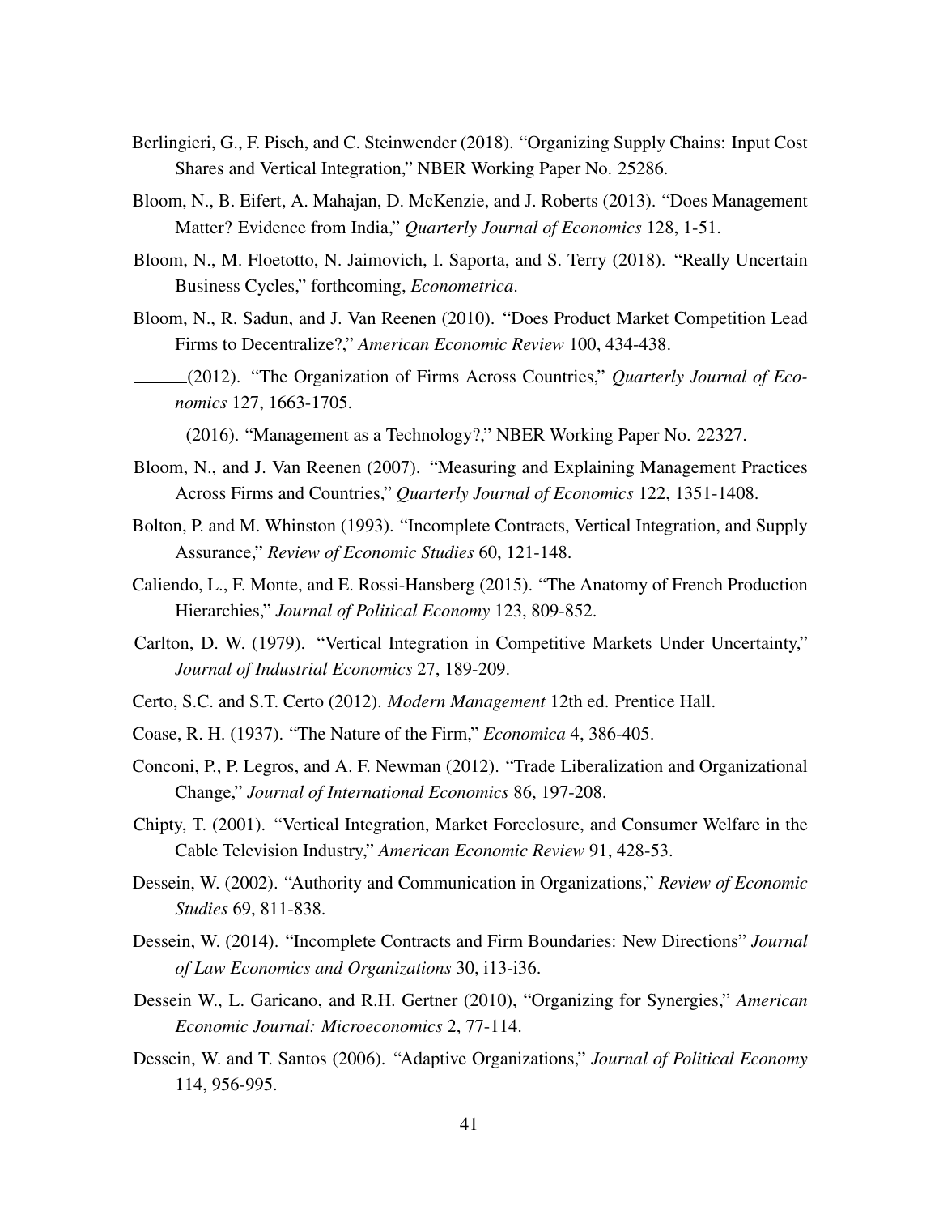Berlingieri, G., F. Pisch, and C. Steinwender (2018). "Organizing Supply Chains: Input Cost Shares and Vertical Integration," NBER Working Paper No. 25286.

Bloom, N., B. Eifert, A. Mahajan, D. McKenzie, and J. Roberts (2013). "Does Management Matter? Evidence from India," *Quarterly Journal of Economics* 128, 1-51.

Bloom, N., M. Floetotto, N. Jaimovich, I. Saporta, and S. Terry (2018). "Really Uncertain Business Cycles," forthcoming, *Econometrica*.

Bloom, N., R. Sadun, and J. Van Reenen (2010). "Does Product Market Competition Lead Firms to Decentralize?," *American Economic Review* 100, 434-438.

______(2012). "The Organization of Firms Across Countries," *Quarterly Journal of Economics* 127, 1663-1705.

______(2016). "Management as a Technology?," NBER Working Paper No. 22327.

Bloom, N., and J. Van Reenen (2007). "Measuring and Explaining Management Practices Across Firms and Countries," *Quarterly Journal of Economics* 122, 1351-1408.

Bolton, P. and M. Whinston (1993). "Incomplete Contracts, Vertical Integration, and Supply Assurance," *Review of Economic Studies* 60, 121-148.

Caliendo, L., F. Monte, and E. Rossi-Hansberg (2015). "The Anatomy of French Production Hierarchies," *Journal of Political Economy* 123, 809-852.

Carlton, D. W. (1979). "Vertical Integration in Competitive Markets Under Uncertainty," *Journal of Industrial Economics* 27, 189-209.

Certo, S.C. and S.T. Certo (2012). *Modern Management* 12th ed. Prentice Hall.

Coase, R. H. (1937). "The Nature of the Firm," *Economica* 4, 386-405.

Conconi, P., P. Legros, and A. F. Newman (2012). "Trade Liberalization and Organizational Change," *Journal of International Economics* 86, 197-208.

Chipty, T. (2001). "Vertical Integration, Market Foreclosure, and Consumer Welfare in the Cable Television Industry," *American Economic Review* 91, 428-53.

Dessein, W. (2002). "Authority and Communication in Organizations," *Review of Economic Studies* 69, 811-838.

Dessein, W. (2014). "Incomplete Contracts and Firm Boundaries: New Directions" *Journal of Law Economics and Organizations* 30, i13-i36.

Dessein W., L. Garicano, and R.H. Gertner (2010), "Organizing for Synergies," *American Economic Journal: Microeconomics* 2, 77-114.

Dessein, W. and T. Santos (2006). "Adaptive Organizations," *Journal of Political Economy* 114, 956-995.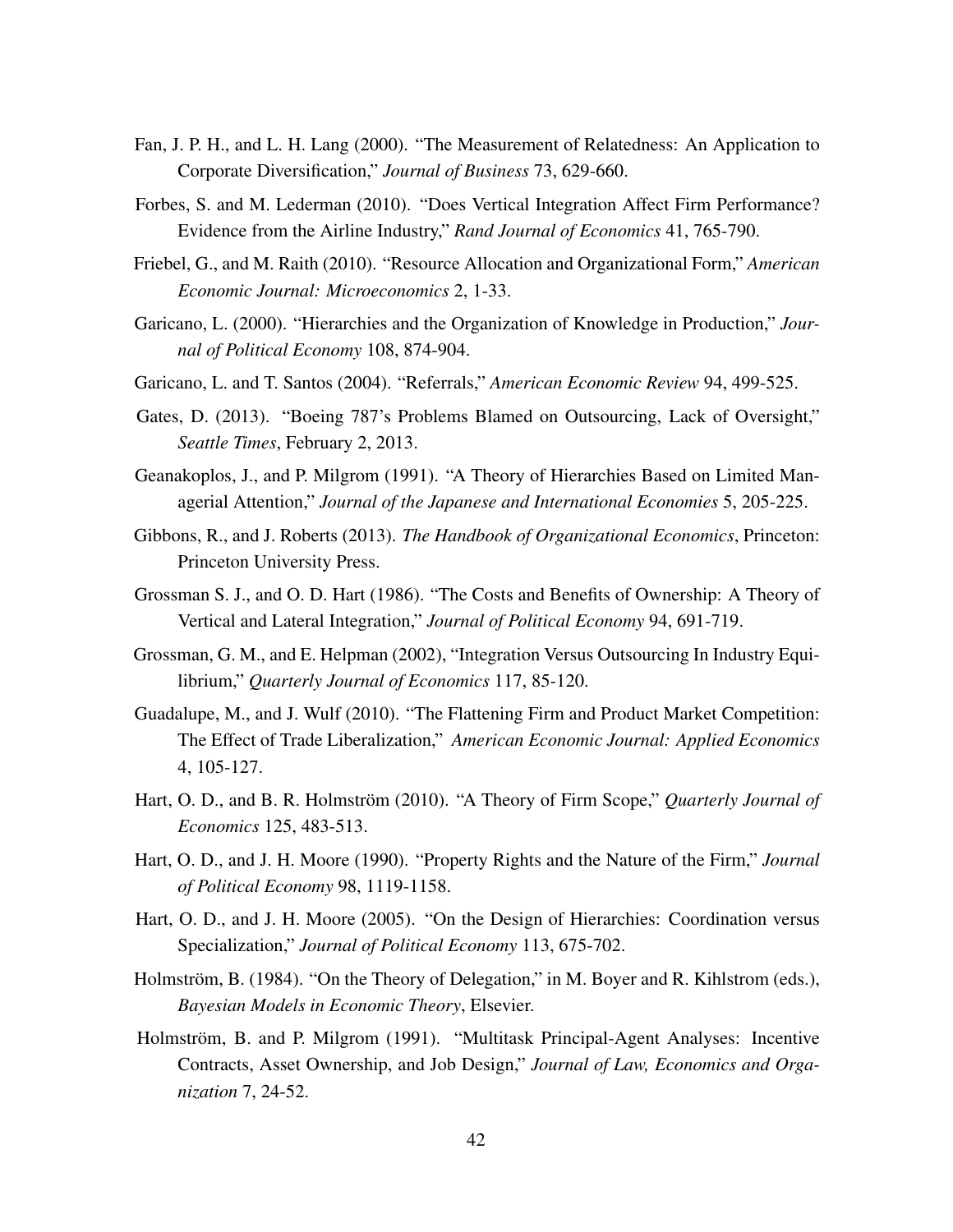Fan, J. P. H., and L. H. Lang (2000). "The Measurement of Relatedness: An Application to Corporate Diversification," *Journal of Business* 73, 629-660.

Forbes, S. and M. Lederman (2010). "Does Vertical Integration Affect Firm Performance? Evidence from the Airline Industry," *Rand Journal of Economics* 41, 765-790.

Friebel, G., and M. Raith (2010). "Resource Allocation and Organizational Form," *American Economic Journal: Microeconomics* 2, 1-33.

Garicano, L. (2000). "Hierarchies and the Organization of Knowledge in Production," *Journal of Political Economy* 108, 874-904.

Garicano, L. and T. Santos (2004). "Referrals," *American Economic Review* 94, 499-525.

Gates, D. (2013). "Boeing 787's Problems Blamed on Outsourcing, Lack of Oversight," *Seattle Times*, February 2, 2013.

Geanakoplos, J., and P. Milgrom (1991). "A Theory of Hierarchies Based on Limited Managerial Attention," *Journal of the Japanese and International Economies* 5, 205-225.

Gibbons, R., and J. Roberts (2013). *The Handbook of Organizational Economics*, Princeton: Princeton University Press.

Grossman S. J., and O. D. Hart (1986). "The Costs and Benefits of Ownership: A Theory of Vertical and Lateral Integration," *Journal of Political Economy* 94, 691-719.

Grossman, G. M., and E. Helpman (2002), "Integration Versus Outsourcing In Industry Equilibrium," *Quarterly Journal of Economics* 117, 85-120.

Guadalupe, M., and J. Wulf (2010). "The Flattening Firm and Product Market Competition: The Effect of Trade Liberalization," *American Economic Journal: Applied Economics* 4, 105-127.

Hart, O. D., and B. R. Holmström (2010). "A Theory of Firm Scope," *Quarterly Journal of Economics* 125, 483-513.

Hart, O. D., and J. H. Moore (1990). "Property Rights and the Nature of the Firm," *Journal of Political Economy* 98, 1119-1158.

Hart, O. D., and J. H. Moore (2005). "On the Design of Hierarchies: Coordination versus Specialization," *Journal of Political Economy* 113, 675-702.

Holmström, B. (1984). "On the Theory of Delegation," in M. Boyer and R. Kihlstrom (eds.), *Bayesian Models in Economic Theory*, Elsevier.

Holmström, B. and P. Milgrom (1991). "Multitask Principal-Agent Analyses: Incentive Contracts, Asset Ownership, and Job Design," *Journal of Law, Economics and Organization* 7, 24-52.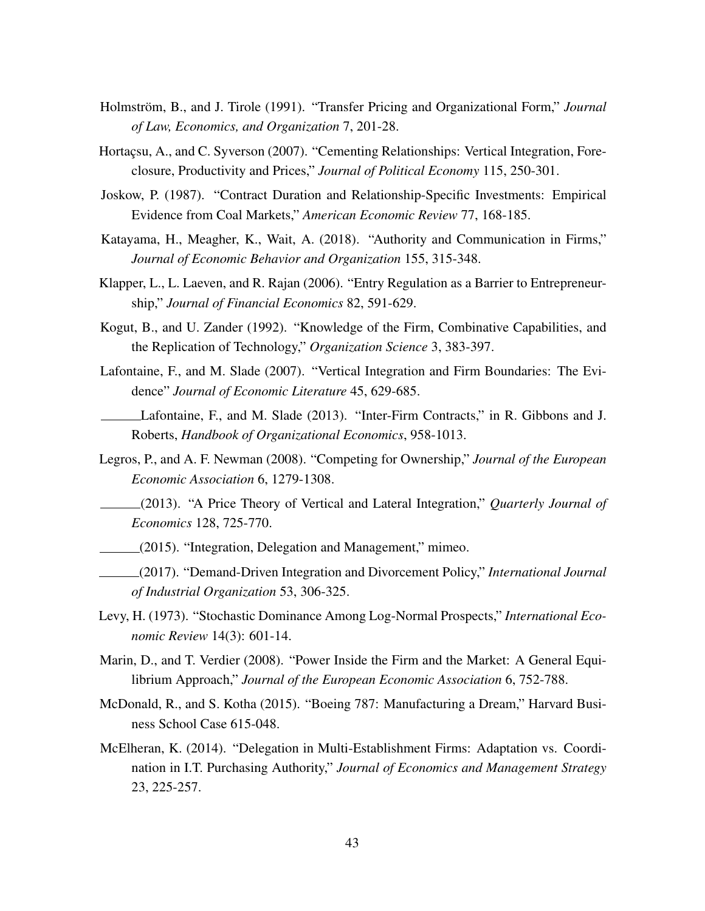Holmström, B., and J. Tirole (1991). "Transfer Pricing and Organizational Form," *Journal of Law, Economics, and Organization* 7, 201-28.

Hortaçsu, A., and C. Syverson (2007). "Cementing Relationships: Vertical Integration, Foreclosure, Productivity and Prices," *Journal of Political Economy* 115, 250-301.

Joskow, P. (1987). "Contract Duration and Relationship-Specific Investments: Empirical Evidence from Coal Markets," *American Economic Review* 77, 168-185.

Katayama, H., Meagher, K., Wait, A. (2018). "Authority and Communication in Firms," *Journal of Economic Behavior and Organization* 155, 315-348.

Klapper, L., L. Laeven, and R. Rajan (2006). "Entry Regulation as a Barrier to Entrepreneurship," *Journal of Financial Economics* 82, 591-629.

Kogut, B., and U. Zander (1992). "Knowledge of the Firm, Combinative Capabilities, and the Replication of Technology," *Organization Science* 3, 383-397.

Lafontaine, F., and M. Slade (2007). "Vertical Integration and Firm Boundaries: The Evidence" *Journal of Economic Literature* 45, 629-685.

______Lafontaine, F., and M. Slade (2013). "Inter-Firm Contracts," in R. Gibbons and J. Roberts, *Handbook of Organizational Economics*, 958-1013.

Legros, P., and A. F. Newman (2008). "Competing for Ownership," *Journal of the European Economic Association* 6, 1279-1308.

______(2013). "A Price Theory of Vertical and Lateral Integration," *Quarterly Journal of Economics* 128, 725-770.

______(2015). "Integration, Delegation and Management," mimeo.

______(2017). "Demand-Driven Integration and Divorcement Policy," *International Journal of Industrial Organization* 53, 306-325.

Levy, H. (1973). "Stochastic Dominance Among Log-Normal Prospects," *International Economic Review* 14(3): 601-14.

Marin, D., and T. Verdier (2008). "Power Inside the Firm and the Market: A General Equilibrium Approach," *Journal of the European Economic Association* 6, 752-788.

McDonald, R., and S. Kotha (2015). "Boeing 787: Manufacturing a Dream," Harvard Business School Case 615-048.

McElheran, K. (2014). "Delegation in Multi-Establishment Firms: Adaptation vs. Coordination in I.T. Purchasing Authority," *Journal of Economics and Management Strategy* 23, 225-257.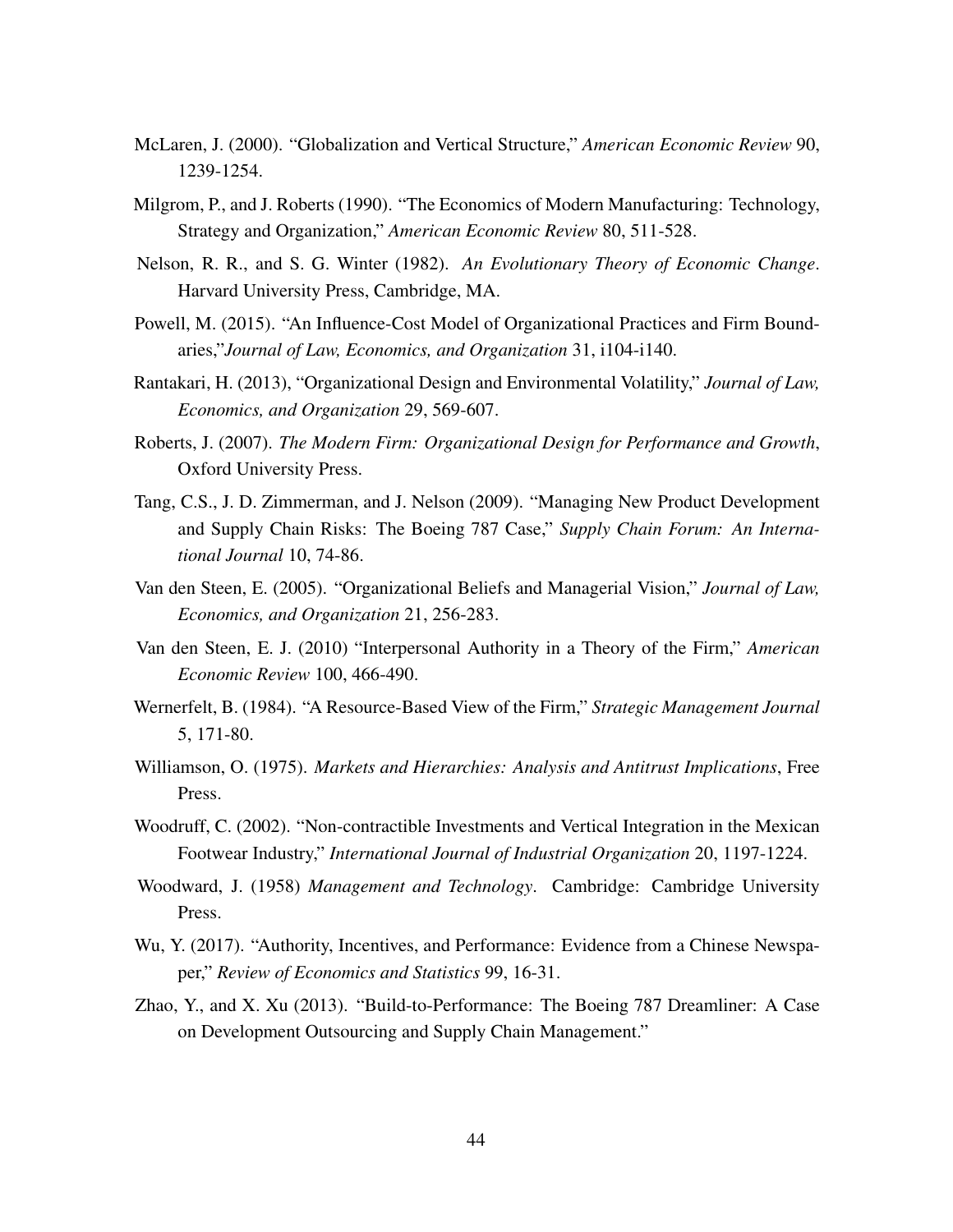McLaren, J. (2000). "Globalization and Vertical Structure," *American Economic Review* 90, 1239-1254.

Milgrom, P., and J. Roberts (1990). "The Economics of Modern Manufacturing: Technology, Strategy and Organization," *American Economic Review* 80, 511-528.

Nelson, R. R., and S. G. Winter (1982). *An Evolutionary Theory of Economic Change*. Harvard University Press, Cambridge, MA.

Powell, M. (2015). "An Influence-Cost Model of Organizational Practices and Firm Boundaries,"*Journal of Law, Economics, and Organization* 31, i104-i140.

Rantakari, H. (2013), "Organizational Design and Environmental Volatility," *Journal of Law, Economics, and Organization* 29, 569-607.

Roberts, J. (2007). *The Modern Firm: Organizational Design for Performance and Growth*, Oxford University Press.

Tang, C.S., J. D. Zimmerman, and J. Nelson (2009). "Managing New Product Development and Supply Chain Risks: The Boeing 787 Case," *Supply Chain Forum: An International Journal* 10, 74-86.

Van den Steen, E. (2005). "Organizational Beliefs and Managerial Vision," *Journal of Law, Economics, and Organization* 21, 256-283.

Van den Steen, E. J. (2010) "Interpersonal Authority in a Theory of the Firm," *American Economic Review* 100, 466-490.

Wernerfelt, B. (1984). "A Resource-Based View of the Firm," *Strategic Management Journal* 5, 171-80.

Williamson, O. (1975). *Markets and Hierarchies: Analysis and Antitrust Implications*, Free Press.

Woodruff, C. (2002). "Non-contractible Investments and Vertical Integration in the Mexican Footwear Industry," *International Journal of Industrial Organization* 20, 1197-1224.

Woodward, J. (1958) *Management and Technology*. Cambridge: Cambridge University Press.

Wu, Y. (2017). "Authority, Incentives, and Performance: Evidence from a Chinese Newspaper," *Review of Economics and Statistics* 99, 16-31.

Zhao, Y., and X. Xu (2013). "Build-to-Performance: The Boeing 787 Dreamliner: A Case on Development Outsourcing and Supply Chain Management."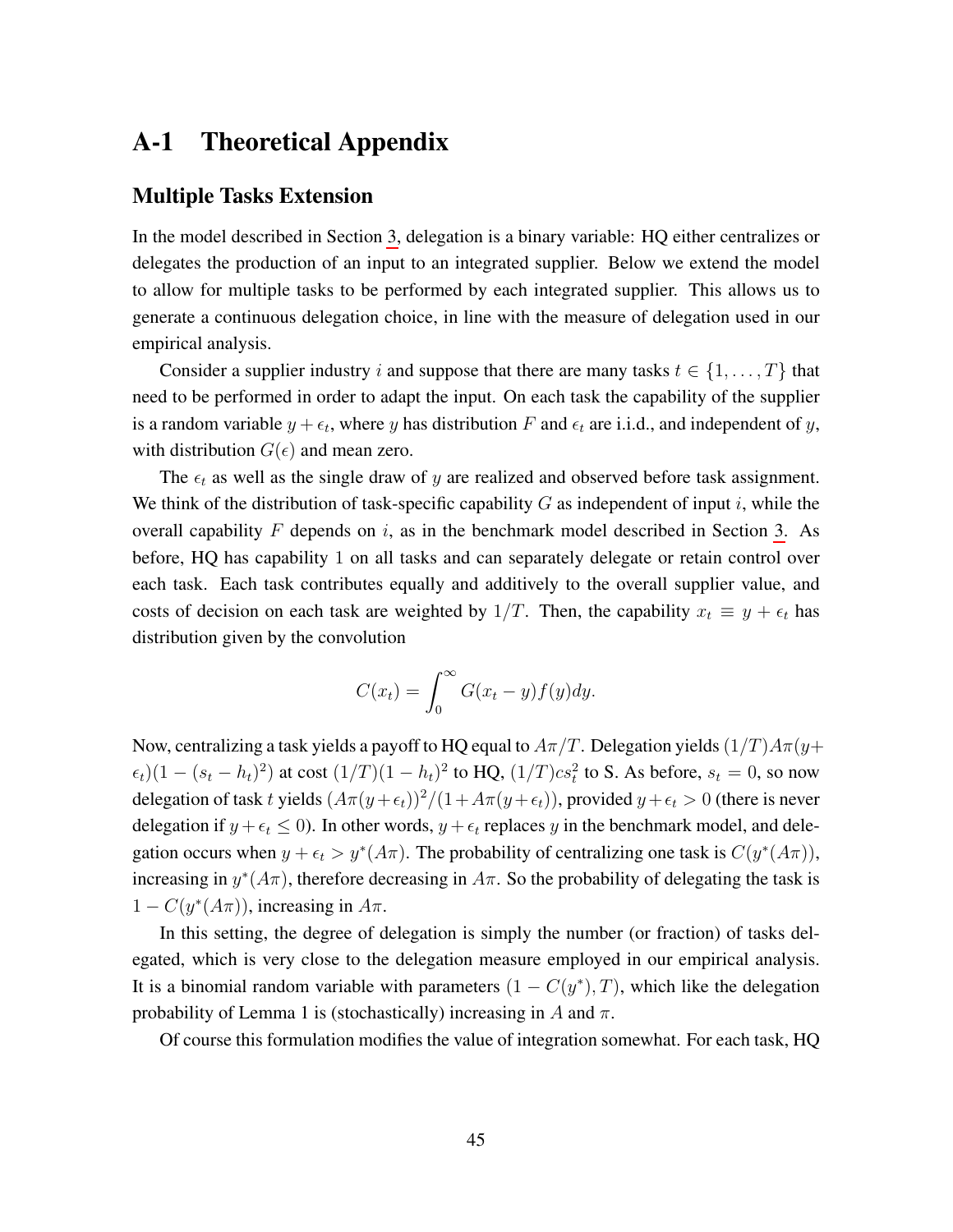# A-1 Theoretical Appendix

## Multiple Tasks Extension

In the model described in Section 3, delegation is a binary variable: HQ either centralizes or delegates the production of an input to an integrated supplier. Below we extend the model to allow for multiple tasks to be performed by each integrated supplier. This allows us to generate a continuous delegation choice, in line with the measure of delegation used in our empirical analysis.

Consider a supplier industry $i$ and suppose that there are many tasks $t \in \{1, \ldots, T\}$ that need to be performed in order to adapt the input. On each task the capability of the supplier is a random variable $y + \epsilon_t$, where $y$ has distribution $F$ and $\epsilon_t$ are i.i.d., and independent of $y$, with distribution $G(\epsilon)$ and mean zero.

The $\epsilon_t$ as well as the single draw of $y$ are realized and observed before task assignment. We think of the distribution of task-specific capability $G$ as independent of input $i$, while the overall capability $F$ depends on $i$, as in the benchmark model described in Section 3. As before, HQ has capability 1 on all tasks and can separately delegate or retain control over each task. Each task contributes equally and additively to the overall supplier value, and costs of decision on each task are weighted by $1/T$. Then, the capability $x_t \equiv y + \epsilon_t$ has distribution given by the convolution

$$C(x_t) = \int_0^\infty G(x_t - y) f(y) dy.$$

Now, centralizing a task yields a payoff to HQ equal to $A\pi/T$. Delegation yields $(1/T)A\pi(y+\epsilon_t)(1 - (s_t - h_t)^2)$ at cost $(1/T)(1 - h_t)^2$ to HQ, $(1/T)cs_t^2$ to S. As before, $s_t = 0$, so now delegation of task $t$ yields $(A\pi(y+\epsilon_t))^2/(1+A\pi(y+\epsilon_t))$, provided $y+\epsilon_t > 0$ (there is never delegation if $y + \epsilon_t \leq 0$). In other words, $y + \epsilon_t$ replaces $y$ in the benchmark model, and delegation occurs when $y + \epsilon_t > y^*(A\pi)$. The probability of centralizing one task is $C(y^*(A\pi))$, increasing in $y^*(A\pi)$, therefore decreasing in $A\pi$. So the probability of delegating the task is $1 - C(y^*(A\pi))$, increasing in $A\pi$.

In this setting, the degree of delegation is simply the number (or fraction) of tasks delegated, which is very close to the delegation measure employed in our empirical analysis. It is a binomial random variable with parameters $(1 - C(y^*), T)$, which like the delegation probability of Lemma 1 is (stochastically) increasing in $A$ and $\pi$.

Of course this formulation modifies the value of integration somewhat. For each task, HQ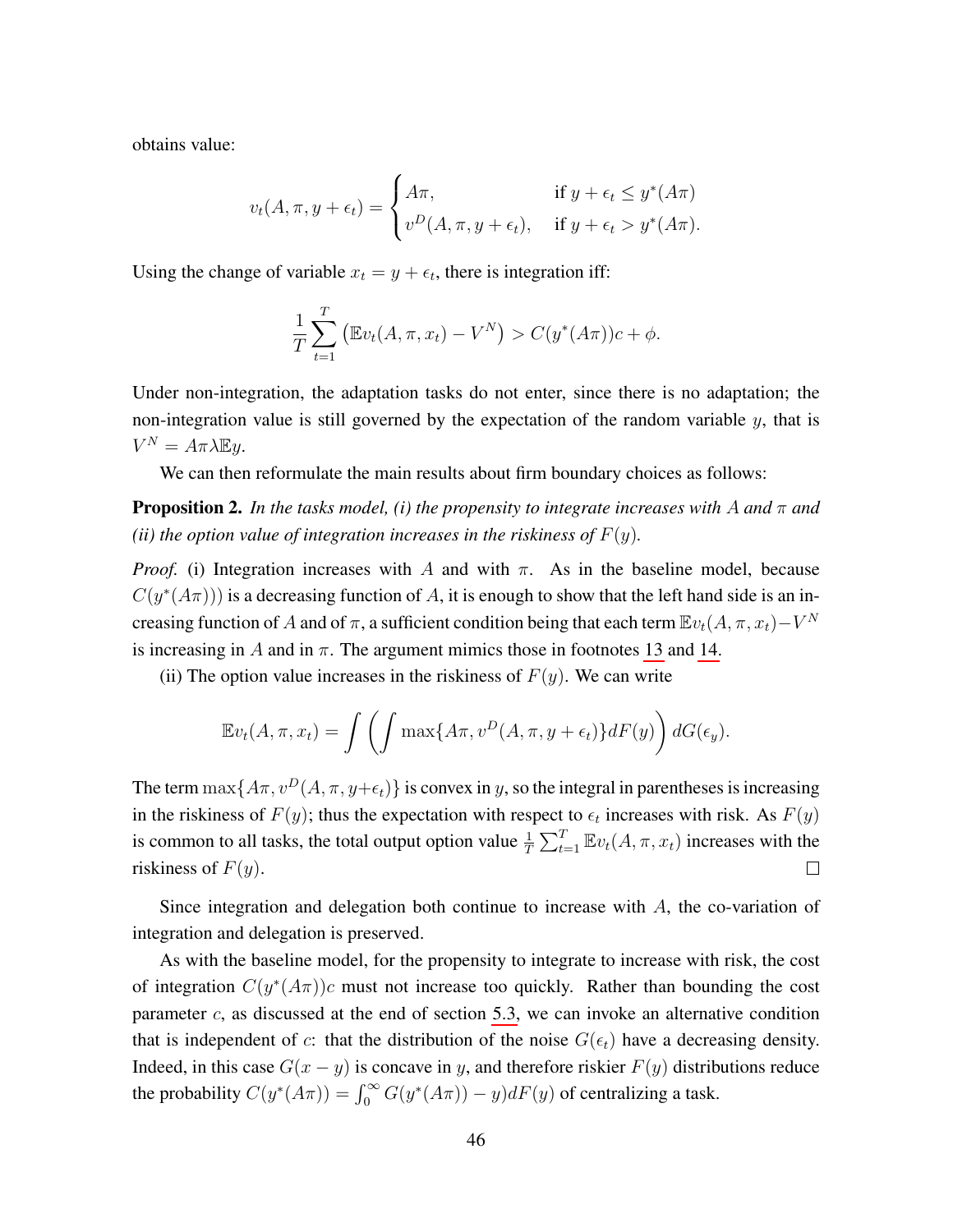obtains value:

$$v_t(A, \pi, y + \epsilon_t) = \begin{cases} A\pi, & \text{if } y + \epsilon_t \leq y^*(A\pi) \\ v^D(A, \pi, y + \epsilon_t), & \text{if } y + \epsilon_t > y^*(A\pi). \end{cases}$$

Using the change of variable $x_t = y + \epsilon_t$, there is integration iff:

$$\frac{1}{T}\sum_{t=1}^{T}\left(\mathbb{E}v_t(A, \pi, x_t) - V^N\right) > C(y^*(A\pi))c + \phi.$$

Under non-integration, the adaptation tasks do not enter, since there is no adaptation; the non-integration value is still governed by the expectation of the random variable $y$, that is $V^N = A\pi\lambda\mathbb{E}y$.

We can then reformulate the main results about firm boundary choices as follows:

**Proposition 2.** *In the tasks model, (i) the propensity to integrate increases with $A$ and $\pi$ and (ii) the option value of integration increases in the riskiness of $F(y)$.*

*Proof.* (i) Integration increases with $A$ and with $\pi$. As in the baseline model, because $C(y^*(A\pi)))$ is a decreasing function of $A$, it is enough to show that the left hand side is an increasing function of $A$ and of $\pi$, a sufficient condition being that each term $\mathbb{E}v_t(A, \pi, x_t) - V^N$ is increasing in $A$ and in $\pi$. The argument mimics those in footnotes 13 and 14.

(ii) The option value increases in the riskiness of $F(y)$. We can write

$$\mathbb{E}v_t(A, \pi, x_t) = \int\left(\int \max\{A\pi, v^D(A, \pi, y + \epsilon_t)\}dF(y)\right)dG(\epsilon_y).$$

The term $\max\{A\pi, v^D(A, \pi, y+\epsilon_t)\}$ is convex in $y$, so the integral in parentheses is increasing in the riskiness of $F(y)$; thus the expectation with respect to $\epsilon_t$ increases with risk. As $F(y)$ is common to all tasks, the total output option value $\frac{1}{T}\sum_{t=1}^{T}\mathbb{E}v_t(A, \pi, x_t)$ increases with the riskiness of $F(y)$. $\square$

Since integration and delegation both continue to increase with $A$, the co-variation of integration and delegation is preserved.

As with the baseline model, for the propensity to integrate to increase with risk, the cost of integration $C(y^*(A\pi))c$ must not increase too quickly. Rather than bounding the cost parameter $c$, as discussed at the end of section 5.3, we can invoke an alternative condition that is independent of $c$: that the distribution of the noise $G(\epsilon_t)$ have a decreasing density. Indeed, in this case $G(x - y)$ is concave in $y$, and therefore riskier $F(y)$ distributions reduce the probability $C(y^*(A\pi)) = \int_0^{\infty} G(y^*(A\pi)) - y)dF(y)$ of centralizing a task.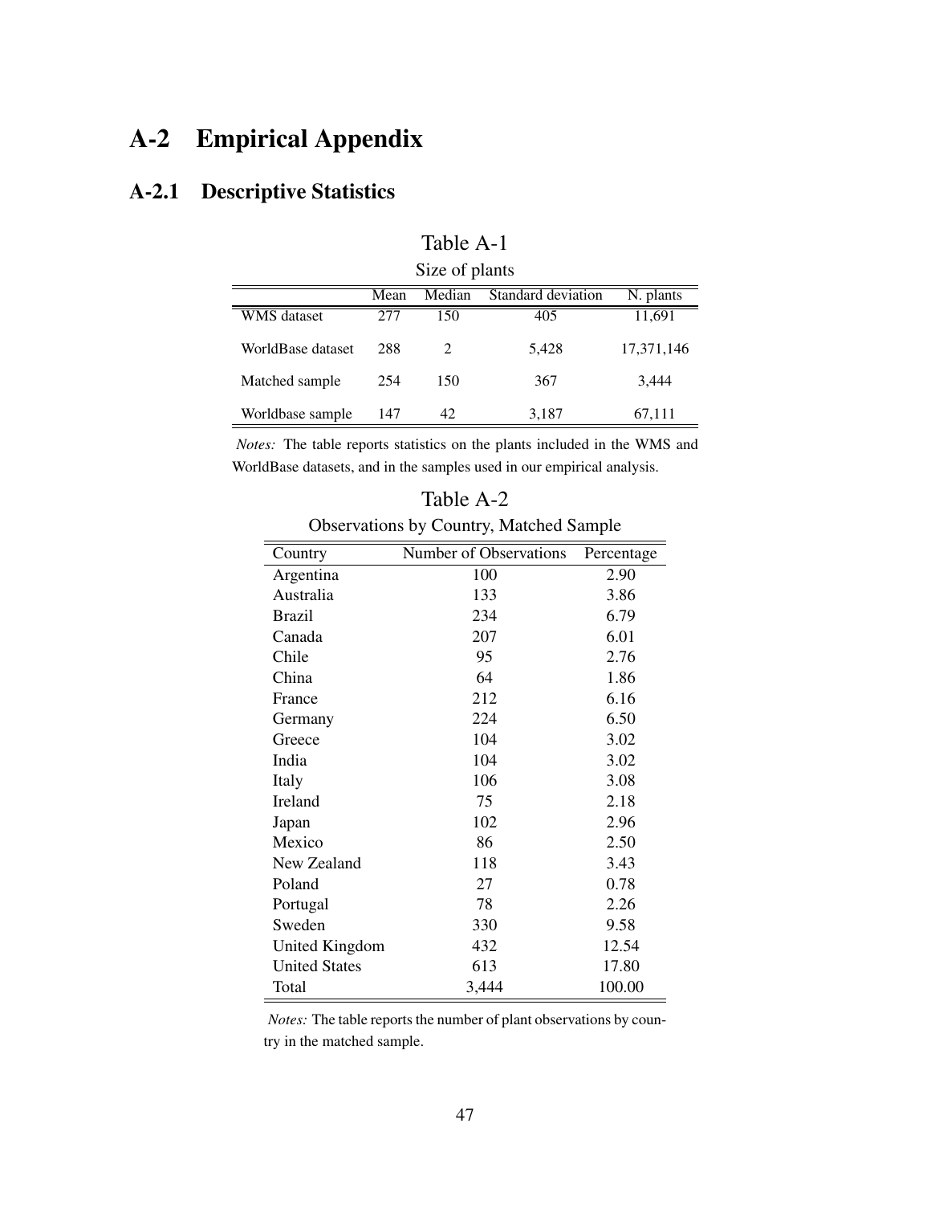## A-2 Empirical Appendix

### A-2.1 Descriptive Statistics

Table A-1

Size of plants

| | Mean | Median | Standard deviation | N. plants |
|---|---|---|---|---|
| WMS dataset | 277 | 150 | 405 | 11,691 |
| WorldBase dataset | 288 | 2 | 5,428 | 17,371,146 |
| Matched sample | 254 | 150 | 367 | 3,444 |
| Worldbase sample | 147 | 42 | 3,187 | 67,111 |

*Notes:* The table reports statistics on the plants included in the WMS and WorldBase datasets, and in the samples used in our empirical analysis.

Table A-2

Observations by Country, Matched Sample

| Country | Number of Observations | Percentage |
|---|---|---|
| Argentina | 100 | 2.90 |
| Australia | 133 | 3.86 |
| Brazil | 234 | 6.79 |
| Canada | 207 | 6.01 |
| Chile | 95 | 2.76 |
| China | 64 | 1.86 |
| France | 212 | 6.16 |
| Germany | 224 | 6.50 |
| Greece | 104 | 3.02 |
| India | 104 | 3.02 |
| Italy | 106 | 3.08 |
| Ireland | 75 | 2.18 |
| Japan | 102 | 2.96 |
| Mexico | 86 | 2.50 |
| New Zealand | 118 | 3.43 |
| Poland | 27 | 0.78 |
| Portugal | 78 | 2.26 |
| Sweden | 330 | 9.58 |
| United Kingdom | 432 | 12.54 |
| United States | 613 | 17.80 |
| Total | 3,444 | 100.00 |

*Notes:* The table reports the number of plant observations by country in the matched sample.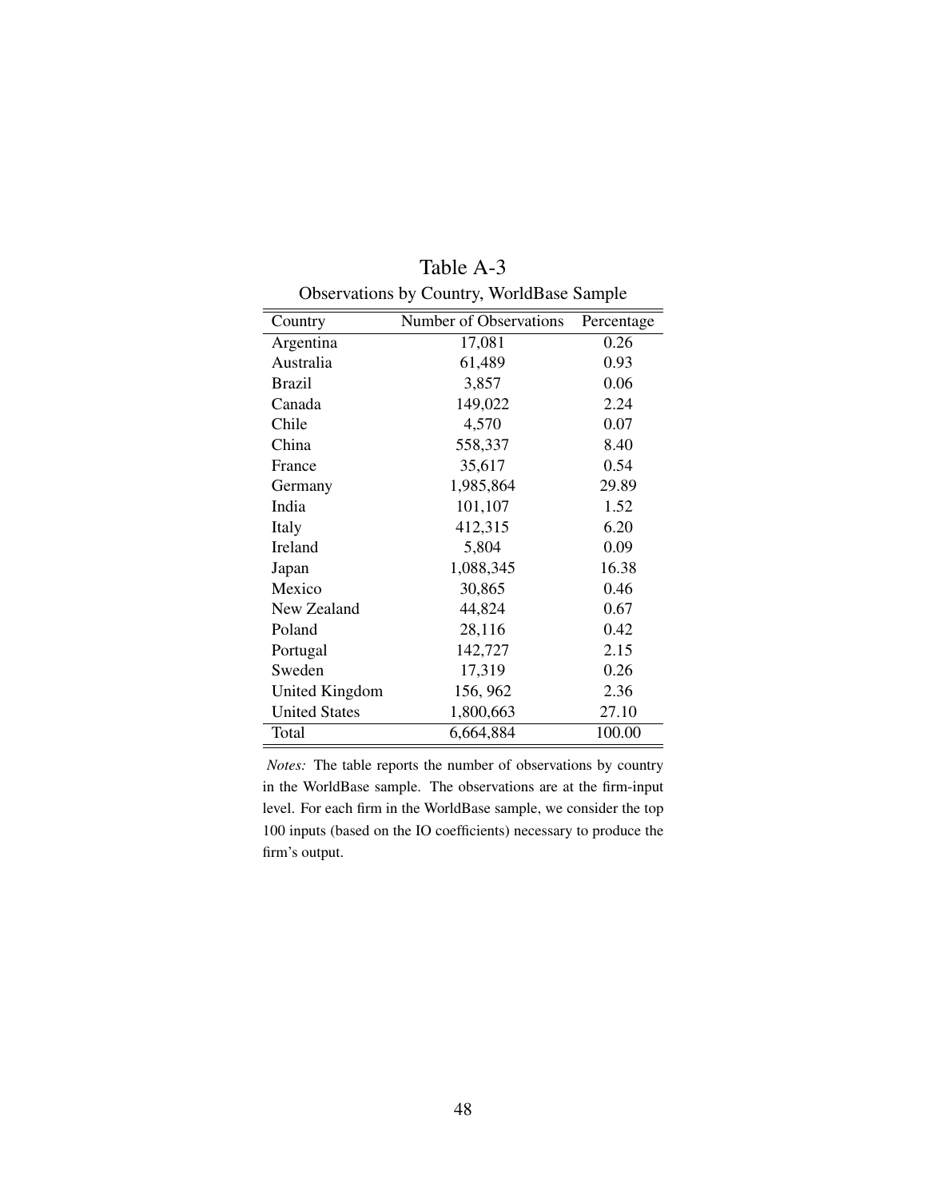# Table A-3

Observations by Country, WorldBase Sample

| Country | Number of Observations | Percentage |
|---|---|---|
| Argentina | 17,081 | 0.26 |
| Australia | 61,489 | 0.93 |
| Brazil | 3,857 | 0.06 |
| Canada | 149,022 | 2.24 |
| Chile | 4,570 | 0.07 |
| China | 558,337 | 8.40 |
| France | 35,617 | 0.54 |
| Germany | 1,985,864 | 29.89 |
| India | 101,107 | 1.52 |
| Italy | 412,315 | 6.20 |
| Ireland | 5,804 | 0.09 |
| Japan | 1,088,345 | 16.38 |
| Mexico | 30,865 | 0.46 |
| New Zealand | 44,824 | 0.67 |
| Poland | 28,116 | 0.42 |
| Portugal | 142,727 | 2.15 |
| Sweden | 17,319 | 0.26 |
| United Kingdom | 156, 962 | 2.36 |
| United States | 1,800,663 | 27.10 |
| Total | 6,664,884 | 100.00 |

*Notes:* The table reports the number of observations by country in the WorldBase sample. The observations are at the firm-input level. For each firm in the WorldBase sample, we consider the top 100 inputs (based on the IO coefficients) necessary to produce the firm's output.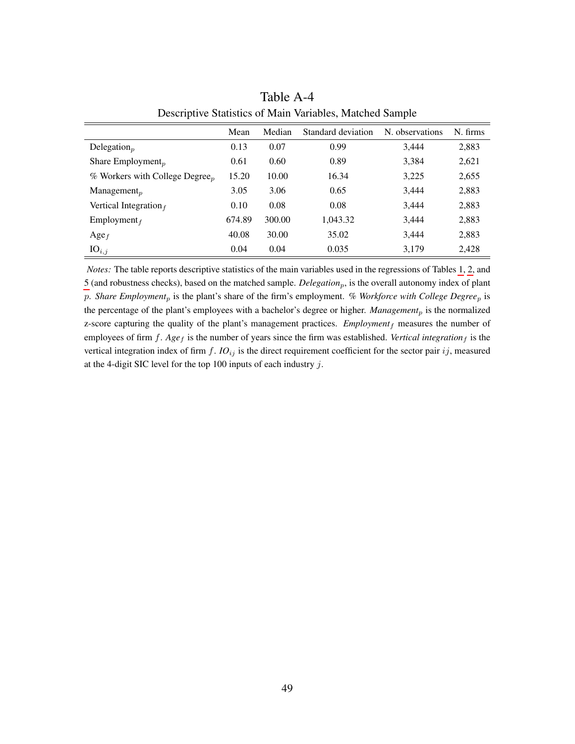# Table A-4

Descriptive Statistics of Main Variables, Matched Sample

| | Mean | Median | Standard deviation | N. observations | N. firms |
|---|---|---|---|---|---|
| Delegation$_p$ | 0.13 | 0.07 | 0.99 | 3,444 | 2,883 |
| Share Employment$_p$ | 0.61 | 0.60 | 0.89 | 3,384 | 2,621 |
| % Workers with College Degree$_p$ | 15.20 | 10.00 | 16.34 | 3,225 | 2,655 |
| Management$_p$ | 3.05 | 3.06 | 0.65 | 3,444 | 2,883 |
| Vertical Integration$_f$ | 0.10 | 0.08 | 0.08 | 3,444 | 2,883 |
| Employment$_f$ | 674.89 | 300.00 | 1,043.32 | 3,444 | 2,883 |
| Age$_f$ | 40.08 | 30.00 | 35.02 | 3,444 | 2,883 |
| IO$_{i,j}$ | 0.04 | 0.04 | 0.035 | 3,179 | 2,428 |

*Notes:* The table reports descriptive statistics of the main variables used in the regressions of Tables 1, 2, and 5 (and robustness checks), based on the matched sample. *Delegation$_p$*, is the overall autonomy index of plant $p$. *Share Employment$_p$* is the plant's share of the firm's employment. *% Workforce with College Degree$_p$* is the percentage of the plant's employees with a bachelor's degree or higher. *Management$_p$* is the normalized z-score capturing the quality of the plant's management practices. *Employment$_f$* measures the number of employees of firm $f$. *Age$_f$* is the number of years since the firm was established. *Vertical integration$_f$* is the vertical integration index of firm $f$. *IO$_{ij}$* is the direct requirement coefficient for the sector pair $ij$, measured at the 4-digit SIC level for the top 100 inputs of each industry $j$.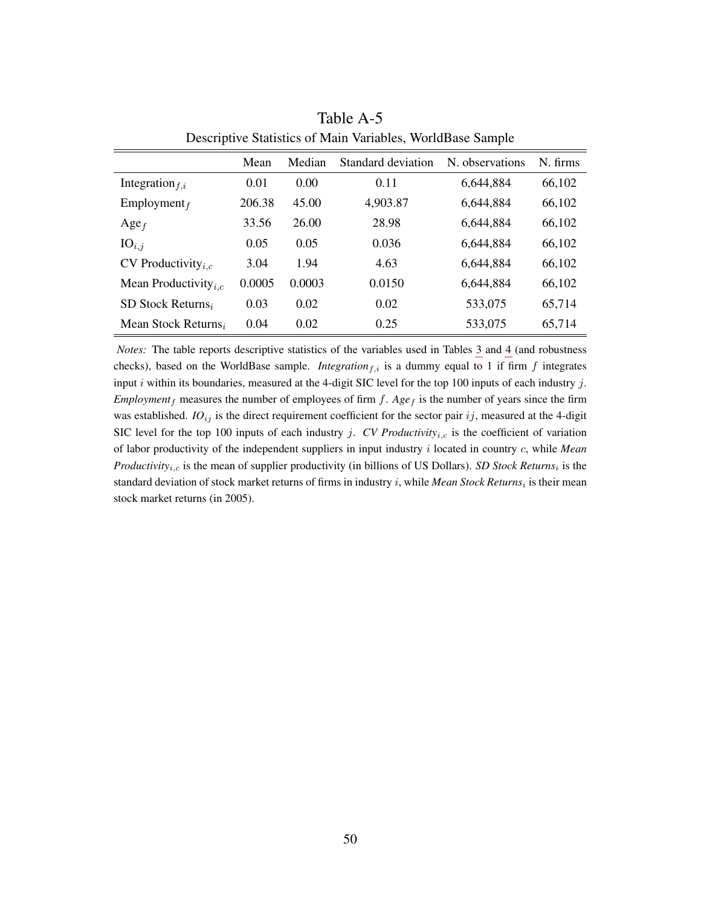Table A-5

Descriptive Statistics of Main Variables, WorldBase Sample

| | Mean | Median | Standard deviation | N. observations | N. firms |
|---|---|---|---|---|---|
| Integration$_{f,i}$ | 0.01 | 0.00 | 0.11 | 6,644,884 | 66,102 |
| Employment$_{f}$ | 206.38 | 45.00 | 4,903.87 | 6,644,884 | 66,102 |
| Age$_{f}$ | 33.56 | 26.00 | 28.98 | 6,644,884 | 66,102 |
| IO$_{i,j}$ | 0.05 | 0.05 | 0.036 | 6,644,884 | 66,102 |
| CV Productivity$_{i,c}$ | 3.04 | 1.94 | 4.63 | 6,644,884 | 66,102 |
| Mean Productivity$_{i,c}$ | 0.0005 | 0.0003 | 0.0150 | 6,644,884 | 66,102 |
| SD Stock Returns$_{i}$ | 0.03 | 0.02 | 0.02 | 533,075 | 65,714 |
| Mean Stock Returns$_{i}$ | 0.04 | 0.02 | 0.25 | 533,075 | 65,714 |

*Notes:* The table reports descriptive statistics of the variables used in Tables 3 and 4 (and robustness checks), based on the WorldBase sample. *Integration*$_{f,i}$ is a dummy equal to 1 if firm $f$ integrates input $i$ within its boundaries, measured at the 4-digit SIC level for the top 100 inputs of each industry $j$. *Employment*$_{f}$ measures the number of employees of firm $f$. *Age*$_{f}$ is the number of years since the firm was established. *IO*$_{ij}$ is the direct requirement coefficient for the sector pair $ij$, measured at the 4-digit SIC level for the top 100 inputs of each industry $j$. *CV Productivity*$_{i,c}$ is the coefficient of variation of labor productivity of the independent suppliers in input industry $i$ located in country $c$, while *Mean Productivity*$_{i,c}$ is the mean of supplier productivity (in billions of US Dollars). *SD Stock Returns*$_{i}$ is the standard deviation of stock market returns of firms in industry $i$, while *Mean Stock Returns*$_{i}$ is their mean stock market returns (in 2005).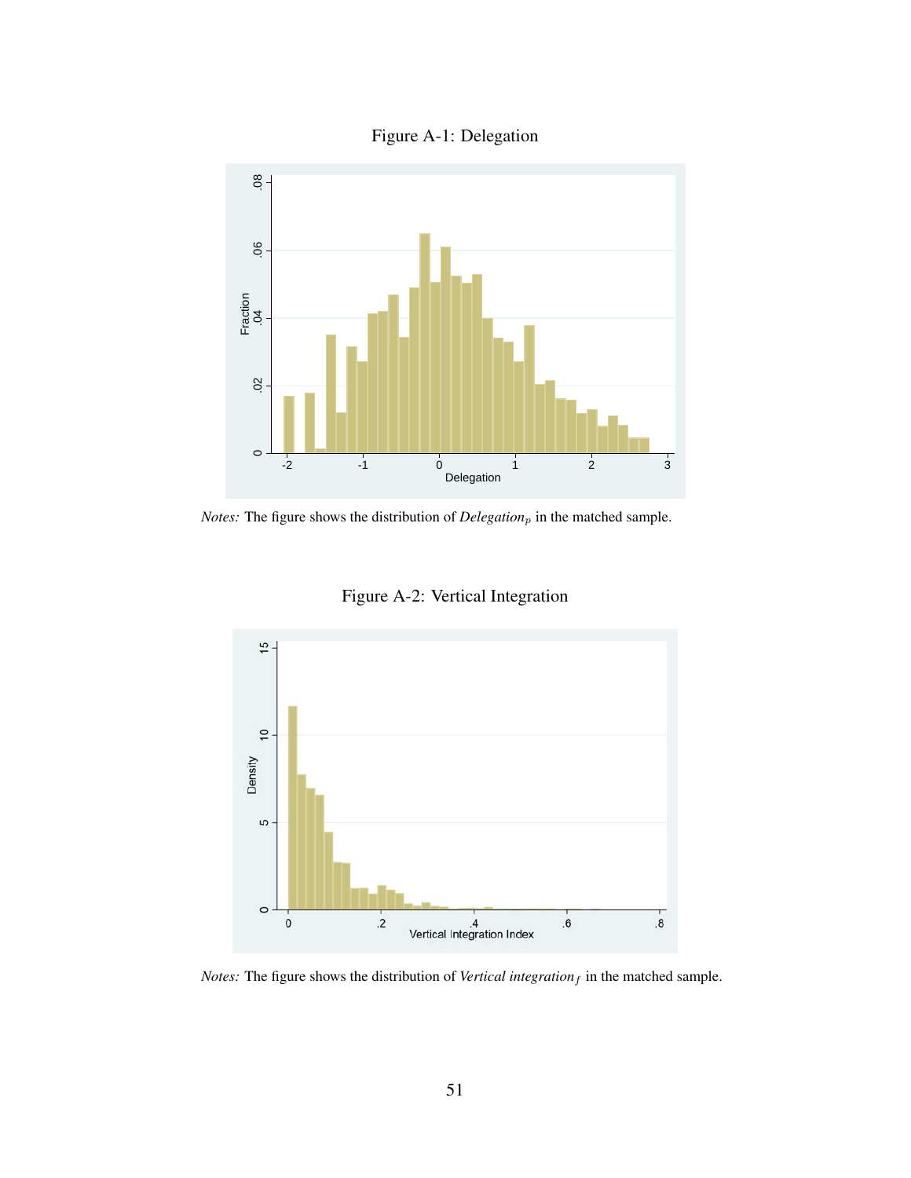Figure A-1: Delegation

*Notes:* The figure shows the distribution of $Delegation_p$ in the matched sample.

Figure A-2: Vertical Integration

*Notes:* The figure shows the distribution of $Vertical\ integration_f$ in the matched sample.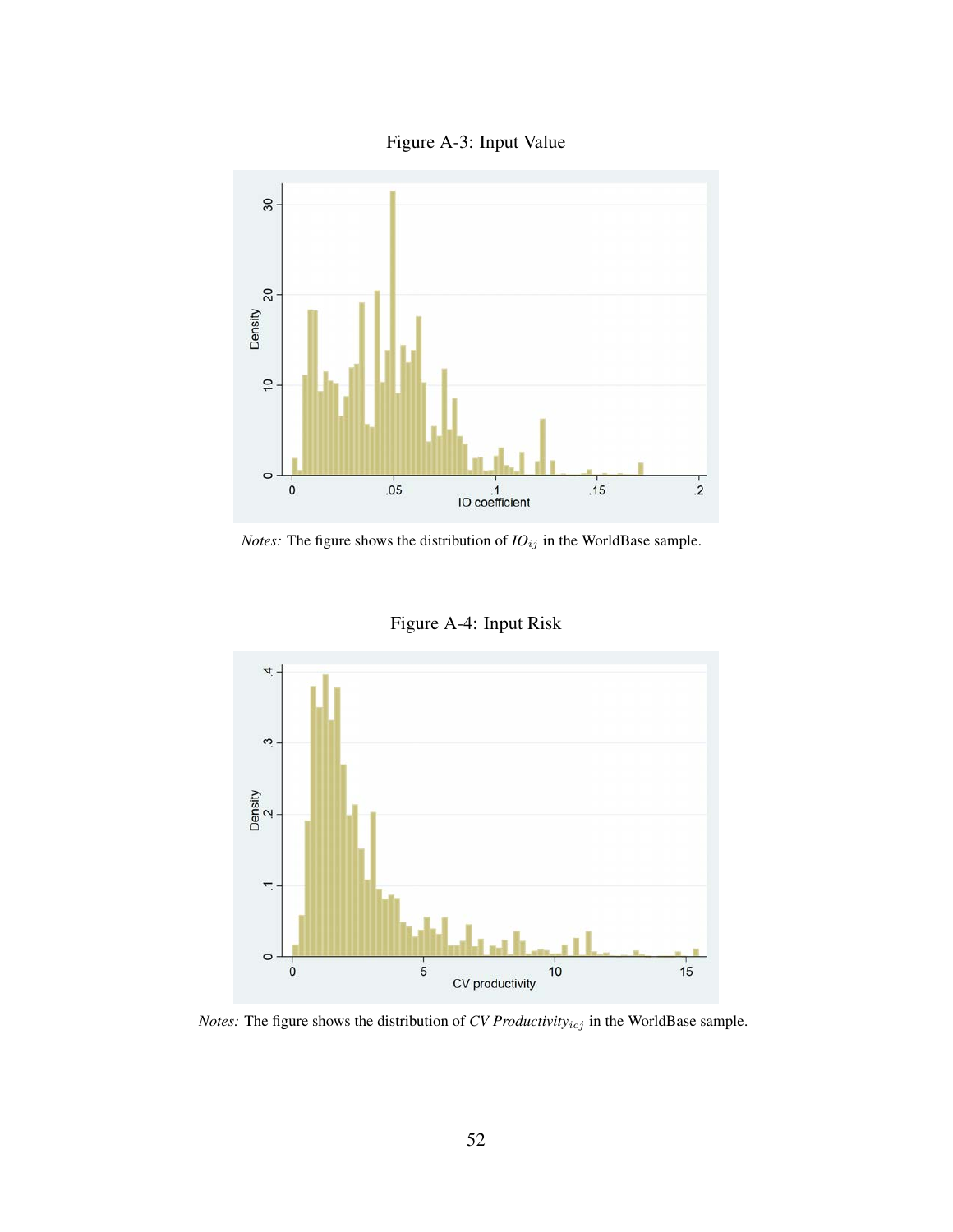Figure A-3: Input Value

*Notes:* The figure shows the distribution of $IO_{ij}$ in the WorldBase sample.

Figure A-4: Input Risk

*Notes:* The figure shows the distribution of $CV\ Productivity_{icj}$ in the WorldBase sample.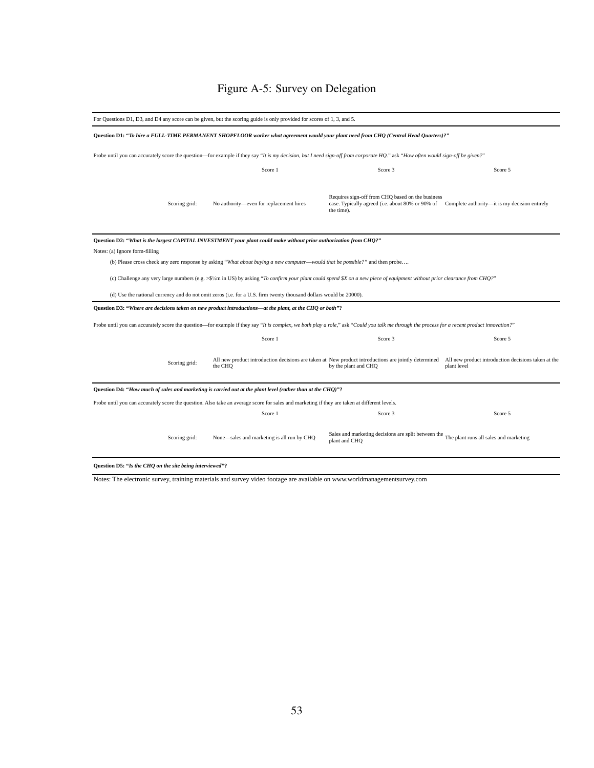# Figure A-5: Survey on Delegation

For Questions D1, D3, and D4 any score can be given, but the scoring guide is only provided for scores of 1, 3, and 5.

**Question D1: "*To hire a FULL-TIME PERMANENT SHOPFLOOR worker what agreement would your plant need from CHQ (Central Head Quarters)?*"**

Probe until you can accurately score the question—for example if they say "*It is my decision, but I need sign-off from corporate HQ.*" ask "*How often would sign-off be given?*"

| | Score 1 | Score 3 | Score 5 |
|---|---|---|---|
| Scoring grid: | No authority—even for replacement hires | Requires sign-off from CHQ based on the business case. Typically agreed (i.e. about 80% or 90% of the time). | Complete authority—it is my decision entirely |

**Question D2: "*What is the largest CAPITAL INVESTMENT your plant could make without prior authorization from CHQ?*"**

Notes: (a) Ignore form-filling

(b) Please cross check any zero response by asking "*What about buying a new computer—would that be possible?*" and then probe….

(c) Challenge any very large numbers (e.g. >$¼m in US) by asking "*To confirm your plant could spend $X on a new piece of equipment without prior clearance from CHQ?*"

(d) Use the national currency and do not omit zeros (i.e. for a U.S. firm twenty thousand dollars would be 20000).

**Question D3: "*Where are decisions taken on new product introductions—at the plant, at the CHQ or both*"?**

Probe until you can accurately score the question—for example if they say "*It is complex, we both play a role,*" ask "*Could you talk me through the process for a recent product innovation?*"

| | Score 1 | Score 3 | Score 5 |
|---|---|---|---|
| Scoring grid: | All new product introduction decisions are taken at the CHQ | New product introductions are jointly determined by the plant and CHQ | All new product introduction decisions taken at the plant level |

**Question D4: "*How much of sales and marketing is carried out at the plant level (rather than at the CHQ)*"?**

Probe until you can accurately score the question. Also take an average score for sales and marketing if they are taken at different levels.

| | Score 1 | Score 3 | Score 5 |
|---|---|---|---|
| Scoring grid: | None—sales and marketing is all run by CHQ | Sales and marketing decisions are split between the plant and CHQ | The plant runs all sales and marketing |

**Question D5: "*Is the CHQ on the site being interviewed*"?**

Notes: The electronic survey, training materials and survey video footage are available on www.worldmanagementsurvey.com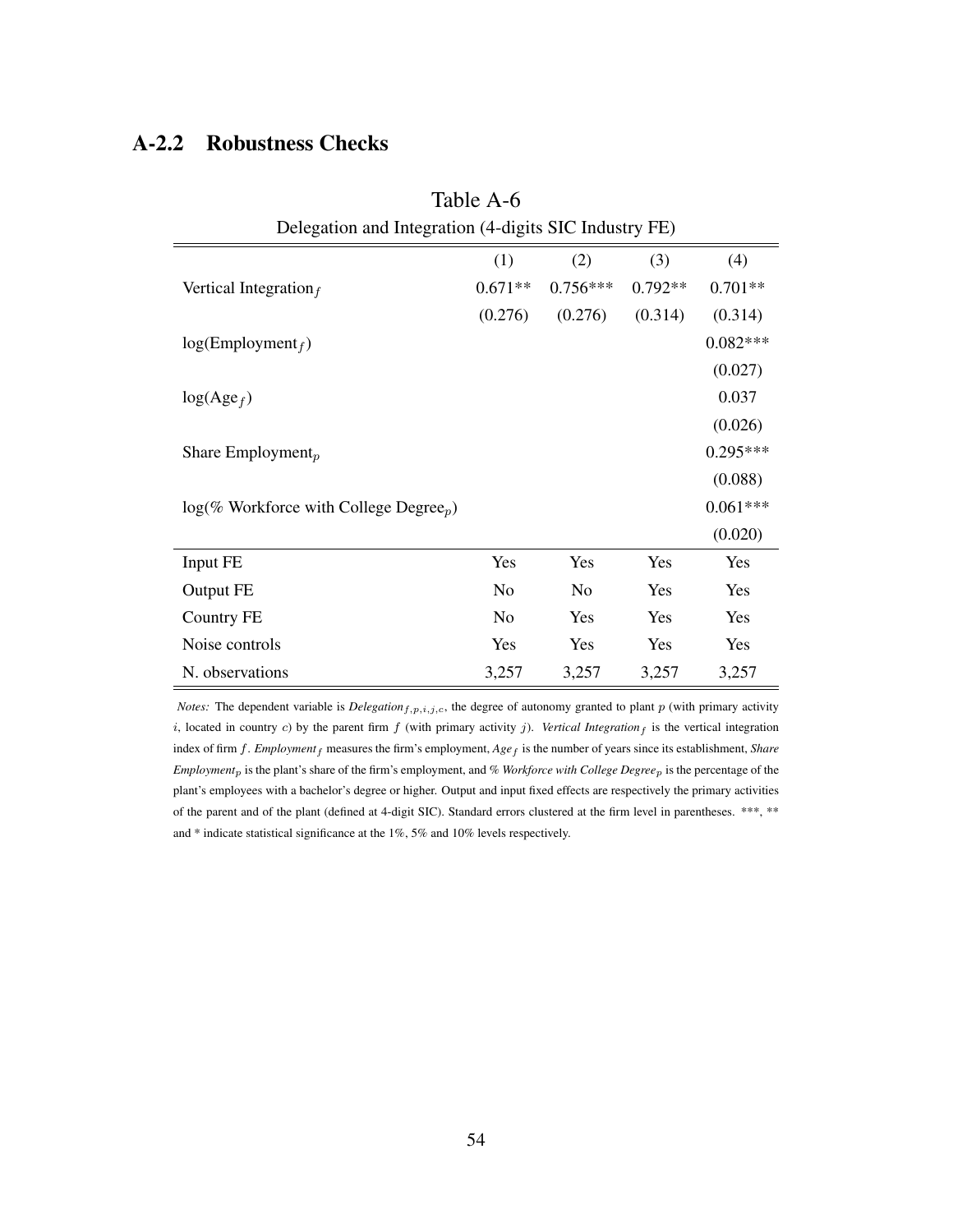## A-2.2 Robustness Checks

Table A-6

Delegation and Integration (4-digits SIC Industry FE)

| | (1) | (2) | (3) | (4) |
|---|---|---|---|---|
| Vertical Integration$_f$ | 0.671** | 0.756*** | 0.792** | 0.701** |
| | (0.276) | (0.276) | (0.314) | (0.314) |
| log(Employment$_f$) | | | | 0.082*** |
| | | | | (0.027) |
| log(Age$_f$) | | | | 0.037 |
| | | | | (0.026) |
| Share Employment$_p$ | | | | 0.295*** |
| | | | | (0.088) |
| log(% Workforce with College Degree$_p$) | | | | 0.061*** |
| | | | | (0.020) |
| Input FE | Yes | Yes | Yes | Yes |
| Output FE | No | No | Yes | Yes |
| Country FE | No | Yes | Yes | Yes |
| Noise controls | Yes | Yes | Yes | Yes |
| N. observations | 3,257 | 3,257 | 3,257 | 3,257 |

*Notes:* The dependent variable is *Delegation*$_{f,p,i,j,c}$, the degree of autonomy granted to plant $p$ (with primary activity $i$, located in country $c$) by the parent firm $f$ (with primary activity $j$). *Vertical Integration*$_f$ is the vertical integration index of firm $f$. *Employment*$_f$ measures the firm's employment, *Age*$_f$ is the number of years since its establishment, *Share Employment*$_p$ is the plant's share of the firm's employment, and *% Workforce with College Degree*$_p$ is the percentage of the plant's employees with a bachelor's degree or higher. Output and input fixed effects are respectively the primary activities of the parent and of the plant (defined at 4-digit SIC). Standard errors clustered at the firm level in parentheses. ***, ** and * indicate statistical significance at the 1%, 5% and 10% levels respectively.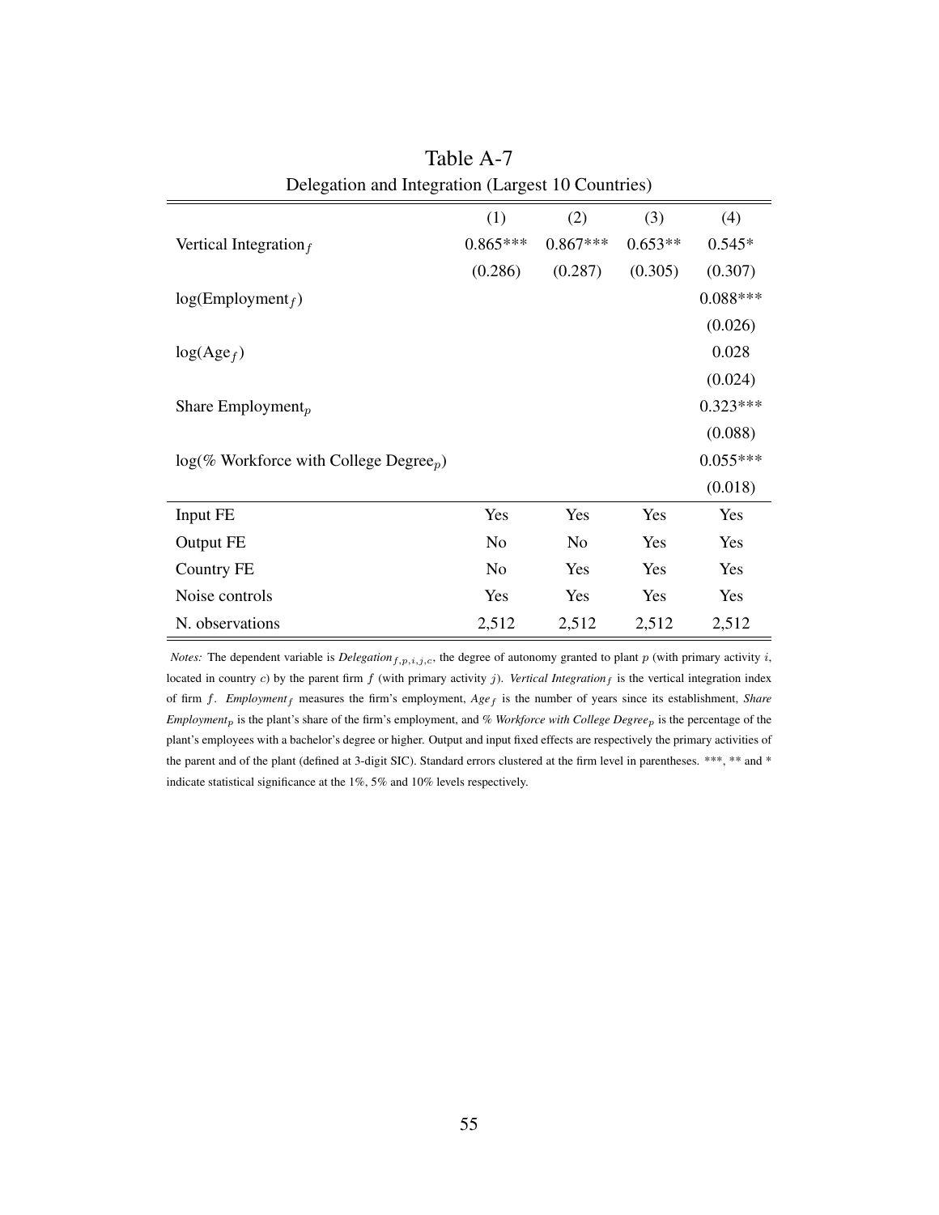# Table A-7

Delegation and Integration (Largest 10 Countries)

| | (1) | (2) | (3) | (4) |
|---|---|---|---|---|
| Vertical Integration$_f$ | 0.865*** | 0.867*** | 0.653** | 0.545* |
| | (0.286) | (0.287) | (0.305) | (0.307) |
| log(Employment$_f$) | | | | 0.088*** |
| | | | | (0.026) |
| log(Age$_f$) | | | | 0.028 |
| | | | | (0.024) |
| Share Employment$_p$ | | | | 0.323*** |
| | | | | (0.088) |
| log(% Workforce with College Degree$_p$) | | | | 0.055*** |
| | | | | (0.018) |
| Input FE | Yes | Yes | Yes | Yes |
| Output FE | No | No | Yes | Yes |
| Country FE | No | Yes | Yes | Yes |
| Noise controls | Yes | Yes | Yes | Yes |
| N. observations | 2,512 | 2,512 | 2,512 | 2,512 |

*Notes:* The dependent variable is *Delegation*$_{f,p,i,j,c}$, the degree of autonomy granted to plant $p$ (with primary activity $i$, located in country $c$) by the parent firm $f$ (with primary activity $j$). *Vertical Integration*$_f$ is the vertical integration index of firm $f$. *Employment*$_f$ measures the firm's employment, *Age*$_f$ is the number of years since its establishment, *Share Employment*$_p$ is the plant's share of the firm's employment, and *% Workforce with College Degree*$_p$ is the percentage of the plant's employees with a bachelor's degree or higher. Output and input fixed effects are respectively the primary activities of the parent and of the plant (defined at 3-digit SIC). Standard errors clustered at the firm level in parentheses. ***, ** and * indicate statistical significance at the 1%, 5% and 10% levels respectively.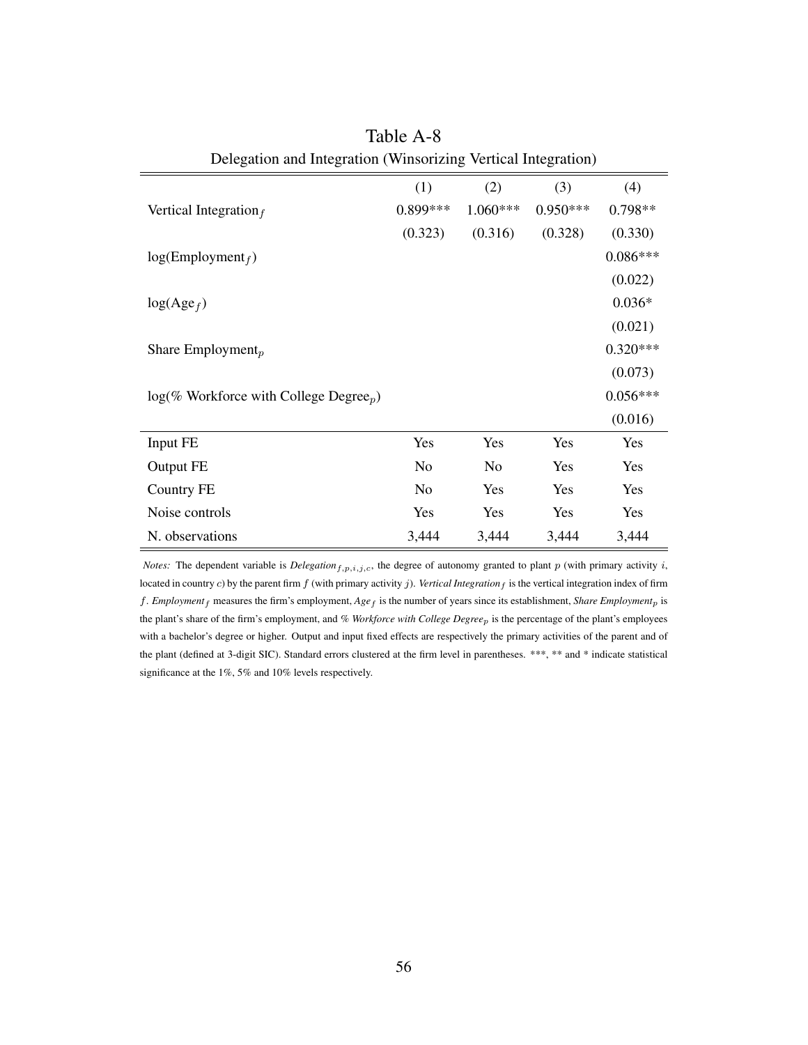# Table A-8

Delegation and Integration (Winsorizing Vertical Integration)

| | (1) | (2) | (3) | (4) |
|---|---|---|---|---|
| Vertical Integration$_f$ | 0.899*** | 1.060*** | 0.950*** | 0.798** |
| | (0.323) | (0.316) | (0.328) | (0.330) |
| log(Employment$_f$) | | | | 0.086*** |
| | | | | (0.022) |
| log(Age$_f$) | | | | 0.036* |
| | | | | (0.021) |
| Share Employment$_p$ | | | | 0.320*** |
| | | | | (0.073) |
| log(% Workforce with College Degree$_p$) | | | | 0.056*** |
| | | | | (0.016) |
| Input FE | Yes | Yes | Yes | Yes |
| Output FE | No | No | Yes | Yes |
| Country FE | No | Yes | Yes | Yes |
| Noise controls | Yes | Yes | Yes | Yes |
| N. observations | 3,444 | 3,444 | 3,444 | 3,444 |

*Notes:* The dependent variable is *Delegation*$_{f,p,i,j,c}$, the degree of autonomy granted to plant $p$ (with primary activity $i$, located in country $c$) by the parent firm $f$ (with primary activity $j$). *Vertical Integration*$_f$ is the vertical integration index of firm $f$. *Employment*$_f$ measures the firm's employment, *Age*$_f$ is the number of years since its establishment, *Share Employment*$_p$ is the plant's share of the firm's employment, and *% Workforce with College Degree*$_p$ is the percentage of the plant's employees with a bachelor's degree or higher. Output and input fixed effects are respectively the primary activities of the parent and of the plant (defined at 3-digit SIC). Standard errors clustered at the firm level in parentheses. ***, ** and * indicate statistical significance at the 1%, 5% and 10% levels respectively.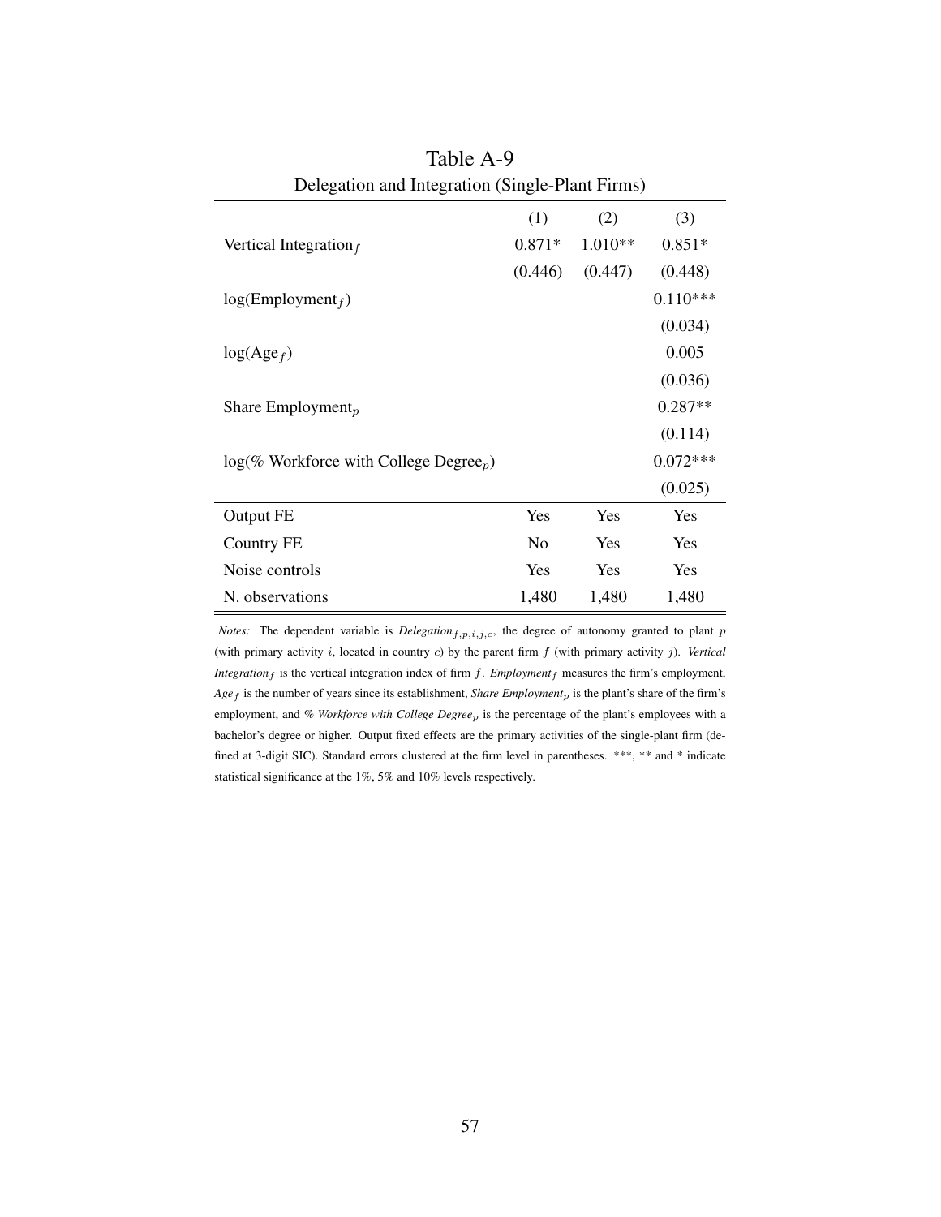Table A-9

Delegation and Integration (Single-Plant Firms)

| | (1) | (2) | (3) |
|---|---|---|---|
| Vertical Integration$_f$ | 0.871* | 1.010** | 0.851* |
| | (0.446) | (0.447) | (0.448) |
| log(Employment$_f$) | | | 0.110*** |
| | | | (0.034) |
| log(Age$_f$) | | | 0.005 |
| | | | (0.036) |
| Share Employment$_p$ | | | 0.287** |
| | | | (0.114) |
| log(% Workforce with College Degree$_p$) | | | 0.072*** |
| | | | (0.025) |
| Output FE | Yes | Yes | Yes |
| Country FE | No | Yes | Yes |
| Noise controls | Yes | Yes | Yes |
| N. observations | 1,480 | 1,480 | 1,480 |

*Notes:* The dependent variable is *Delegation*$_{f,p,i,j,c}$, the degree of autonomy granted to plant $p$ (with primary activity $i$, located in country $c$) by the parent firm $f$ (with primary activity $j$). *Vertical Integration*$_f$ is the vertical integration index of firm $f$. *Employment*$_f$ measures the firm's employment, *Age*$_f$ is the number of years since its establishment, *Share Employment*$_p$ is the plant's share of the firm's employment, and *% Workforce with College Degree*$_p$ is the percentage of the plant's employees with a bachelor's degree or higher. Output fixed effects are the primary activities of the single-plant firm (defined at 3-digit SIC). Standard errors clustered at the firm level in parentheses. ***, ** and * indicate statistical significance at the 1%, 5% and 10% levels respectively.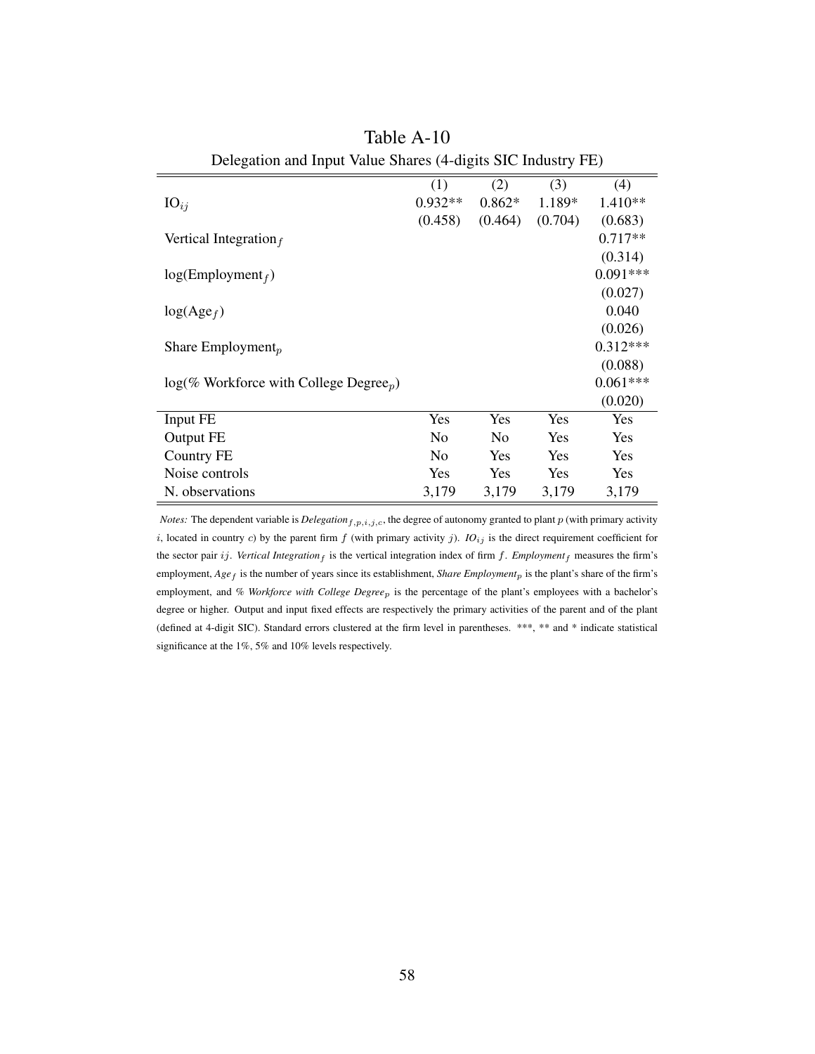# Table A-10

Delegation and Input Value Shares (4-digits SIC Industry FE)

| | (1) | (2) | (3) | (4) |
|---|---|---|---|---|
| $\text{IO}_{ij}$ | 0.932** | 0.862* | 1.189* | 1.410** |
| | (0.458) | (0.464) | (0.704) | (0.683) |
| Vertical Integration$_f$ | | | | 0.717** |
| | | | | (0.314) |
| log(Employment$_f$) | | | | 0.091*** |
| | | | | (0.027) |
| log(Age$_f$) | | | | 0.040 |
| | | | | (0.026) |
| Share Employment$_p$ | | | | 0.312*** |
| | | | | (0.088) |
| log(% Workforce with College Degree$_p$) | | | | 0.061*** |
| | | | | (0.020) |
| Input FE | Yes | Yes | Yes | Yes |
| Output FE | No | No | Yes | Yes |
| Country FE | No | Yes | Yes | Yes |
| Noise controls | Yes | Yes | Yes | Yes |
| N. observations | 3,179 | 3,179 | 3,179 | 3,179 |

*Notes:* The dependent variable is *Delegation*$_{f,p,i,j,c}$, the degree of autonomy granted to plant $p$ (with primary activity $i$, located in country $c$) by the parent firm $f$ (with primary activity $j$). *IO*$_{ij}$ is the direct requirement coefficient for the sector pair $ij$. *Vertical Integration*$_f$ is the vertical integration index of firm $f$. *Employment*$_f$ measures the firm's employment, *Age*$_f$ is the number of years since its establishment, *Share Employment*$_p$ is the plant's share of the firm's employment, and *% Workforce with College Degree*$_p$ is the percentage of the plant's employees with a bachelor's degree or higher. Output and input fixed effects are respectively the primary activities of the parent and of the plant (defined at 4-digit SIC). Standard errors clustered at the firm level in parentheses. ***, ** and * indicate statistical significance at the 1%, 5% and 10% levels respectively.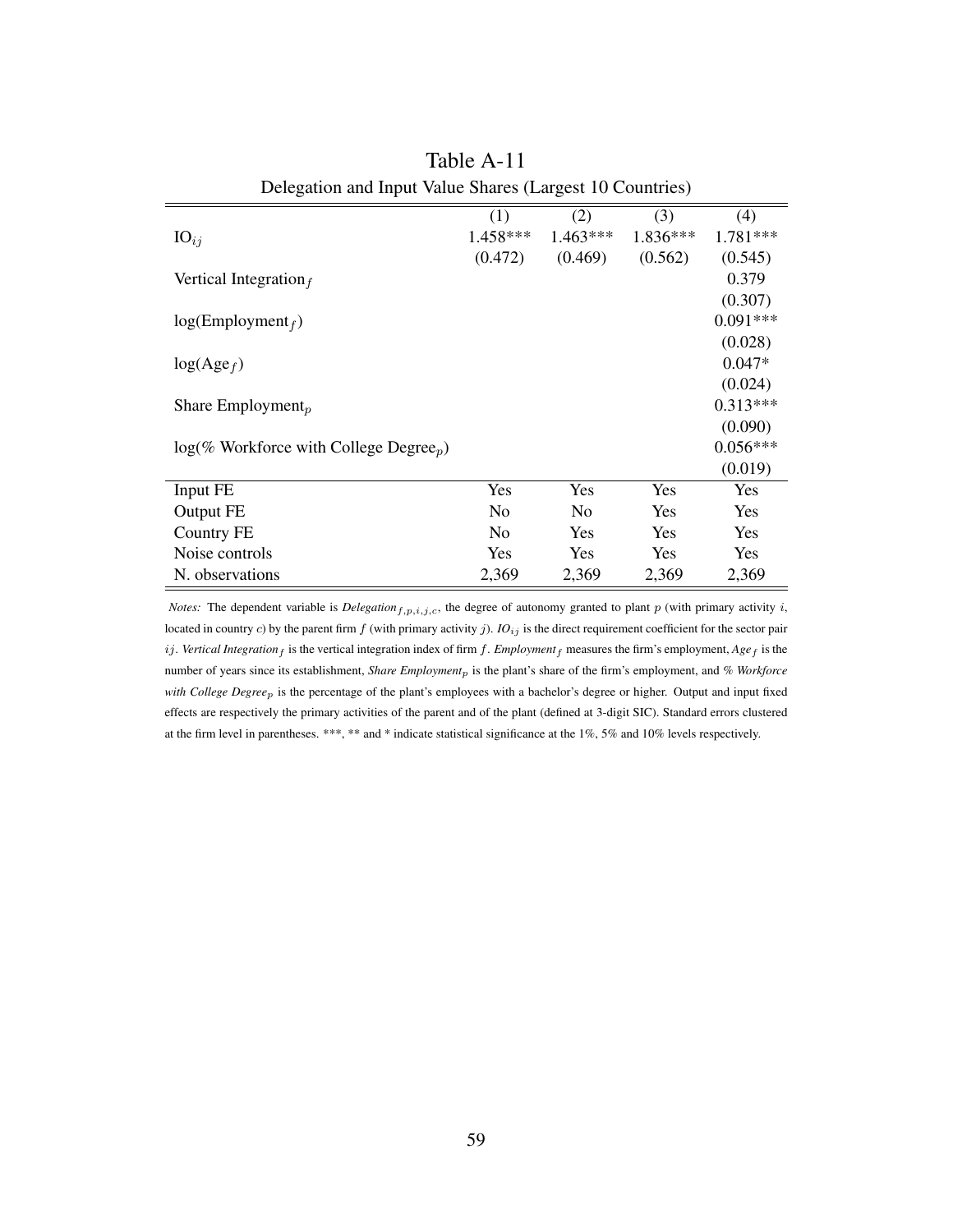Table A-11

Delegation and Input Value Shares (Largest 10 Countries)

| | (1) | (2) | (3) | (4) |
|---|---|---|---|---|
| $\text{IO}_{ij}$ | 1.458*** | 1.463*** | 1.836*** | 1.781*** |
| | (0.472) | (0.469) | (0.562) | (0.545) |
| Vertical Integration$_f$ | | | | 0.379 |
| | | | | (0.307) |
| log(Employment$_f$) | | | | 0.091*** |
| | | | | (0.028) |
| log(Age$_f$) | | | | 0.047* |
| | | | | (0.024) |
| Share Employment$_p$ | | | | 0.313*** |
| | | | | (0.090) |
| log(% Workforce with College Degree$_p$) | | | | 0.056*** |
| | | | | (0.019) |
| Input FE | Yes | Yes | Yes | Yes |
| Output FE | No | No | Yes | Yes |
| Country FE | No | Yes | Yes | Yes |
| Noise controls | Yes | Yes | Yes | Yes |
| N. observations | 2,369 | 2,369 | 2,369 | 2,369 |

*Notes:* The dependent variable is *Delegation*$_{f,p,i,j,c}$, the degree of autonomy granted to plant $p$ (with primary activity $i$, located in country $c$) by the parent firm $f$ (with primary activity $j$). *IO*$_{ij}$ is the direct requirement coefficient for the sector pair $ij$. *Vertical Integration*$_f$ is the vertical integration index of firm $f$. *Employment*$_f$ measures the firm's employment, *Age*$_f$ is the number of years since its establishment, *Share Employment*$_p$ is the plant's share of the firm's employment, and *% Workforce with College Degree*$_p$ is the percentage of the plant's employees with a bachelor's degree or higher. Output and input fixed effects are respectively the primary activities of the parent and of the plant (defined at 3-digit SIC). Standard errors clustered at the firm level in parentheses. ***, ** and * indicate statistical significance at the 1%, 5% and 10% levels respectively.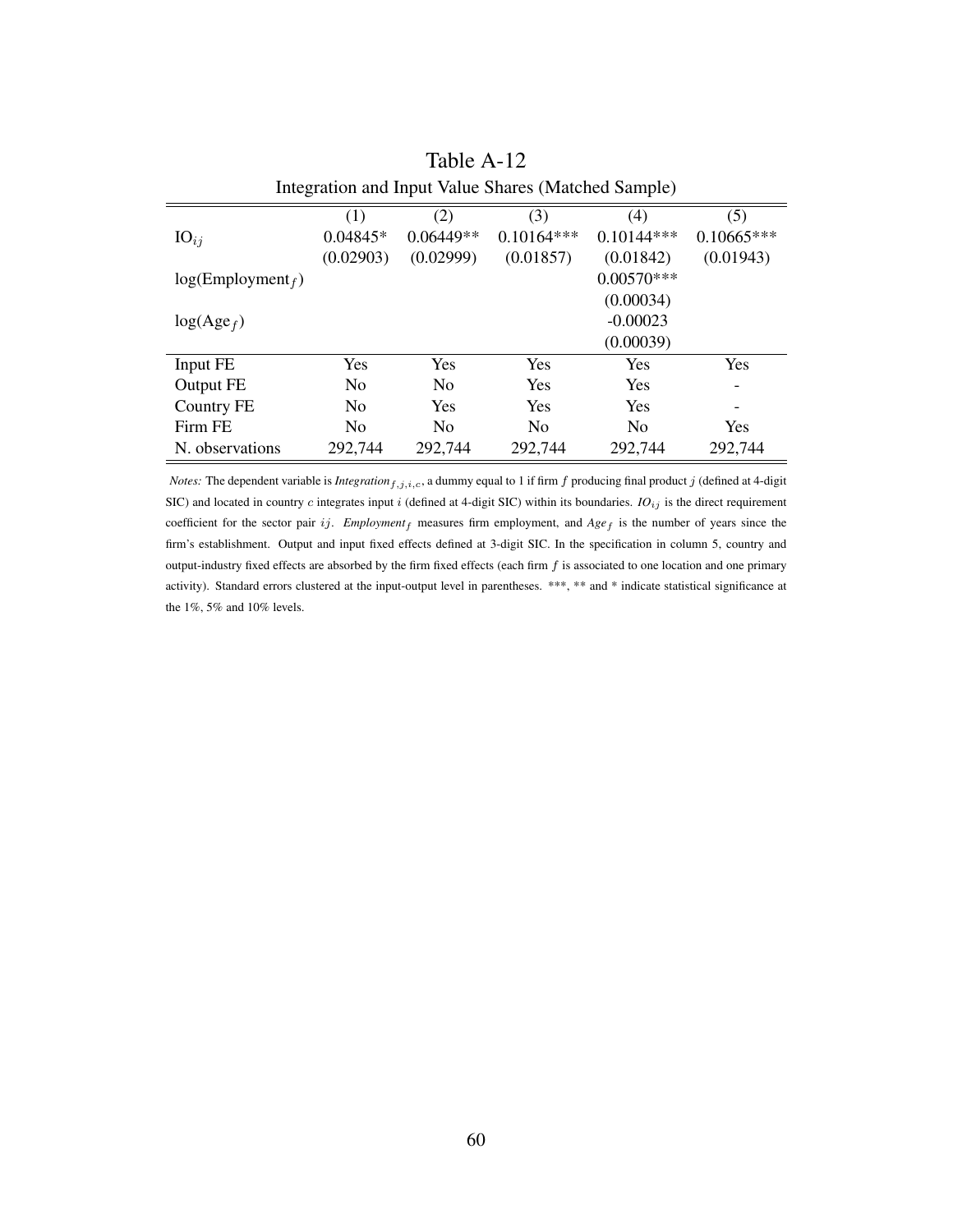# Table A-12

Integration and Input Value Shares (Matched Sample)

| | (1) | (2) | (3) | (4) | (5) |
|---|---|---|---|---|---|
| $\text{IO}_{ij}$ | 0.04845* | 0.06449** | 0.10164*** | 0.10144*** | 0.10665*** |
| | (0.02903) | (0.02999) | (0.01857) | (0.01842) | (0.01943) |
| $\log(\text{Employment}_f)$ | | | | 0.00570*** | |
| | | | | (0.00034) | |
| $\log(\text{Age}_f)$ | | | | -0.00023 | |
| | | | | (0.00039) | |
| Input FE | Yes | Yes | Yes | Yes | Yes |
| Output FE | No | No | Yes | Yes | - |
| Country FE | No | Yes | Yes | Yes | - |
| Firm FE | No | No | No | No | Yes |
| N. observations | 292,744 | 292,744 | 292,744 | 292,744 | 292,744 |

*Notes:* The dependent variable is $\textit{Integration}_{f,j,i,c}$, a dummy equal to 1 if firm $f$ producing final product $j$ (defined at 4-digit SIC) and located in country $c$ integrates input $i$ (defined at 4-digit SIC) within its boundaries. $IO_{ij}$ is the direct requirement coefficient for the sector pair $ij$. $\textit{Employment}_f$ measures firm employment, and $\textit{Age}_f$ is the number of years since the firm's establishment. Output and input fixed effects defined at 3-digit SIC. In the specification in column 5, country and output-industry fixed effects are absorbed by the firm fixed effects (each firm $f$ is associated to one location and one primary activity). Standard errors clustered at the input-output level in parentheses. ***, ** and * indicate statistical significance at the 1%, 5% and 10% levels.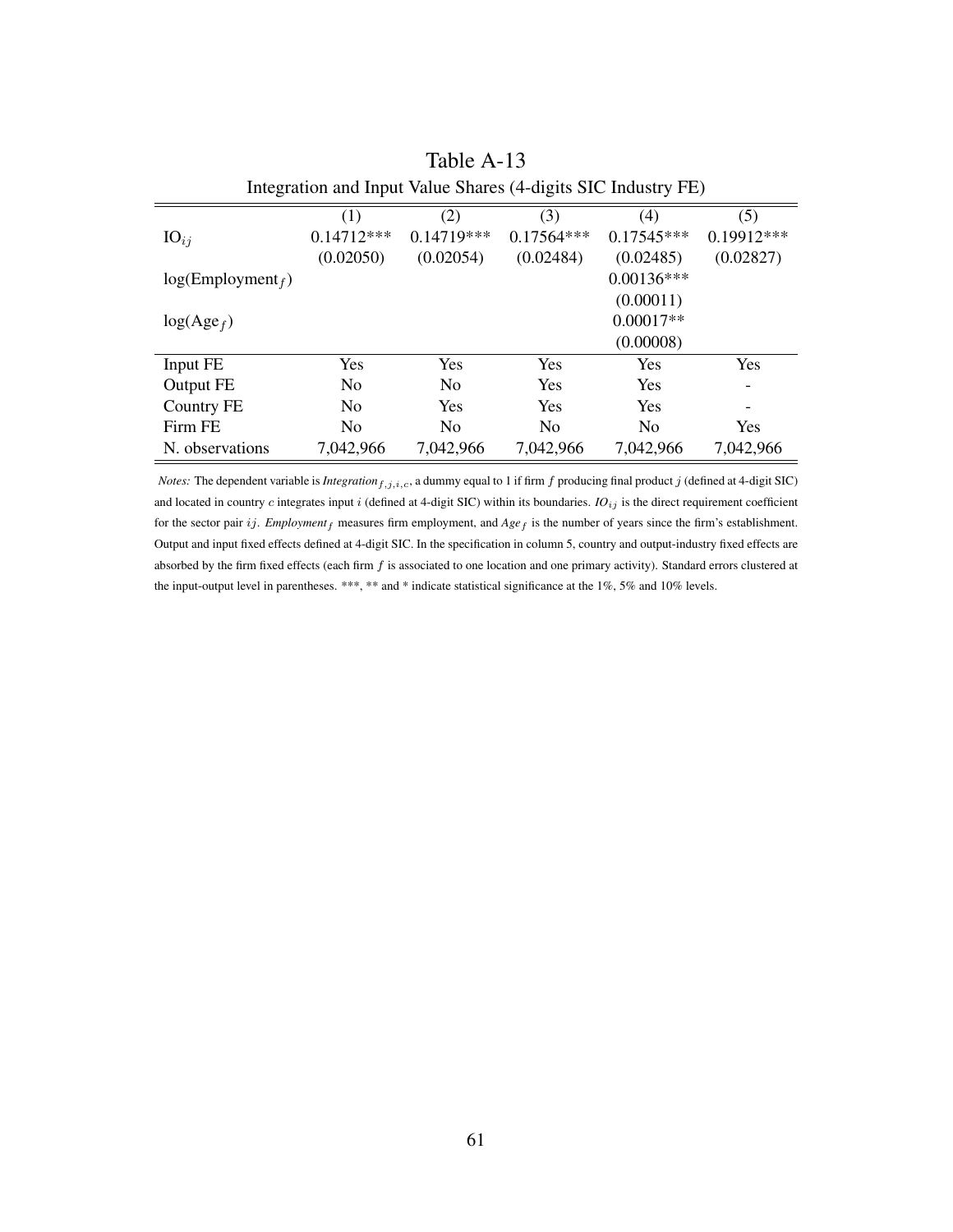# Table A-13

Integration and Input Value Shares (4-digits SIC Industry FE)

| | (1) | (2) | (3) | (4) | (5) |
|---|---|---|---|---|---|
| $\text{IO}_{ij}$ | 0.14712*** | 0.14719*** | 0.17564*** | 0.17545*** | 0.19912*** |
| | (0.02050) | (0.02054) | (0.02484) | (0.02485) | (0.02827) |
| $\log(\text{Employment}_f)$ | | | | 0.00136*** | |
| | | | | (0.00011) | |
| $\log(\text{Age}_f)$ | | | | 0.00017** | |
| | | | | (0.00008) | |
| Input FE | Yes | Yes | Yes | Yes | Yes |
| Output FE | No | No | Yes | Yes | - |
| Country FE | No | Yes | Yes | Yes | - |
| Firm FE | No | No | No | No | Yes |
| N. observations | 7,042,966 | 7,042,966 | 7,042,966 | 7,042,966 | 7,042,966 |

*Notes:* The dependent variable is $Integration_{f,j,i,c}$, a dummy equal to 1 if firm $f$ producing final product $j$ (defined at 4-digit SIC) and located in country $c$ integrates input $i$ (defined at 4-digit SIC) within its boundaries. $IO_{ij}$ is the direct requirement coefficient for the sector pair $ij$. $Employment_f$ measures firm employment, and $Age_f$ is the number of years since the firm's establishment. Output and input fixed effects defined at 4-digit SIC. In the specification in column 5, country and output-industry fixed effects are absorbed by the firm fixed effects (each firm $f$ is associated to one location and one primary activity). Standard errors clustered at the input-output level in parentheses. ***, ** and * indicate statistical significance at the 1%, 5% and 10% levels.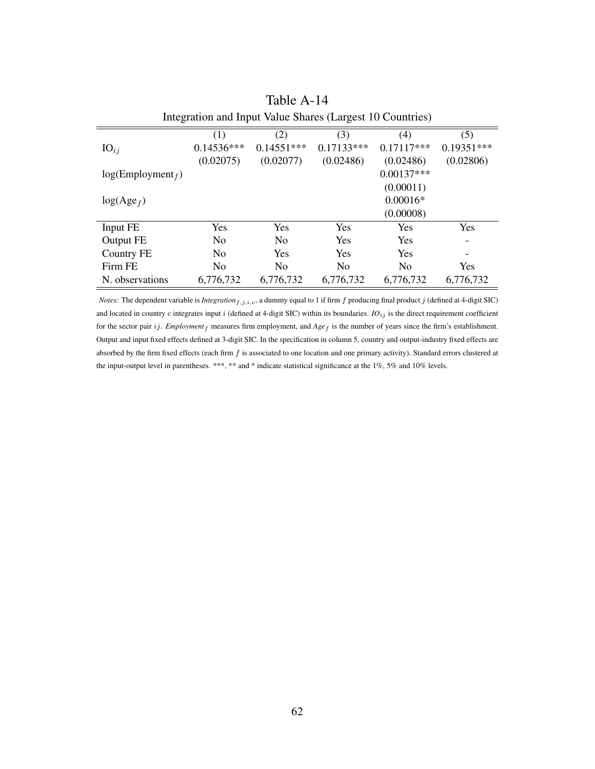## Table A-14

Integration and Input Value Shares (Largest 10 Countries)

| | (1) | (2) | (3) | (4) | (5) |
|---|---|---|---|---|---|
| $IO_{ij}$ | 0.14536*** | 0.14551*** | 0.17133*** | 0.17117*** | 0.19351*** |
| | (0.02075) | (0.02077) | (0.02486) | (0.02486) | (0.02806) |
| log(Employment$_f$) | | | | 0.00137*** | |
| | | | | (0.00011) | |
| log(Age$_f$) | | | | 0.00016* | |
| | | | | (0.00008) | |
| Input FE | Yes | Yes | Yes | Yes | Yes |
| Output FE | No | No | Yes | Yes | - |
| Country FE | No | Yes | Yes | Yes | - |
| Firm FE | No | No | No | No | Yes |
| N. observations | 6,776,732 | 6,776,732 | 6,776,732 | 6,776,732 | 6,776,732 |

*Notes:* The dependent variable is $Integration_{f,j,i,c}$, a dummy equal to 1 if firm $f$ producing final product $j$ (defined at 4-digit SIC) and located in country $c$ integrates input $i$ (defined at 4-digit SIC) within its boundaries. $IO_{ij}$ is the direct requirement coefficient for the sector pair $ij$. $Employment_f$ measures firm employment, and $Age_f$ is the number of years since the firm's establishment. Output and input fixed effects defined at 3-digit SIC. In the specification in column 5, country and output-industry fixed effects are absorbed by the firm fixed effects (each firm $f$ is associated to one location and one primary activity). Standard errors clustered at the input-output level in parentheses. ***, ** and * indicate statistical significance at the 1%, 5% and 10% levels.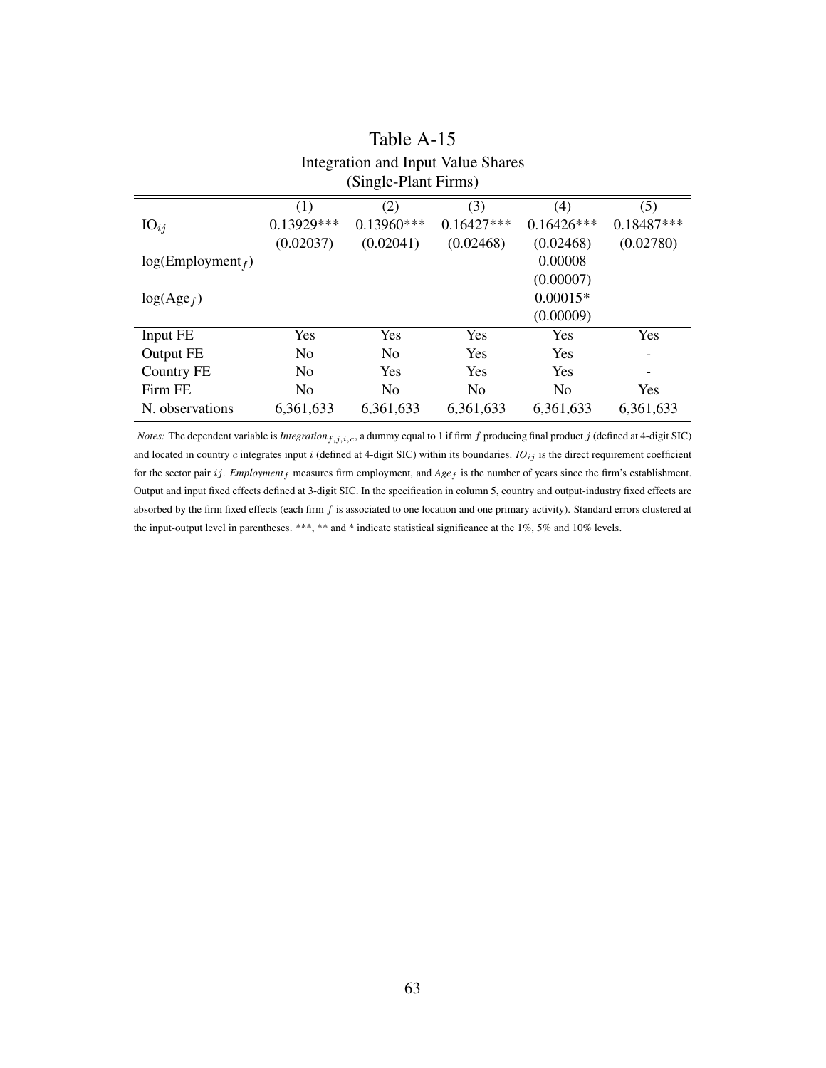# Table A-15

## Integration and Input Value Shares (Single-Plant Firms)

| | (1) | (2) | (3) | (4) | (5) |
|---|---|---|---|---|---|
| $\text{IO}_{ij}$ | 0.13929*** | 0.13960*** | 0.16427*** | 0.16426*** | 0.18487*** |
| | (0.02037) | (0.02041) | (0.02468) | (0.02468) | (0.02780) |
| $\log(\text{Employment}_f)$ | | | | 0.00008 | |
| | | | | (0.00007) | |
| $\log(\text{Age}_f)$ | | | | 0.00015* | |
| | | | | (0.00009) | |
| Input FE | Yes | Yes | Yes | Yes | Yes |
| Output FE | No | No | Yes | Yes | - |
| Country FE | No | Yes | Yes | Yes | - |
| Firm FE | No | No | No | No | Yes |
| N. observations | 6,361,633 | 6,361,633 | 6,361,633 | 6,361,633 | 6,361,633 |

*Notes:* The dependent variable is $Integration_{f,j,i,c}$, a dummy equal to 1 if firm $f$ producing final product $j$ (defined at 4-digit SIC) and located in country $c$ integrates input $i$ (defined at 4-digit SIC) within its boundaries. $IO_{ij}$ is the direct requirement coefficient for the sector pair $ij$. $Employment_f$ measures firm employment, and $Age_f$ is the number of years since the firm's establishment. Output and input fixed effects defined at 3-digit SIC. In the specification in column 5, country and output-industry fixed effects are absorbed by the firm fixed effects (each firm $f$ is associated to one location and one primary activity). Standard errors clustered at the input-output level in parentheses. ***, ** and * indicate statistical significance at the 1%, 5% and 10% levels.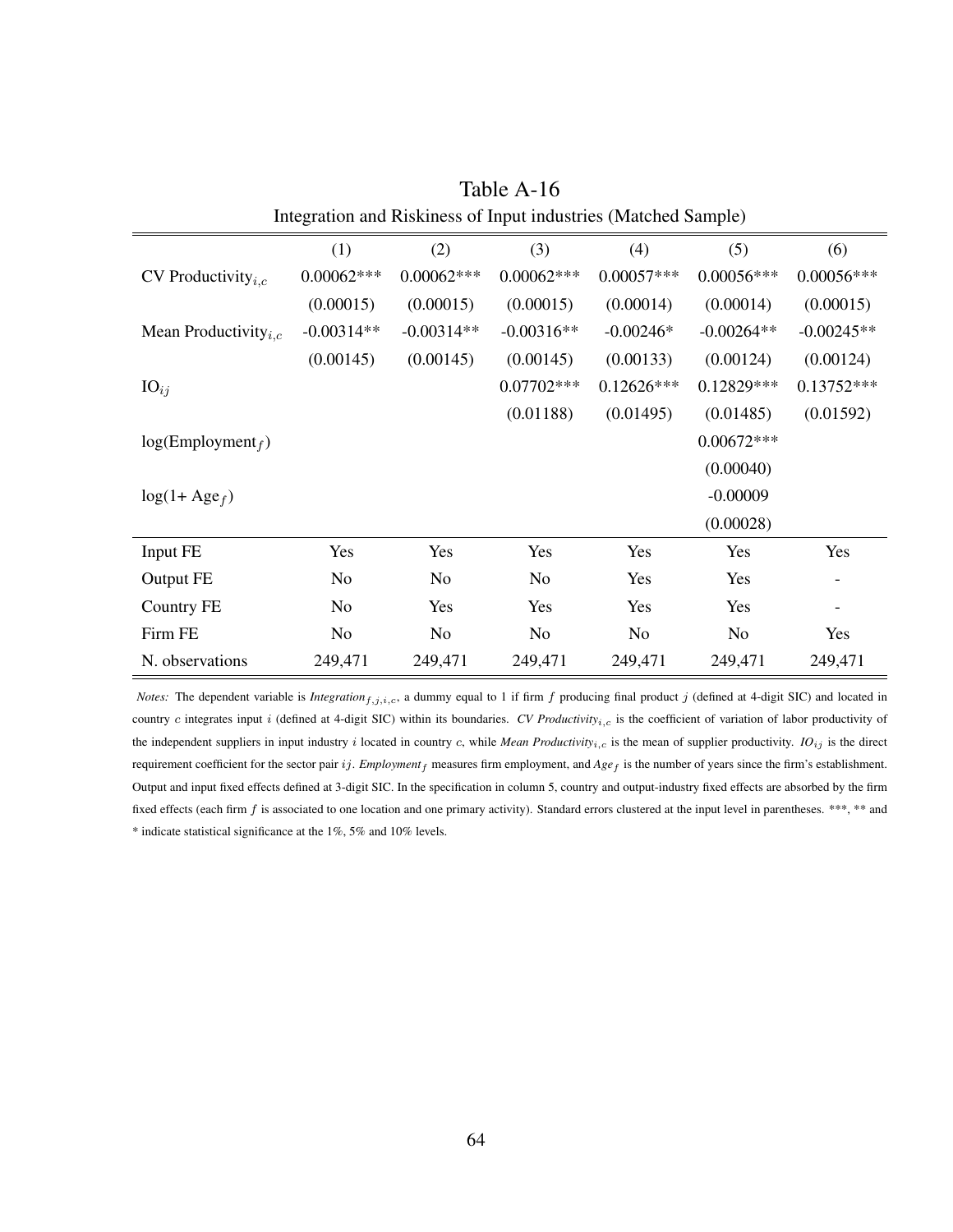Table A-16

Integration and Riskiness of Input industries (Matched Sample)

| | (1) | (2) | (3) | (4) | (5) | (6) |
|---|---|---|---|---|---|---|
| CV Productivity$_{i,c}$ | 0.00062*** | 0.00062*** | 0.00062*** | 0.00057*** | 0.00056*** | 0.00056*** |
| | (0.00015) | (0.00015) | (0.00015) | (0.00014) | (0.00014) | (0.00015) |
| Mean Productivity$_{i,c}$ | -0.00314** | -0.00314** | -0.00316** | -0.00246* | -0.00264** | -0.00245** |
| | (0.00145) | (0.00145) | (0.00145) | (0.00133) | (0.00124) | (0.00124) |
| IO$_{ij}$ | | | 0.07702*** | 0.12626*** | 0.12829*** | 0.13752*** |
| | | | (0.01188) | (0.01495) | (0.01485) | (0.01592) |
| log(Employment$_f$) | | | | | 0.00672*** | |
| | | | | | (0.00040) | |
| log(1+ Age$_f$) | | | | | -0.00009 | |
| | | | | | (0.00028) | |
| Input FE | Yes | Yes | Yes | Yes | Yes | Yes |
| Output FE | No | No | No | Yes | Yes | - |
| Country FE | No | Yes | Yes | Yes | Yes | - |
| Firm FE | No | No | No | No | No | Yes |
| N. observations | 249,471 | 249,471 | 249,471 | 249,471 | 249,471 | 249,471 |

*Notes:* The dependent variable is *Integration*$_{f,j,i,c}$, a dummy equal to 1 if firm $f$ producing final product $j$ (defined at 4-digit SIC) and located in country $c$ integrates input $i$ (defined at 4-digit SIC) within its boundaries. *CV Productivity*$_{i,c}$ is the coefficient of variation of labor productivity of the independent suppliers in input industry $i$ located in country $c$, while *Mean Productivity*$_{i,c}$ is the mean of supplier productivity. *IO*$_{ij}$ is the direct requirement coefficient for the sector pair $ij$. *Employment*$_f$ measures firm employment, and *Age*$_f$ is the number of years since the firm's establishment. Output and input fixed effects defined at 3-digit SIC. In the specification in column 5, country and output-industry fixed effects are absorbed by the firm fixed effects (each firm $f$ is associated to one location and one primary activity). Standard errors clustered at the input level in parentheses. ***, ** and * indicate statistical significance at the 1%, 5% and 10% levels.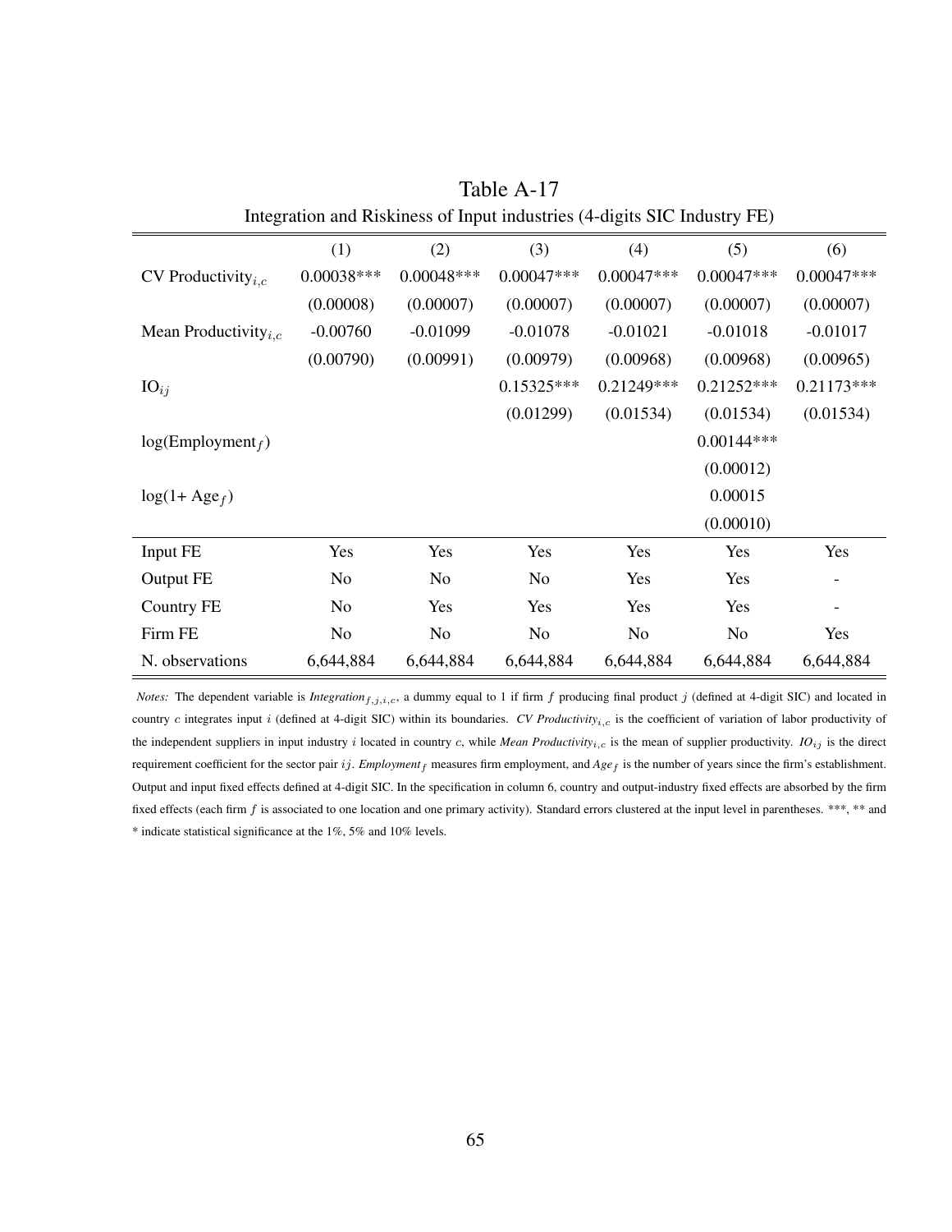# Table A-17

Integration and Riskiness of Input industries (4-digits SIC Industry FE)

| | (1) | (2) | (3) | (4) | (5) | (6) |
|---|---|---|---|---|---|---|
| CV Productivity$_{i,c}$ | 0.00038*** | 0.00048*** | 0.00047*** | 0.00047*** | 0.00047*** | 0.00047*** |
| | (0.00008) | (0.00007) | (0.00007) | (0.00007) | (0.00007) | (0.00007) |
| Mean Productivity$_{i,c}$ | -0.00760 | -0.01099 | -0.01078 | -0.01021 | -0.01018 | -0.01017 |
| | (0.00790) | (0.00991) | (0.00979) | (0.00968) | (0.00968) | (0.00965) |
| IO$_{ij}$ | | | 0.15325*** | 0.21249*** | 0.21252*** | 0.21173*** |
| | | | (0.01299) | (0.01534) | (0.01534) | (0.01534) |
| log(Employment$_f$) | | | | | 0.00144*** | |
| | | | | | (0.00012) | |
| log(1+ Age$_f$) | | | | | 0.00015 | |
| | | | | | (0.00010) | |
| Input FE | Yes | Yes | Yes | Yes | Yes | Yes |
| Output FE | No | No | No | Yes | Yes | - |
| Country FE | No | Yes | Yes | Yes | Yes | - |
| Firm FE | No | No | No | No | No | Yes |
| N. observations | 6,644,884 | 6,644,884 | 6,644,884 | 6,644,884 | 6,644,884 | 6,644,884 |

*Notes:* The dependent variable is *Integration*$_{f,j,i,c}$, a dummy equal to 1 if firm $f$ producing final product $j$ (defined at 4-digit SIC) and located in country $c$ integrates input $i$ (defined at 4-digit SIC) within its boundaries. *CV Productivity*$_{i,c}$ is the coefficient of variation of labor productivity of the independent suppliers in input industry $i$ located in country $c$, while *Mean Productivity*$_{i,c}$ is the mean of supplier productivity. *IO*$_{ij}$ is the direct requirement coefficient for the sector pair $ij$. *Employment*$_f$ measures firm employment, and *Age*$_f$ is the number of years since the firm's establishment. Output and input fixed effects defined at 4-digit SIC. In the specification in column 6, country and output-industry fixed effects are absorbed by the firm fixed effects (each firm $f$ is associated to one location and one primary activity). Standard errors clustered at the input level in parentheses. ***, ** and * indicate statistical significance at the 1%, 5% and 10% levels.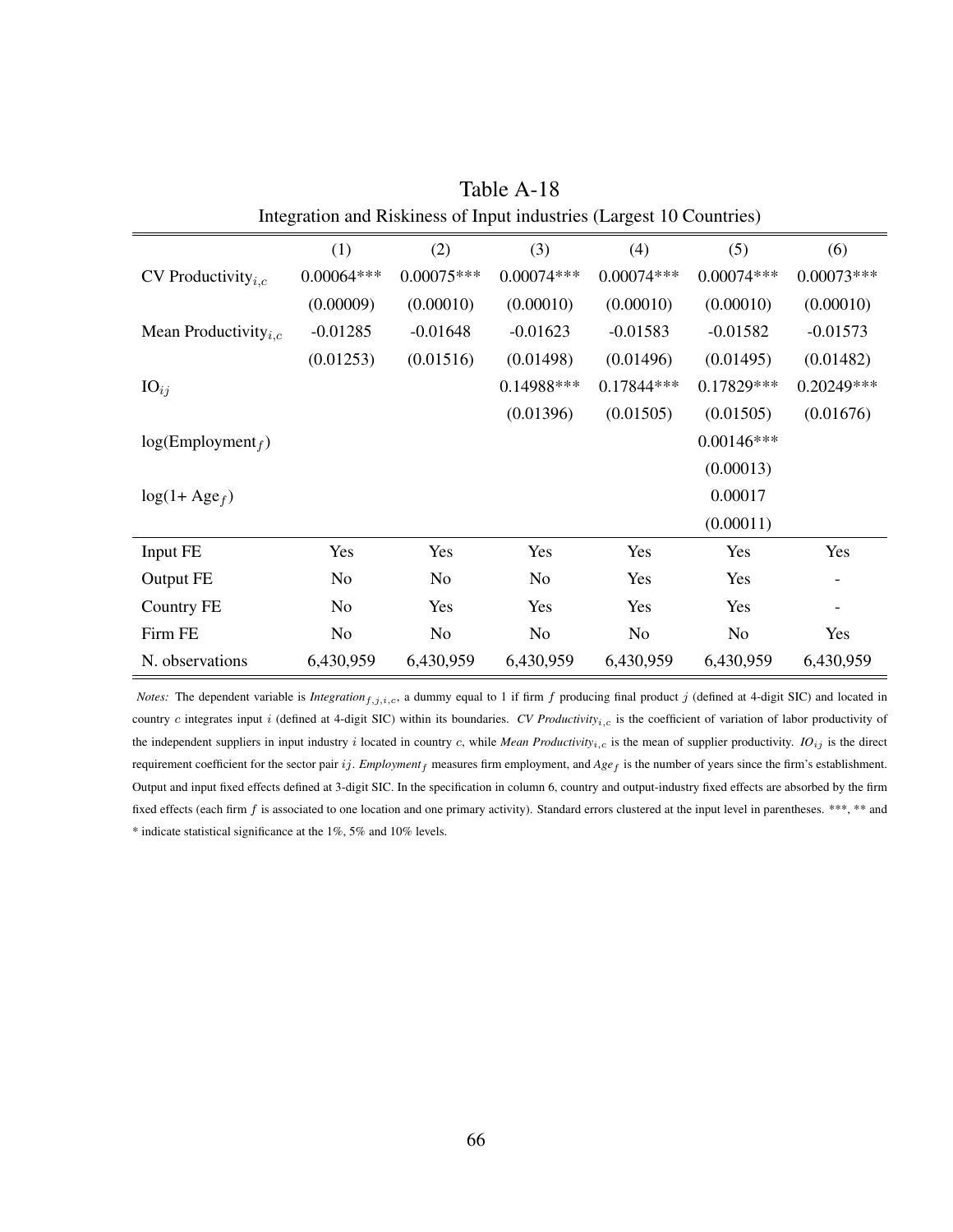Table A-18

Integration and Riskiness of Input industries (Largest 10 Countries)

| | (1) | (2) | (3) | (4) | (5) | (6) |
|---|---|---|---|---|---|---|
| CV Productivity$_{i,c}$ | 0.00064*** | 0.00075*** | 0.00074*** | 0.00074*** | 0.00074*** | 0.00073*** |
| | (0.00009) | (0.00010) | (0.00010) | (0.00010) | (0.00010) | (0.00010) |
| Mean Productivity$_{i,c}$ | -0.01285 | -0.01648 | -0.01623 | -0.01583 | -0.01582 | -0.01573 |
| | (0.01253) | (0.01516) | (0.01498) | (0.01496) | (0.01495) | (0.01482) |
| IO$_{ij}$ | | | 0.14988*** | 0.17844*** | 0.17829*** | 0.20249*** |
| | | | (0.01396) | (0.01505) | (0.01505) | (0.01676) |
| log(Employment$_f$) | | | | | 0.00146*** | |
| | | | | | (0.00013) | |
| log(1+ Age$_f$) | | | | | 0.00017 | |
| | | | | | (0.00011) | |
| Input FE | Yes | Yes | Yes | Yes | Yes | Yes |
| Output FE | No | No | No | Yes | Yes | - |
| Country FE | No | Yes | Yes | Yes | Yes | - |
| Firm FE | No | No | No | No | No | Yes |
| N. observations | 6,430,959 | 6,430,959 | 6,430,959 | 6,430,959 | 6,430,959 | 6,430,959 |

*Notes:* The dependent variable is *Integration*$_{f,j,i,c}$, a dummy equal to 1 if firm $f$ producing final product $j$ (defined at 4-digit SIC) and located in country $c$ integrates input $i$ (defined at 4-digit SIC) within its boundaries. *CV Productivity*$_{i,c}$ is the coefficient of variation of labor productivity of the independent suppliers in input industry $i$ located in country $c$, while *Mean Productivity*$_{i,c}$ is the mean of supplier productivity. *IO*$_{ij}$ is the direct requirement coefficient for the sector pair $ij$. *Employment*$_f$ measures firm employment, and *Age*$_f$ is the number of years since the firm's establishment. Output and input fixed effects defined at 3-digit SIC. In the specification in column 6, country and output-industry fixed effects are absorbed by the firm fixed effects (each firm $f$ is associated to one location and one primary activity). Standard errors clustered at the input level in parentheses. ***, ** and * indicate statistical significance at the 1%, 5% and 10% levels.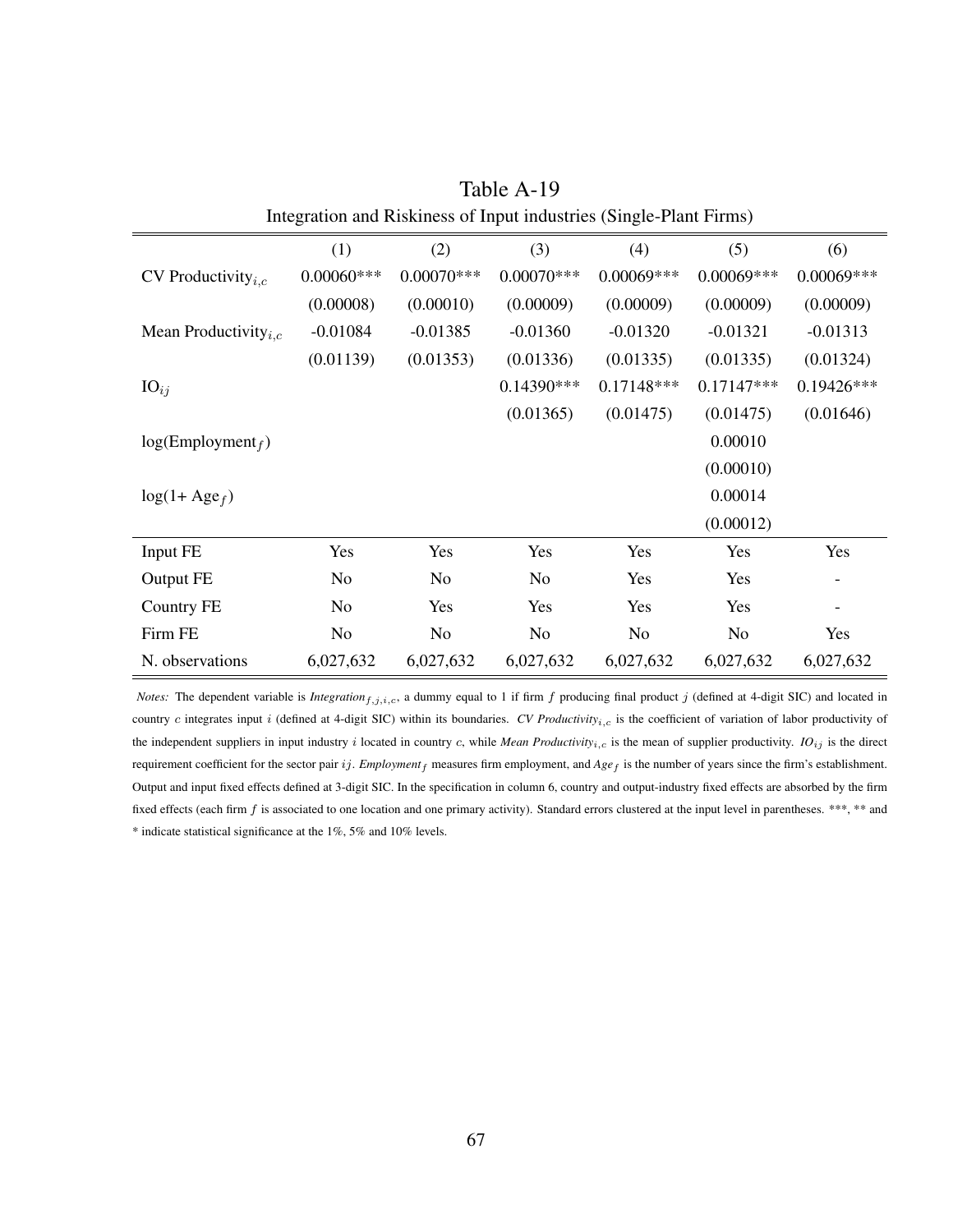# Table A-19

Integration and Riskiness of Input industries (Single-Plant Firms)

| | (1) | (2) | (3) | (4) | (5) | (6) |
|---|---|---|---|---|---|---|
| CV Productivity$_{i,c}$ | 0.00060*** | 0.00070*** | 0.00070*** | 0.00069*** | 0.00069*** | 0.00069*** |
| | (0.00008) | (0.00010) | (0.00009) | (0.00009) | (0.00009) | (0.00009) |
| Mean Productivity$_{i,c}$ | -0.01084 | -0.01385 | -0.01360 | -0.01320 | -0.01321 | -0.01313 |
| | (0.01139) | (0.01353) | (0.01336) | (0.01335) | (0.01335) | (0.01324) |
| IO$_{ij}$ | | | 0.14390*** | 0.17148*** | 0.17147*** | 0.19426*** |
| | | | (0.01365) | (0.01475) | (0.01475) | (0.01646) |
| log(Employment$_f$) | | | | | 0.00010 | |
| | | | | | (0.00010) | |
| log(1+ Age$_f$) | | | | | 0.00014 | |
| | | | | | (0.00012) | |
| Input FE | Yes | Yes | Yes | Yes | Yes | Yes |
| Output FE | No | No | No | Yes | Yes | - |
| Country FE | No | Yes | Yes | Yes | Yes | - |
| Firm FE | No | No | No | No | No | Yes |
| N. observations | 6,027,632 | 6,027,632 | 6,027,632 | 6,027,632 | 6,027,632 | 6,027,632 |

*Notes:* The dependent variable is *Integration*$_{f,j,i,c}$, a dummy equal to 1 if firm $f$ producing final product $j$ (defined at 4-digit SIC) and located in country $c$ integrates input $i$ (defined at 4-digit SIC) within its boundaries. *CV Productivity*$_{i,c}$ is the coefficient of variation of labor productivity of the independent suppliers in input industry $i$ located in country $c$, while *Mean Productivity*$_{i,c}$ is the mean of supplier productivity. *IO*$_{ij}$ is the direct requirement coefficient for the sector pair $ij$. *Employment*$_f$ measures firm employment, and *Age*$_f$ is the number of years since the firm's establishment. Output and input fixed effects defined at 3-digit SIC. In the specification in column 6, country and output-industry fixed effects are absorbed by the firm fixed effects (each firm $f$ is associated to one location and one primary activity). Standard errors clustered at the input level in parentheses. ***, ** and * indicate statistical significance at the 1%, 5% and 10% levels.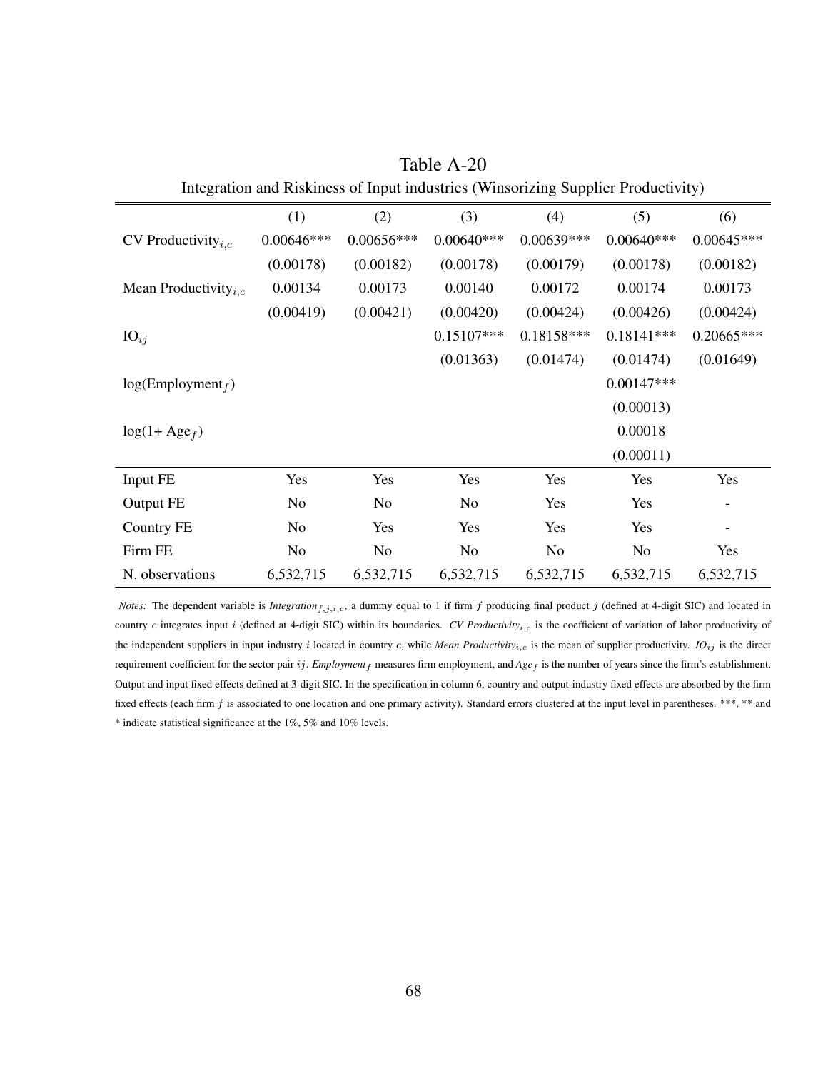Table A-20

Integration and Riskiness of Input industries (Winsorizing Supplier Productivity)

| | (1) | (2) | (3) | (4) | (5) | (6) |
|---|---|---|---|---|---|---|
| CV Productivity$_{i,c}$ | 0.00646*** | 0.00656*** | 0.00640*** | 0.00639*** | 0.00640*** | 0.00645*** |
| | (0.00178) | (0.00182) | (0.00178) | (0.00179) | (0.00178) | (0.00182) |
| Mean Productivity$_{i,c}$ | 0.00134 | 0.00173 | 0.00140 | 0.00172 | 0.00174 | 0.00173 |
| | (0.00419) | (0.00421) | (0.00420) | (0.00424) | (0.00426) | (0.00424) |
| IO$_{ij}$ | | | 0.15107*** | 0.18158*** | 0.18141*** | 0.20665*** |
| | | | (0.01363) | (0.01474) | (0.01474) | (0.01649) |
| log(Employment$_f$) | | | | | 0.00147*** | |
| | | | | | (0.00013) | |
| log(1+ Age$_f$) | | | | | 0.00018 | |
| | | | | | (0.00011) | |
| Input FE | Yes | Yes | Yes | Yes | Yes | Yes |
| Output FE | No | No | No | Yes | Yes | - |
| Country FE | No | Yes | Yes | Yes | Yes | - |
| Firm FE | No | No | No | No | No | Yes |
| N. observations | 6,532,715 | 6,532,715 | 6,532,715 | 6,532,715 | 6,532,715 | 6,532,715 |

*Notes:* The dependent variable is *Integration*$_{f,j,i,c}$, a dummy equal to 1 if firm $f$ producing final product $j$ (defined at 4-digit SIC) and located in country $c$ integrates input $i$ (defined at 4-digit SIC) within its boundaries. *CV Productivity*$_{i,c}$ is the coefficient of variation of labor productivity of the independent suppliers in input industry $i$ located in country $c$, while *Mean Productivity*$_{i,c}$ is the mean of supplier productivity. *IO*$_{ij}$ is the direct requirement coefficient for the sector pair $ij$. *Employment*$_f$ measures firm employment, and *Age*$_f$ is the number of years since the firm's establishment. Output and input fixed effects defined at 3-digit SIC. In the specification in column 6, country and output-industry fixed effects are absorbed by the firm fixed effects (each firm $f$ is associated to one location and one primary activity). Standard errors clustered at the input level in parentheses. ***, ** and * indicate statistical significance at the 1%, 5% and 10% levels.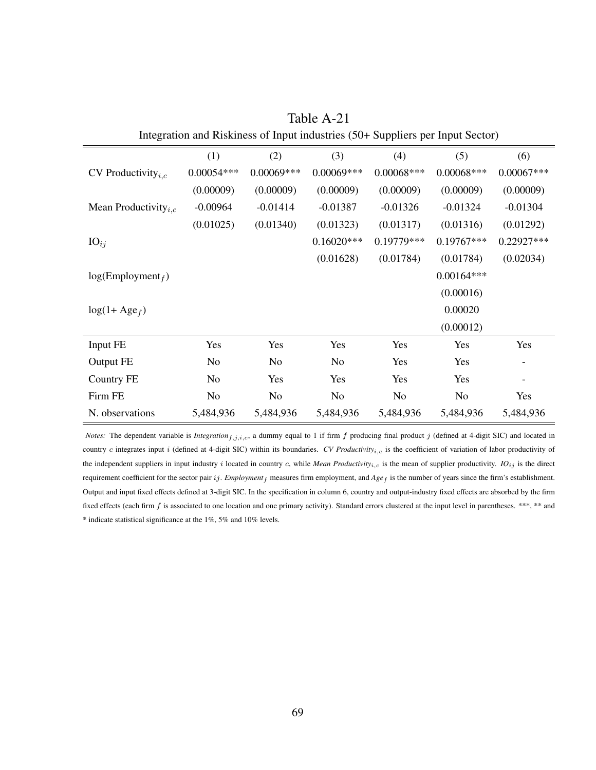# Table A-21

Integration and Riskiness of Input industries (50+ Suppliers per Input Sector)

| | (1) | (2) | (3) | (4) | (5) | (6) |
|---|---|---|---|---|---|---|
| CV Productivity$_{i,c}$ | 0.00054*** | 0.00069*** | 0.00069*** | 0.00068*** | 0.00068*** | 0.00067*** |
| | (0.00009) | (0.00009) | (0.00009) | (0.00009) | (0.00009) | (0.00009) |
| Mean Productivity$_{i,c}$ | -0.00964 | -0.01414 | -0.01387 | -0.01326 | -0.01324 | -0.01304 |
| | (0.01025) | (0.01340) | (0.01323) | (0.01317) | (0.01316) | (0.01292) |
| IO$_{ij}$ | | | 0.16020*** | 0.19779*** | 0.19767*** | 0.22927*** |
| | | | (0.01628) | (0.01784) | (0.01784) | (0.02034) |
| log(Employment$_f$) | | | | | 0.00164*** | |
| | | | | | (0.00016) | |
| log(1+ Age$_f$) | | | | | 0.00020 | |
| | | | | | (0.00012) | |
| Input FE | Yes | Yes | Yes | Yes | Yes | Yes |
| Output FE | No | No | No | Yes | Yes | - |
| Country FE | No | Yes | Yes | Yes | Yes | - |
| Firm FE | No | No | No | No | No | Yes |
| N. observations | 5,484,936 | 5,484,936 | 5,484,936 | 5,484,936 | 5,484,936 | 5,484,936 |

*Notes:* The dependent variable is *Integration*$_{f,j,i,c}$, a dummy equal to 1 if firm $f$ producing final product $j$ (defined at 4-digit SIC) and located in country $c$ integrates input $i$ (defined at 4-digit SIC) within its boundaries. *CV Productivity*$_{i,c}$ is the coefficient of variation of labor productivity of the independent suppliers in input industry $i$ located in country $c$, while *Mean Productivity*$_{i,c}$ is the mean of supplier productivity. *IO*$_{ij}$ is the direct requirement coefficient for the sector pair $ij$. *Employment*$_f$ measures firm employment, and *Age*$_f$ is the number of years since the firm's establishment. Output and input fixed effects defined at 3-digit SIC. In the specification in column 6, country and output-industry fixed effects are absorbed by the firm fixed effects (each firm $f$ is associated to one location and one primary activity). Standard errors clustered at the input level in parentheses. ***, ** and * indicate statistical significance at the 1%, 5% and 10% levels.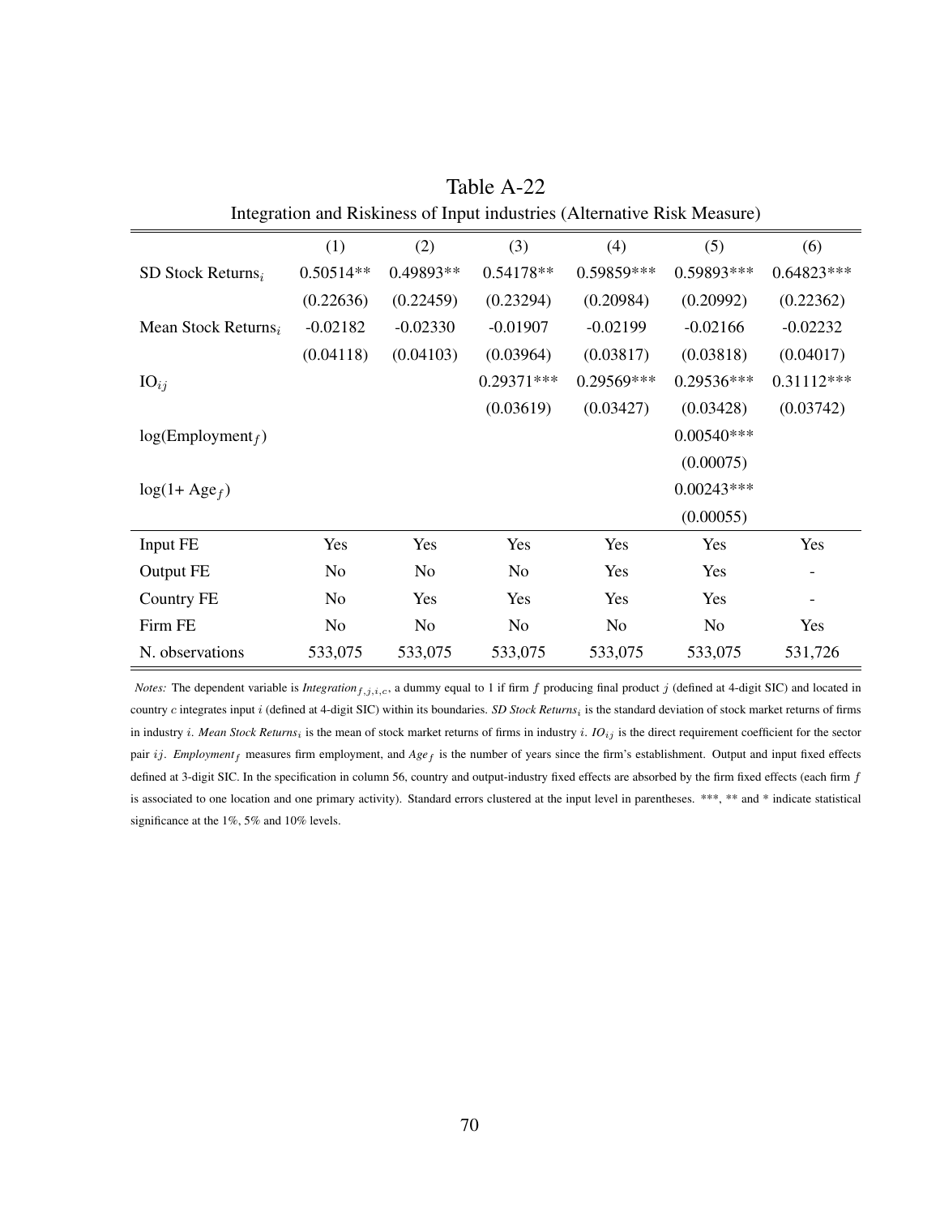Table A-22

Integration and Riskiness of Input industries (Alternative Risk Measure)

| | (1) | (2) | (3) | (4) | (5) | (6) |
|---|---|---|---|---|---|---|
| SD Stock Returns$_i$ | 0.50514** | 0.49893** | 0.54178** | 0.59859*** | 0.59893*** | 0.64823*** |
| | (0.22636) | (0.22459) | (0.23294) | (0.20984) | (0.20992) | (0.22362) |
| Mean Stock Returns$_i$ | -0.02182 | -0.02330 | -0.01907 | -0.02199 | -0.02166 | -0.02232 |
| | (0.04118) | (0.04103) | (0.03964) | (0.03817) | (0.03818) | (0.04017) |
| IO$_{ij}$ | | | 0.29371*** | 0.29569*** | 0.29536*** | 0.31112*** |
| | | | (0.03619) | (0.03427) | (0.03428) | (0.03742) |
| log(Employment$_f$) | | | | | 0.00540*** | |
| | | | | | (0.00075) | |
| log(1+ Age$_f$) | | | | | 0.00243*** | |
| | | | | | (0.00055) | |
| Input FE | Yes | Yes | Yes | Yes | Yes | Yes |
| Output FE | No | No | No | Yes | Yes | - |
| Country FE | No | Yes | Yes | Yes | Yes | - |
| Firm FE | No | No | No | No | No | Yes |
| N. observations | 533,075 | 533,075 | 533,075 | 533,075 | 533,075 | 531,726 |

*Notes:* The dependent variable is *Integration*$_{f,j,i,c}$, a dummy equal to 1 if firm $f$ producing final product $j$ (defined at 4-digit SIC) and located in country $c$ integrates input $i$ (defined at 4-digit SIC) within its boundaries. *SD Stock Returns*$_i$ is the standard deviation of stock market returns of firms in industry $i$. *Mean Stock Returns*$_i$ is the mean of stock market returns of firms in industry $i$. *IO*$_{ij}$ is the direct requirement coefficient for the sector pair $ij$. *Employment*$_f$ measures firm employment, and *Age*$_f$ is the number of years since the firm's establishment. Output and input fixed effects defined at 3-digit SIC. In the specification in column 56, country and output-industry fixed effects are absorbed by the firm fixed effects (each firm $f$ is associated to one location and one primary activity). Standard errors clustered at the input level in parentheses. ***, ** and * indicate statistical significance at the 1%, 5% and 10% levels.